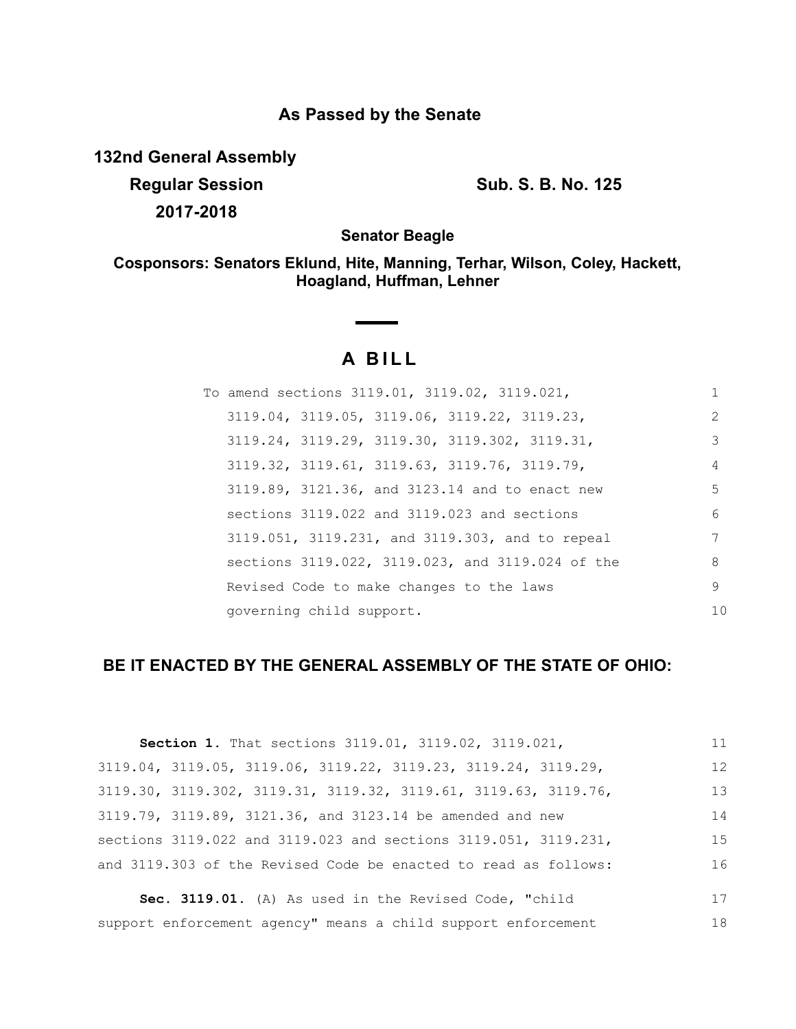# As Passed by the Senate

**132nd General Assembly**

**Regular Session** **Sub. S. B. No. 125**

**2017-2018**

**Senator Beagle**

**Cosponsors: Senators Eklund, Hite, Manning, Terhar, Wilson, Coley, Hackett, Hoagland, Huffman, Lehner**

## A BILL

To amend sections 3119.01, 3119.02, 3119.021, 3119.04, 3119.05, 3119.06, 3119.22, 3119.23, 3119.24, 3119.29, 3119.30, 3119.302, 3119.31, 3119.32, 3119.61, 3119.63, 3119.76, 3119.79, 3119.89, 3121.36, and 3123.14 and to enact new sections 3119.022 and 3119.023 and sections 3119.051, 3119.231, and 3119.303, and to repeal sections 3119.022, 3119.023, and 3119.024 of the Revised Code to make changes to the laws governing child support.

### BE IT ENACTED BY THE GENERAL ASSEMBLY OF THE STATE OF OHIO:

**Section 1.** That sections 3119.01, 3119.02, 3119.021, 3119.04, 3119.05, 3119.06, 3119.22, 3119.23, 3119.24, 3119.29, 3119.30, 3119.302, 3119.31, 3119.32, 3119.61, 3119.63, 3119.76, 3119.79, 3119.89, 3121.36, and 3123.14 be amended and new sections 3119.022 and 3119.023 and sections 3119.051, 3119.231, and 3119.303 of the Revised Code be enacted to read as follows:

**Sec. 3119.01.** (A) As used in the Revised Code, "child support enforcement agency" means a child support enforcement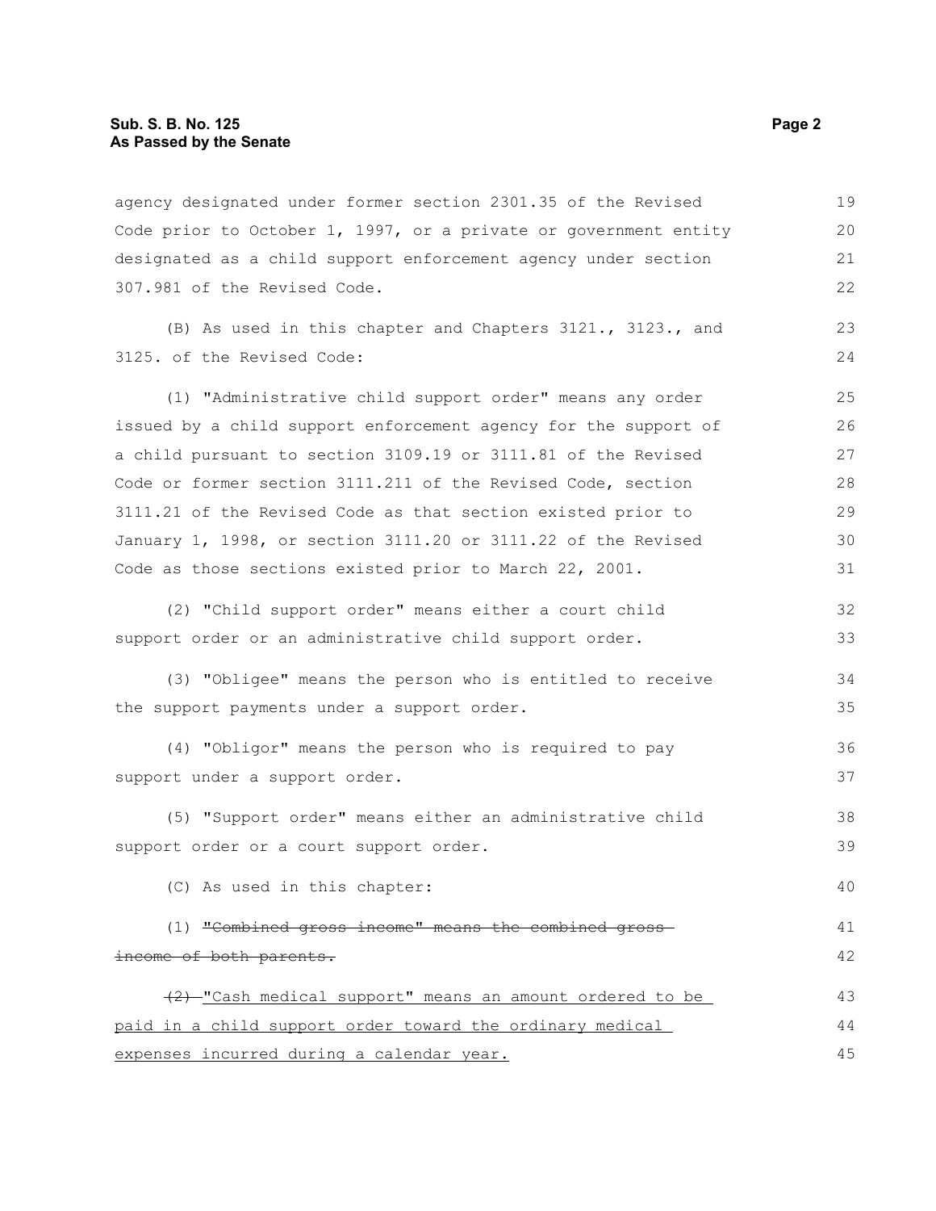agency designated under former section 2301.35 of the Revised Code prior to October 1, 1997, or a private or government entity designated as a child support enforcement agency under section 307.981 of the Revised Code.

(B) As used in this chapter and Chapters 3121., 3123., and 3125. of the Revised Code:

(1) "Administrative child support order" means any order issued by a child support enforcement agency for the support of a child pursuant to section 3109.19 or 3111.81 of the Revised Code or former section 3111.211 of the Revised Code, section 3111.21 of the Revised Code as that section existed prior to January 1, 1998, or section 3111.20 or 3111.22 of the Revised Code as those sections existed prior to March 22, 2001.

(2) "Child support order" means either a court child support order or an administrative child support order.

(3) "Obligee" means the person who is entitled to receive the support payments under a support order.

(4) "Obligor" means the person who is required to pay support under a support order.

(5) "Support order" means either an administrative child support order or a court support order.

(C) As used in this chapter:

(1) ~~"Combined gross income" means the combined gross income of both parents.~~

~~(2)~~ "Cash medical support" means an amount ordered to be paid in a child support order toward the ordinary medical expenses incurred during a calendar year.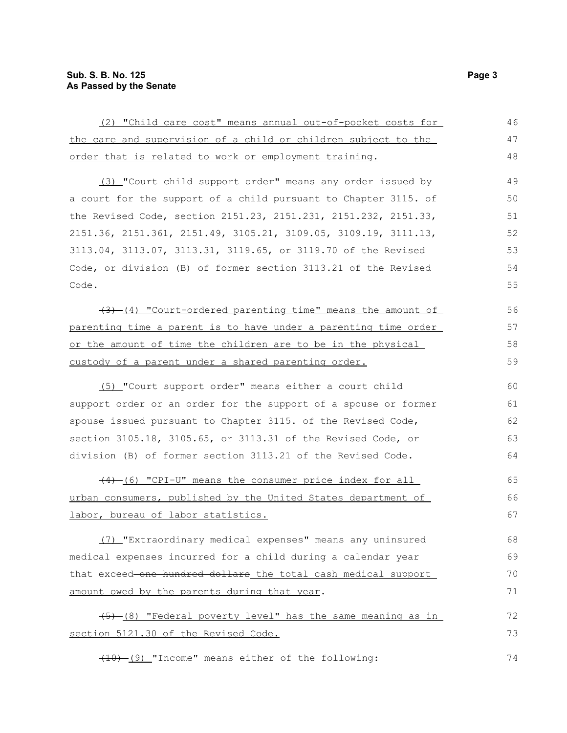(2) "Child care cost" means annual out-of-pocket costs for the care and supervision of a child or children subject to the order that is related to work or employment training.

(3) "Court child support order" means any order issued by a court for the support of a child pursuant to Chapter 3115. of the Revised Code, section 2151.23, 2151.231, 2151.232, 2151.33, 2151.36, 2151.361, 2151.49, 3105.21, 3109.05, 3109.19, 3111.13, 3113.04, 3113.07, 3113.31, 3119.65, or 3119.70 of the Revised Code, or division (B) of former section 3113.21 of the Revised Code.

~~(3)~~ (4) "Court-ordered parenting time" means the amount of parenting time a parent is to have under a parenting time order or the amount of time the children are to be in the physical custody of a parent under a shared parenting order.

(5) "Court support order" means either a court child support order or an order for the support of a spouse or former spouse issued pursuant to Chapter 3115. of the Revised Code, section 3105.18, 3105.65, or 3113.31 of the Revised Code, or division (B) of former section 3113.21 of the Revised Code.

~~(4)~~ (6) "CPI-U" means the consumer price index for all urban consumers, published by the United States department of labor, bureau of labor statistics.

(7) "Extraordinary medical expenses" means any uninsured medical expenses incurred for a child during a calendar year that exceed ~~one hundred dollars~~ the total cash medical support amount owed by the parents during that year.

~~(5)~~ (8) "Federal poverty level" has the same meaning as in section 5121.30 of the Revised Code.

~~(10)~~ (9) "Income" means either of the following: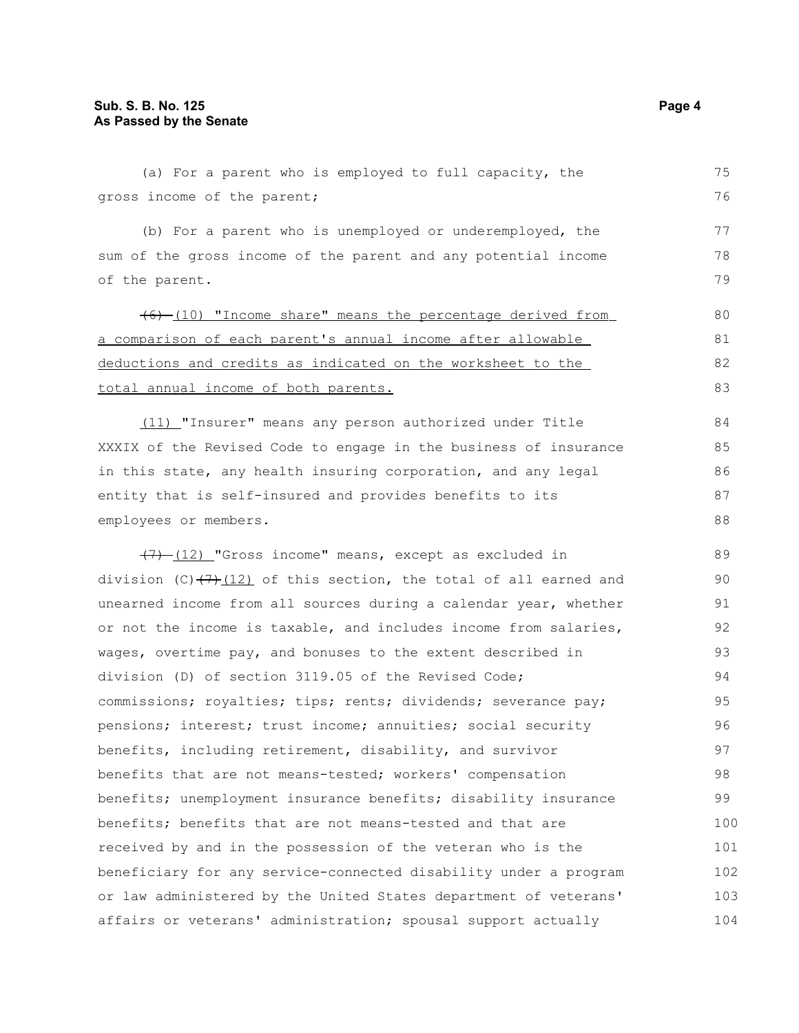(a) For a parent who is employed to full capacity, the gross income of the parent;

(b) For a parent who is unemployed or underemployed, the sum of the gross income of the parent and any potential income of the parent.

~~(6)~~ (10) "Income share" means the percentage derived from a comparison of each parent's annual income after allowable deductions and credits as indicated on the worksheet to the total annual income of both parents.

(11) "Insurer" means any person authorized under Title XXXIX of the Revised Code to engage in the business of insurance in this state, any health insuring corporation, and any legal entity that is self-insured and provides benefits to its employees or members.

~~(7)~~ (12) "Gross income" means, except as excluded in division (C)~~(7)~~(12) of this section, the total of all earned and unearned income from all sources during a calendar year, whether or not the income is taxable, and includes income from salaries, wages, overtime pay, and bonuses to the extent described in division (D) of section 3119.05 of the Revised Code; commissions; royalties; tips; rents; dividends; severance pay; pensions; interest; trust income; annuities; social security benefits, including retirement, disability, and survivor benefits that are not means-tested; workers' compensation benefits; unemployment insurance benefits; disability insurance benefits; benefits that are not means-tested and that are received by and in the possession of the veteran who is the beneficiary for any service-connected disability under a program or law administered by the United States department of veterans' affairs or veterans' administration; spousal support actually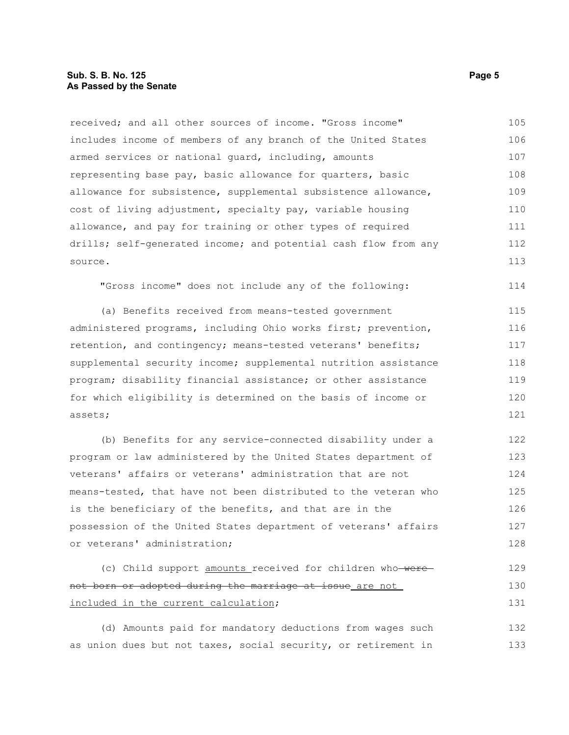received; and all other sources of income. "Gross income" includes income of members of any branch of the United States armed services or national guard, including, amounts representing base pay, basic allowance for quarters, basic allowance for subsistence, supplemental subsistence allowance, cost of living adjustment, specialty pay, variable housing allowance, and pay for training or other types of required drills; self-generated income; and potential cash flow from any source.

"Gross income" does not include any of the following:

(a) Benefits received from means-tested government administered programs, including Ohio works first; prevention, retention, and contingency; means-tested veterans' benefits; supplemental security income; supplemental nutrition assistance program; disability financial assistance; or other assistance for which eligibility is determined on the basis of income or assets;

(b) Benefits for any service-connected disability under a program or law administered by the United States department of veterans' affairs or veterans' administration that are not means-tested, that have not been distributed to the veteran who is the beneficiary of the benefits, and that are in the possession of the United States department of veterans' affairs or veterans' administration;

(c) Child support <u>amounts</u> received for children who ~~were not born or adopted during the marriage at issue~~ <u>are not included in the current calculation</u>;

(d) Amounts paid for mandatory deductions from wages such as union dues but not taxes, social security, or retirement in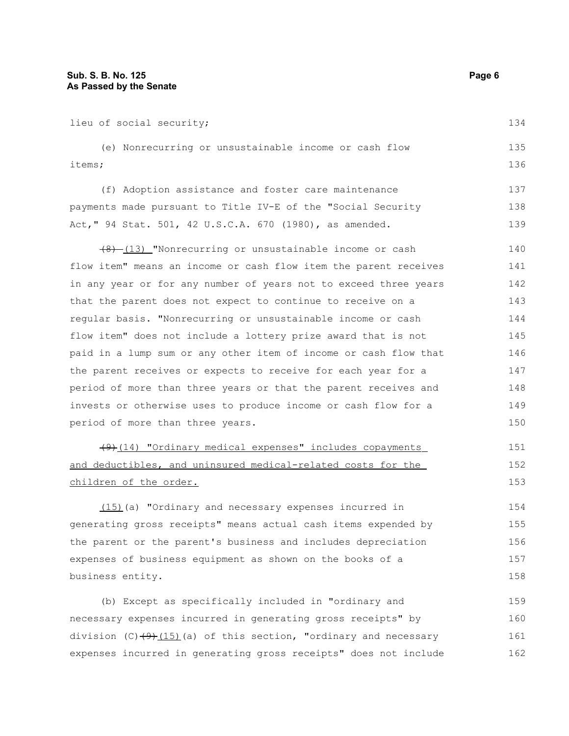lieu of social security;

(e) Nonrecurring or unsustainable income or cash flow items;

(f) Adoption assistance and foster care maintenance payments made pursuant to Title IV-E of the "Social Security Act," 94 Stat. 501, 42 U.S.C.A. 670 (1980), as amended.

~~(8)~~ (13) "Nonrecurring or unsustainable income or cash flow item" means an income or cash flow item the parent receives in any year or for any number of years not to exceed three years that the parent does not expect to continue to receive on a regular basis. "Nonrecurring or unsustainable income or cash flow item" does not include a lottery prize award that is not paid in a lump sum or any other item of income or cash flow that the parent receives or expects to receive for each year for a period of more than three years or that the parent receives and invests or otherwise uses to produce income or cash flow for a period of more than three years.

~~(9)~~(14) "Ordinary medical expenses" includes copayments and deductibles, and uninsured medical-related costs for the children of the order.

(15)(a) "Ordinary and necessary expenses incurred in generating gross receipts" means actual cash items expended by the parent or the parent's business and includes depreciation expenses of business equipment as shown on the books of a business entity.

(b) Except as specifically included in "ordinary and necessary expenses incurred in generating gross receipts" by division (C)~~(9)~~(15)(a) of this section, "ordinary and necessary expenses incurred in generating gross receipts" does not include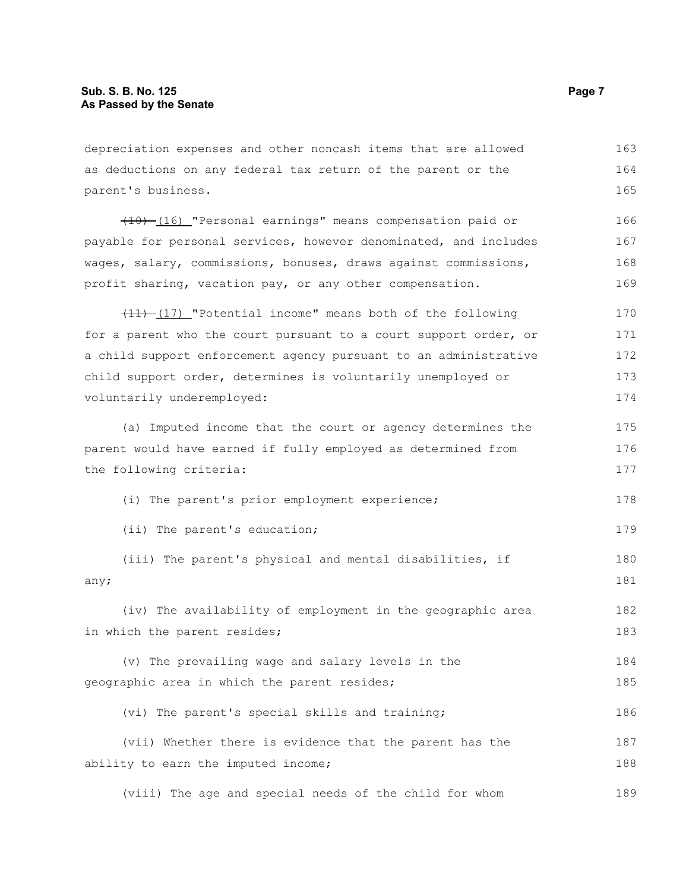depreciation expenses and other noncash items that are allowed as deductions on any federal tax return of the parent or the parent's business.

~~(10)~~ (16) "Personal earnings" means compensation paid or payable for personal services, however denominated, and includes wages, salary, commissions, bonuses, draws against commissions, profit sharing, vacation pay, or any other compensation.

~~(11)~~ (17) "Potential income" means both of the following for a parent who the court pursuant to a court support order, or a child support enforcement agency pursuant to an administrative child support order, determines is voluntarily unemployed or voluntarily underemployed:

(a) Imputed income that the court or agency determines the parent would have earned if fully employed as determined from the following criteria:

(i) The parent's prior employment experience;

(ii) The parent's education;

(iii) The parent's physical and mental disabilities, if any;

(iv) The availability of employment in the geographic area in which the parent resides;

(v) The prevailing wage and salary levels in the geographic area in which the parent resides;

(vi) The parent's special skills and training;

(vii) Whether there is evidence that the parent has the ability to earn the imputed income;

(viii) The age and special needs of the child for whom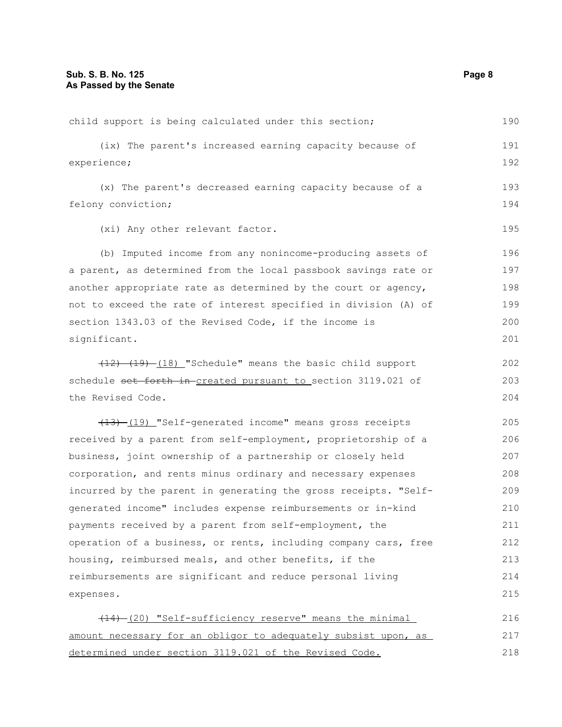child support is being calculated under this section;

(ix) The parent's increased earning capacity because of experience;

(x) The parent's decreased earning capacity because of a felony conviction;

(xi) Any other relevant factor.

(b) Imputed income from any nonincome-producing assets of a parent, as determined from the local passbook savings rate or another appropriate rate as determined by the court or agency, not to exceed the rate of interest specified in division (A) of section 1343.03 of the Revised Code, if the income is significant.

~~(12)~~ ~~(19)~~ (18) "Schedule" means the basic child support schedule ~~set forth in~~ created pursuant to section 3119.021 of the Revised Code.

~~(13)~~ (19) "Self-generated income" means gross receipts received by a parent from self-employment, proprietorship of a business, joint ownership of a partnership or closely held corporation, and rents minus ordinary and necessary expenses incurred by the parent in generating the gross receipts. "Self-generated income" includes expense reimbursements or in-kind payments received by a parent from self-employment, the operation of a business, or rents, including company cars, free housing, reimbursed meals, and other benefits, if the reimbursements are significant and reduce personal living expenses.

~~(14)~~ <u>(20) "Self-sufficiency reserve" means the minimal amount necessary for an obligor to adequately subsist upon, as determined under section 3119.021 of the Revised Code.</u>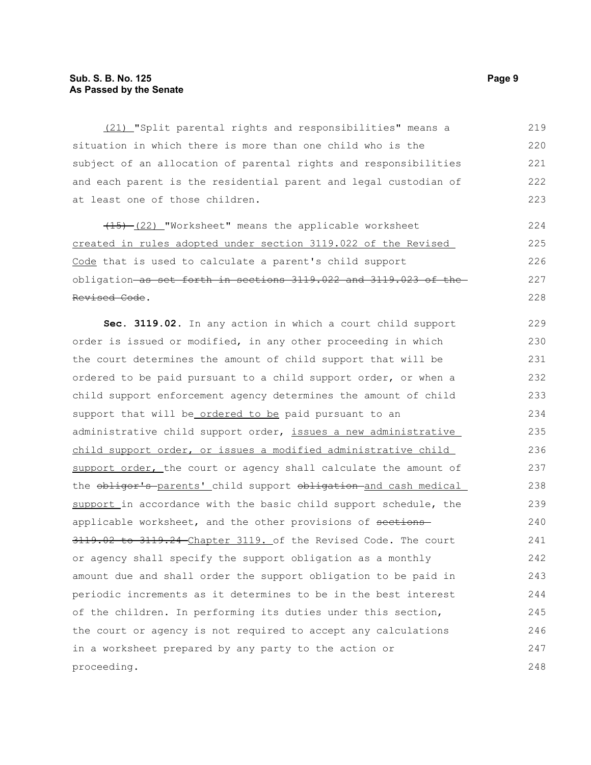<u>(21)</u> "Split parental rights and responsibilities" means a situation in which there is more than one child who is the subject of an allocation of parental rights and responsibilities and each parent is the residential parent and legal custodian of at least one of those children.

~~(15)~~ <u>(22)</u> "Worksheet" means the applicable worksheet <u>created in rules adopted under section 3119.022 of the Revised Code</u> that is used to calculate a parent's child support obligation~~ as set forth in sections 3119.022 and 3119.023 of the Revised Code~~.

**Sec. 3119.02.** In any action in which a court child support order is issued or modified, in any other proceeding in which the court determines the amount of child support that will be ordered to be paid pursuant to a child support order, or when a child support enforcement agency determines the amount of child support that will be<u> ordered to be</u> paid pursuant to an administrative child support order, <u>issues a new administrative child support order, or issues a modified administrative child support order,</u> the court or agency shall calculate the amount of the ~~obligor's~~ <u>parents'</u> child support ~~obligation~~ <u>and cash medical support</u> in accordance with the basic child support schedule, the applicable worksheet, and the other provisions of ~~sections 3119.02 to 3119.24~~ <u>Chapter 3119.</u> of the Revised Code. The court or agency shall specify the support obligation as a monthly amount due and shall order the support obligation to be paid in periodic increments as it determines to be in the best interest of the children. In performing its duties under this section, the court or agency is not required to accept any calculations in a worksheet prepared by any party to the action or proceeding.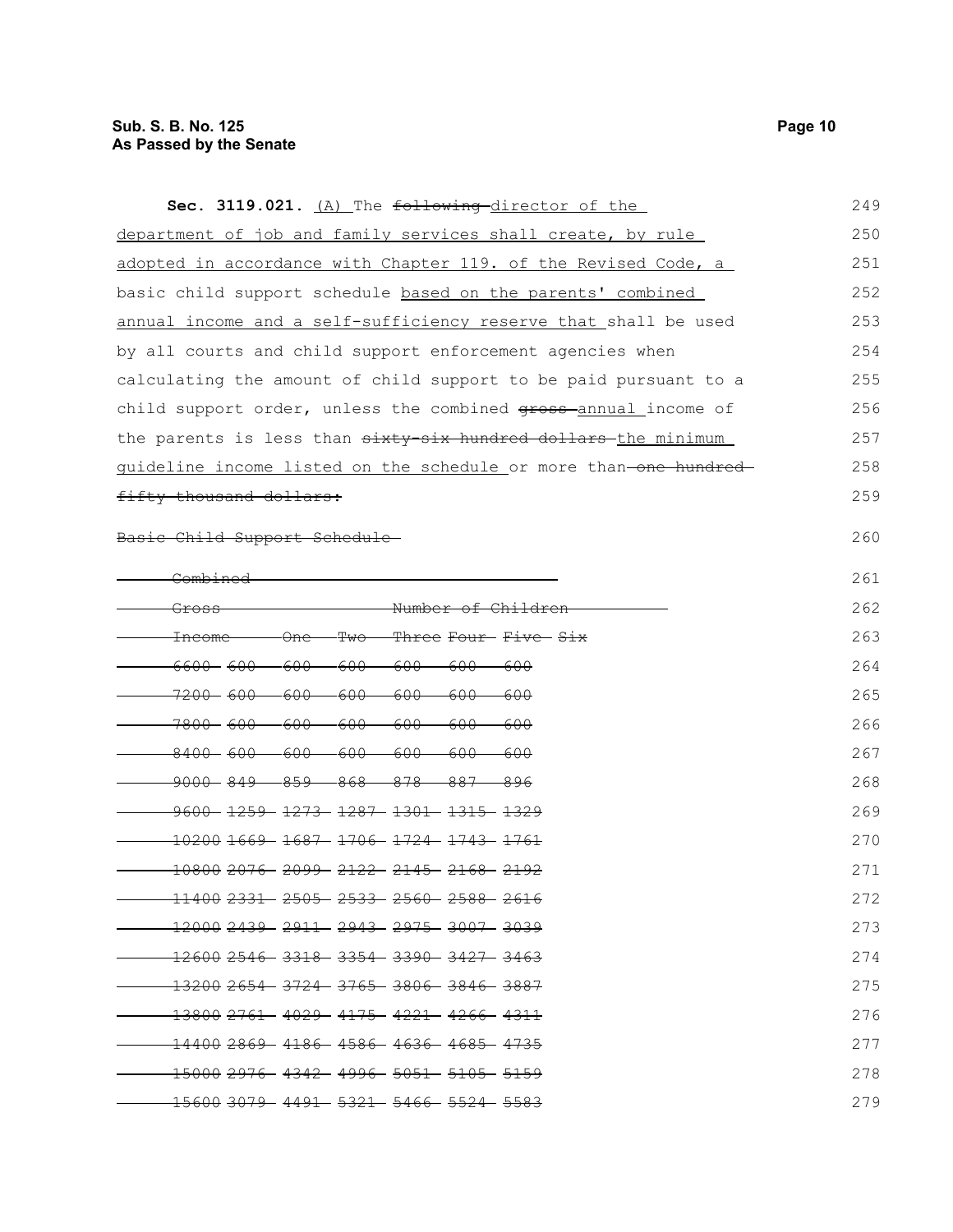**Sec. 3119.021.** <u>(A)</u> The ~~following~~ <u>director of the department of job and family services shall create, by rule adopted in accordance with Chapter 119. of the Revised Code, a</u> basic child support schedule <u>based on the parents' combined annual income and a self-sufficiency reserve that</u> shall be used by all courts and child support enforcement agencies when calculating the amount of child support to be paid pursuant to a child support order, unless the combined ~~gross~~ <u>annual</u> income of the parents is less than ~~sixty-six hundred dollars~~ <u>the minimum guideline income listed on the schedule</u> or more than ~~one hundred fifty thousand dollars:~~

~~Basic Child Support Schedule~~

| ~~Combined Gross Income~~ | ~~Number of Children~~ | | | | | |
|---|---|---|---|---|---|---|
| | ~~One~~ | ~~Two~~ | ~~Three~~ | ~~Four~~ | ~~Five~~ | ~~Six~~ |
| ~~6600~~ | ~~600~~ | ~~600~~ | ~~600~~ | ~~600~~ | ~~600~~ | ~~600~~ |
| ~~7200~~ | ~~600~~ | ~~600~~ | ~~600~~ | ~~600~~ | ~~600~~ | ~~600~~ |
| ~~7800~~ | ~~600~~ | ~~600~~ | ~~600~~ | ~~600~~ | ~~600~~ | ~~600~~ |
| ~~8400~~ | ~~600~~ | ~~600~~ | ~~600~~ | ~~600~~ | ~~600~~ | ~~600~~ |
| ~~9000~~ | ~~849~~ | ~~859~~ | ~~868~~ | ~~878~~ | ~~887~~ | ~~896~~ |
| ~~9600~~ | ~~1259~~ | ~~1273~~ | ~~1287~~ | ~~1301~~ | ~~1315~~ | ~~1329~~ |
| ~~10200~~ | ~~1669~~ | ~~1687~~ | ~~1706~~ | ~~1724~~ | ~~1743~~ | ~~1761~~ |
| ~~10800~~ | ~~2076~~ | ~~2099~~ | ~~2122~~ | ~~2145~~ | ~~2168~~ | ~~2192~~ |
| ~~11400~~ | ~~2331~~ | ~~2505~~ | ~~2533~~ | ~~2560~~ | ~~2588~~ | ~~2616~~ |
| ~~12000~~ | ~~2439~~ | ~~2911~~ | ~~2943~~ | ~~2975~~ | ~~3007~~ | ~~3039~~ |
| ~~12600~~ | ~~2546~~ | ~~3318~~ | ~~3354~~ | ~~3390~~ | ~~3427~~ | ~~3463~~ |
| ~~13200~~ | ~~2654~~ | ~~3724~~ | ~~3765~~ | ~~3806~~ | ~~3846~~ | ~~3887~~ |
| ~~13800~~ | ~~2761~~ | ~~4029~~ | ~~4175~~ | ~~4221~~ | ~~4266~~ | ~~4311~~ |
| ~~14400~~ | ~~2869~~ | ~~4186~~ | ~~4586~~ | ~~4636~~ | ~~4685~~ | ~~4735~~ |
| ~~15000~~ | ~~2976~~ | ~~4342~~ | ~~4996~~ | ~~5051~~ | ~~5105~~ | ~~5159~~ |
| ~~15600~~ | ~~3079~~ | ~~4491~~ | ~~5321~~ | ~~5466~~ | ~~5524~~ | ~~5583~~ |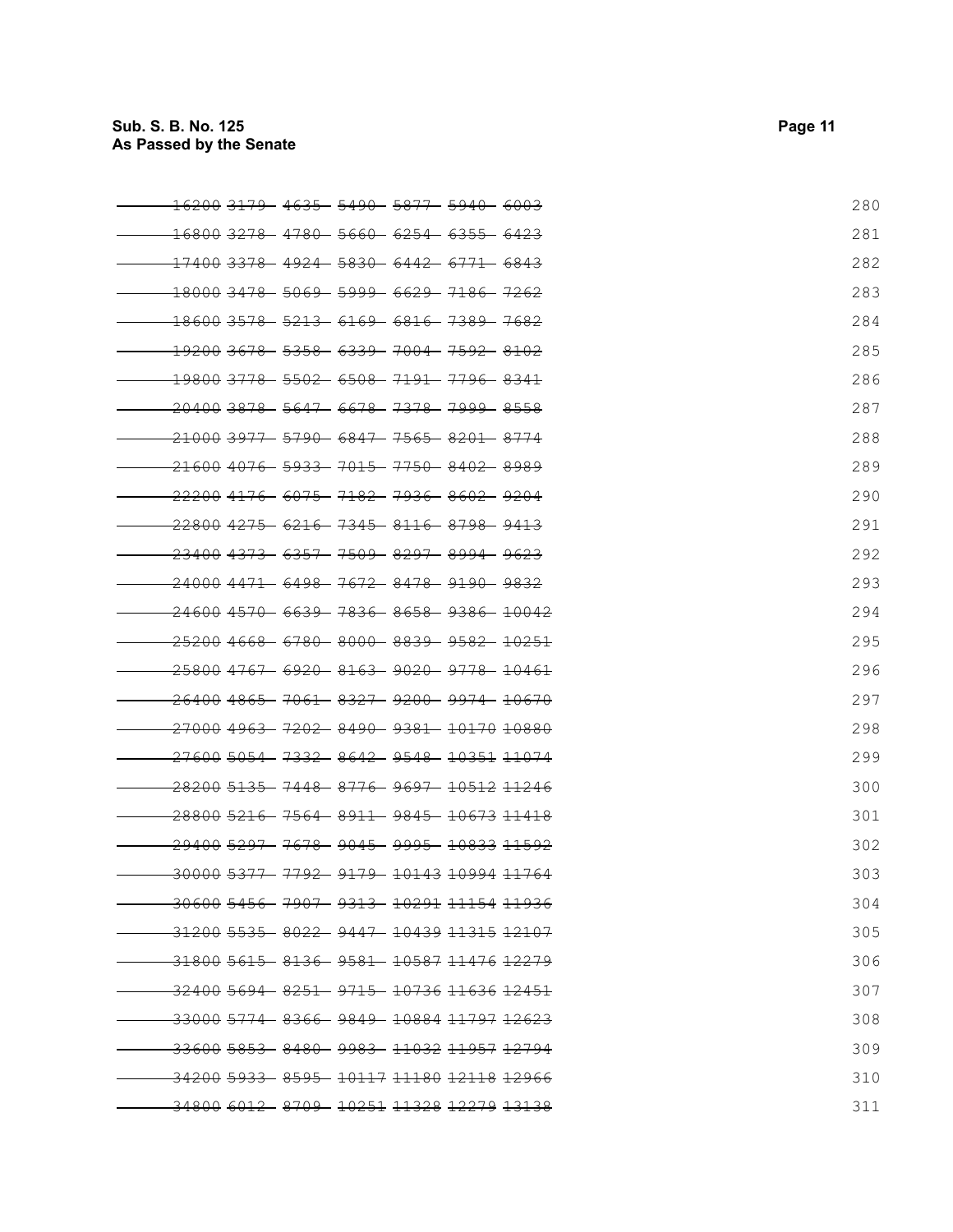~~16200 3179 4635 5490 5877 5940 6003~~ 280

~~16800 3278 4780 5660 6254 6355 6423~~ 281

~~17400 3378 4924 5830 6442 6771 6843~~ 282

~~18000 3478 5069 5999 6629 7186 7262~~ 283

~~18600 3578 5213 6169 6816 7389 7682~~ 284

~~19200 3678 5358 6339 7004 7592 8102~~ 285

~~19800 3778 5502 6508 7191 7796 8341~~ 286

~~20400 3878 5647 6678 7378 7999 8558~~ 287

~~21000 3977 5790 6847 7565 8201 8774~~ 288

~~21600 4076 5933 7015 7750 8402 8989~~ 289

~~22200 4176 6075 7182 7936 8602 9204~~ 290

~~22800 4275 6216 7345 8116 8798 9413~~ 291

~~23400 4373 6357 7509 8297 8994 9623~~ 292

~~24000 4471 6498 7672 8478 9190 9832~~ 293

~~24600 4570 6639 7836 8658 9386 10042~~ 294

~~25200 4668 6780 8000 8839 9582 10251~~ 295

~~25800 4767 6920 8163 9020 9778 10461~~ 296

~~26400 4865 7061 8327 9200 9974 10670~~ 297

~~27000 4963 7202 8490 9381 10170 10880~~ 298

~~27600 5054 7332 8642 9548 10351 11074~~ 299

~~28200 5135 7448 8776 9697 10512 11246~~ 300

~~28800 5216 7564 8911 9845 10673 11418~~ 301

~~29400 5297 7678 9045 9995 10833 11592~~ 302

~~30000 5377 7792 9179 10143 10994 11764~~ 303

~~30600 5456 7907 9313 10291 11154 11936~~ 304

~~31200 5535 8022 9447 10439 11315 12107~~ 305

~~31800 5615 8136 9581 10587 11476 12279~~ 306

~~32400 5694 8251 9715 10736 11636 12451~~ 307

~~33000 5774 8366 9849 10884 11797 12623~~ 308

~~33600 5853 8480 9983 11032 11957 12794~~ 309

~~34200 5933 8595 10117 11180 12118 12966~~ 310

~~34800 6012 8709 10251 11328 12279 13138~~ 311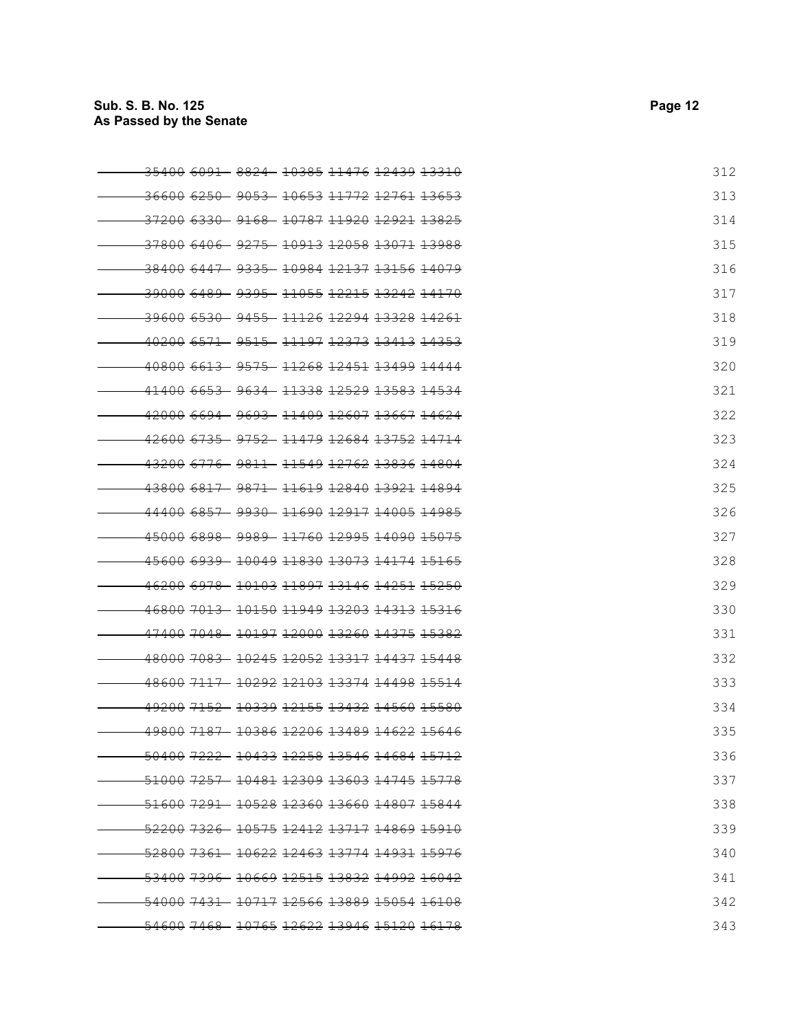~~35400 6091 8824 10385 11476 12439 13310~~ 312
~~36600 6250 9053 10653 11772 12761 13653~~ 313
~~37200 6330 9168 10787 11920 12921 13825~~ 314
~~37800 6406 9275 10913 12058 13071 13988~~ 315
~~38400 6447 9335 10984 12137 13156 14079~~ 316
~~39000 6489 9395 11055 12215 13242 14170~~ 317
~~39600 6530 9455 11126 12294 13328 14261~~ 318
~~40200 6571 9515 11197 12373 13413 14353~~ 319
~~40800 6613 9575 11268 12451 13499 14444~~ 320
~~41400 6653 9634 11338 12529 13583 14534~~ 321
~~42000 6694 9693 11409 12607 13667 14624~~ 322
~~42600 6735 9752 11479 12684 13752 14714~~ 323
~~43200 6776 9811 11549 12762 13836 14804~~ 324
~~43800 6817 9871 11619 12840 13921 14894~~ 325
~~44400 6857 9930 11690 12917 14005 14985~~ 326
~~45000 6898 9989 11760 12995 14090 15075~~ 327
~~45600 6939 10049 11830 13073 14174 15165~~ 328
~~46200 6978 10103 11897 13146 14251 15250~~ 329
~~46800 7013 10150 11949 13203 14313 15316~~ 330
~~47400 7048 10197 12000 13260 14375 15382~~ 331
~~48000 7083 10245 12052 13317 14437 15448~~ 332
~~48600 7117 10292 12103 13374 14498 15514~~ 333
~~49200 7152 10339 12155 13432 14560 15580~~ 334
~~49800 7187 10386 12206 13489 14622 15646~~ 335
~~50400 7222 10433 12258 13546 14684 15712~~ 336
~~51000 7257 10481 12309 13603 14745 15778~~ 337
~~51600 7291 10528 12360 13660 14807 15844~~ 338
~~52200 7326 10575 12412 13717 14869 15910~~ 339
~~52800 7361 10622 12463 13774 14931 15976~~ 340
~~53400 7396 10669 12515 13832 14992 16042~~ 341
~~54000 7431 10717 12566 13889 15054 16108~~ 342
~~54600 7468 10765 12622 13946 15120 16178~~ 343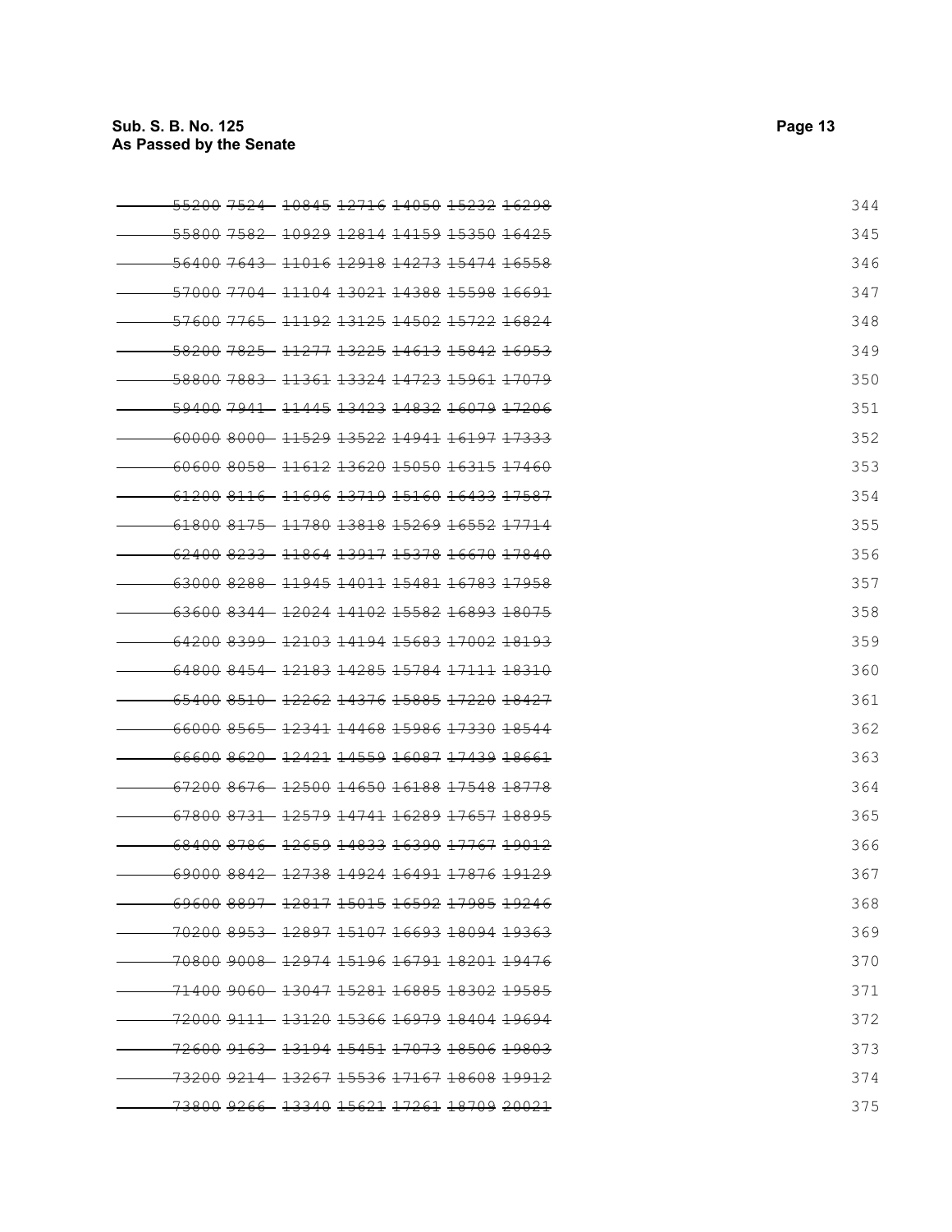~~55200 7524 10845 12716 14050 15232 16298~~ 344
~~55800 7582 10929 12814 14159 15350 16425~~ 345
~~56400 7643 11016 12918 14273 15474 16558~~ 346
~~57000 7704 11104 13021 14388 15598 16691~~ 347
~~57600 7765 11192 13125 14502 15722 16824~~ 348
~~58200 7825 11277 13225 14613 15842 16953~~ 349
~~58800 7883 11361 13324 14723 15961 17079~~ 350
~~59400 7941 11445 13423 14832 16079 17206~~ 351
~~60000 8000 11529 13522 14941 16197 17333~~ 352
~~60600 8058 11612 13620 15050 16315 17460~~ 353
~~61200 8116 11696 13719 15160 16433 17587~~ 354
~~61800 8175 11780 13818 15269 16552 17714~~ 355
~~62400 8233 11864 13917 15378 16670 17840~~ 356
~~63000 8288 11945 14011 15481 16783 17958~~ 357
~~63600 8344 12024 14102 15582 16893 18075~~ 358
~~64200 8399 12103 14194 15683 17002 18193~~ 359
~~64800 8454 12183 14285 15784 17111 18310~~ 360
~~65400 8510 12262 14376 15885 17220 18427~~ 361
~~66000 8565 12341 14468 15986 17330 18544~~ 362
~~66600 8620 12421 14559 16087 17439 18661~~ 363
~~67200 8676 12500 14650 16188 17548 18778~~ 364
~~67800 8731 12579 14741 16289 17657 18895~~ 365
~~68400 8786 12659 14833 16390 17767 19012~~ 366
~~69000 8842 12738 14924 16491 17876 19129~~ 367
~~69600 8897 12817 15015 16592 17985 19246~~ 368
~~70200 8953 12897 15107 16693 18094 19363~~ 369
~~70800 9008 12974 15196 16791 18201 19476~~ 370
~~71400 9060 13047 15281 16885 18302 19585~~ 371
~~72000 9111 13120 15366 16979 18404 19694~~ 372
~~72600 9163 13194 15451 17073 18506 19803~~ 373
~~73200 9214 13267 15536 17167 18608 19912~~ 374
~~73800 9266 13340 15621 17261 18709 20021~~ 375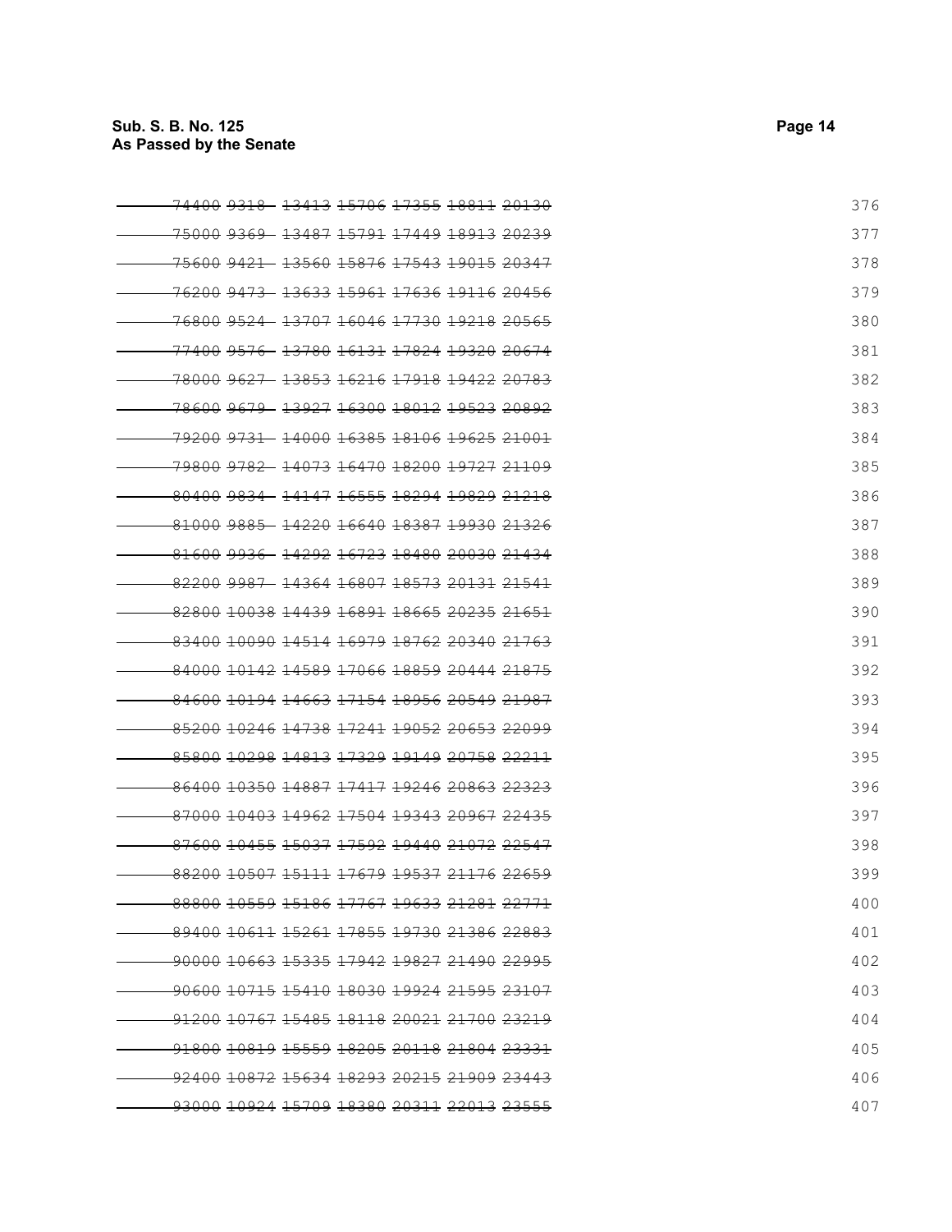| | | | | | | | |
|---|---|---|---|---|---|---|---|
| ~~74400~~ | ~~9318~~ | ~~13413~~ | ~~15706~~ | ~~17355~~ | ~~18811~~ | ~~20130~~ | 376 |
| ~~75000~~ | ~~9369~~ | ~~13487~~ | ~~15791~~ | ~~17449~~ | ~~18913~~ | ~~20239~~ | 377 |
| ~~75600~~ | ~~9421~~ | ~~13560~~ | ~~15876~~ | ~~17543~~ | ~~19015~~ | ~~20347~~ | 378 |
| ~~76200~~ | ~~9473~~ | ~~13633~~ | ~~15961~~ | ~~17636~~ | ~~19116~~ | ~~20456~~ | 379 |
| ~~76800~~ | ~~9524~~ | ~~13707~~ | ~~16046~~ | ~~17730~~ | ~~19218~~ | ~~20565~~ | 380 |
| ~~77400~~ | ~~9576~~ | ~~13780~~ | ~~16131~~ | ~~17824~~ | ~~19320~~ | ~~20674~~ | 381 |
| ~~78000~~ | ~~9627~~ | ~~13853~~ | ~~16216~~ | ~~17918~~ | ~~19422~~ | ~~20783~~ | 382 |
| ~~78600~~ | ~~9679~~ | ~~13927~~ | ~~16300~~ | ~~18012~~ | ~~19523~~ | ~~20892~~ | 383 |
| ~~79200~~ | ~~9731~~ | ~~14000~~ | ~~16385~~ | ~~18106~~ | ~~19625~~ | ~~21001~~ | 384 |
| ~~79800~~ | ~~9782~~ | ~~14073~~ | ~~16470~~ | ~~18200~~ | ~~19727~~ | ~~21109~~ | 385 |
| ~~80400~~ | ~~9834~~ | ~~14147~~ | ~~16555~~ | ~~18294~~ | ~~19829~~ | ~~21218~~ | 386 |
| ~~81000~~ | ~~9885~~ | ~~14220~~ | ~~16640~~ | ~~18387~~ | ~~19930~~ | ~~21326~~ | 387 |
| ~~81600~~ | ~~9936~~ | ~~14292~~ | ~~16723~~ | ~~18480~~ | ~~20030~~ | ~~21434~~ | 388 |
| ~~82200~~ | ~~9987~~ | ~~14364~~ | ~~16807~~ | ~~18573~~ | ~~20131~~ | ~~21541~~ | 389 |
| ~~82800~~ | ~~10038~~ | ~~14439~~ | ~~16891~~ | ~~18665~~ | ~~20235~~ | ~~21651~~ | 390 |
| ~~83400~~ | ~~10090~~ | ~~14514~~ | ~~16979~~ | ~~18762~~ | ~~20340~~ | ~~21763~~ | 391 |
| ~~84000~~ | ~~10142~~ | ~~14589~~ | ~~17066~~ | ~~18859~~ | ~~20444~~ | ~~21875~~ | 392 |
| ~~84600~~ | ~~10194~~ | ~~14663~~ | ~~17154~~ | ~~18956~~ | ~~20549~~ | ~~21987~~ | 393 |
| ~~85200~~ | ~~10246~~ | ~~14738~~ | ~~17241~~ | ~~19052~~ | ~~20653~~ | ~~22099~~ | 394 |
| ~~85800~~ | ~~10298~~ | ~~14813~~ | ~~17329~~ | ~~19149~~ | ~~20758~~ | ~~22211~~ | 395 |
| ~~86400~~ | ~~10350~~ | ~~14887~~ | ~~17417~~ | ~~19246~~ | ~~20863~~ | ~~22323~~ | 396 |
| ~~87000~~ | ~~10403~~ | ~~14962~~ | ~~17504~~ | ~~19343~~ | ~~20967~~ | ~~22435~~ | 397 |
| ~~87600~~ | ~~10455~~ | ~~15037~~ | ~~17592~~ | ~~19440~~ | ~~21072~~ | ~~22547~~ | 398 |
| ~~88200~~ | ~~10507~~ | ~~15111~~ | ~~17679~~ | ~~19537~~ | ~~21176~~ | ~~22659~~ | 399 |
| ~~88800~~ | ~~10559~~ | ~~15186~~ | ~~17767~~ | ~~19633~~ | ~~21281~~ | ~~22771~~ | 400 |
| ~~89400~~ | ~~10611~~ | ~~15261~~ | ~~17855~~ | ~~19730~~ | ~~21386~~ | ~~22883~~ | 401 |
| ~~90000~~ | ~~10663~~ | ~~15335~~ | ~~17942~~ | ~~19827~~ | ~~21490~~ | ~~22995~~ | 402 |
| ~~90600~~ | ~~10715~~ | ~~15410~~ | ~~18030~~ | ~~19924~~ | ~~21595~~ | ~~23107~~ | 403 |
| ~~91200~~ | ~~10767~~ | ~~15485~~ | ~~18118~~ | ~~20021~~ | ~~21700~~ | ~~23219~~ | 404 |
| ~~91800~~ | ~~10819~~ | ~~15559~~ | ~~18205~~ | ~~20118~~ | ~~21804~~ | ~~23331~~ | 405 |
| ~~92400~~ | ~~10872~~ | ~~15634~~ | ~~18293~~ | ~~20215~~ | ~~21909~~ | ~~23443~~ | 406 |
| ~~93000~~ | ~~10924~~ | ~~15709~~ | ~~18380~~ | ~~20311~~ | ~~22013~~ | ~~23555~~ | 407 |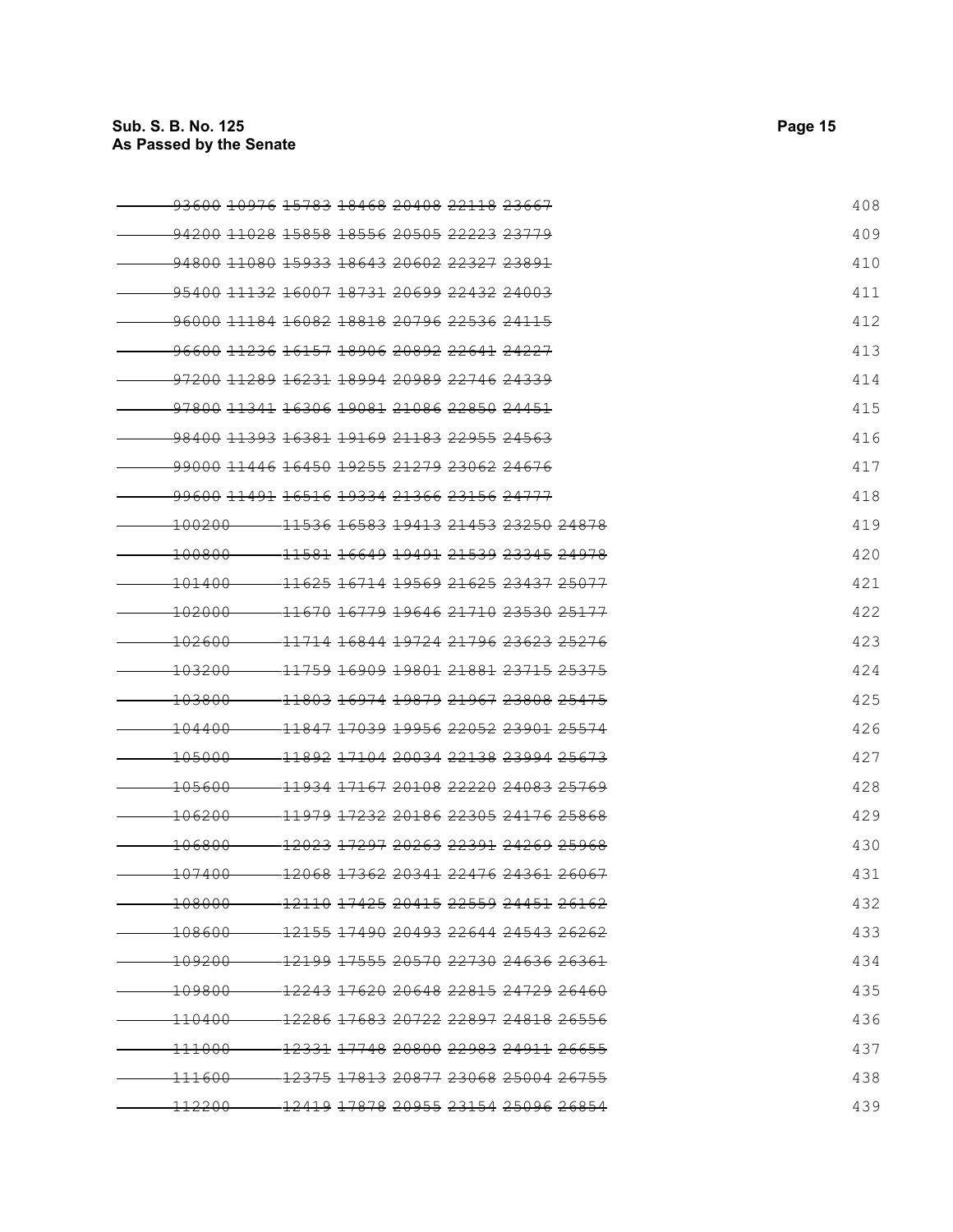~~93600 10976 15783 18468 20408 22118 23667~~ 408
~~94200 11028 15858 18556 20505 22223 23779~~ 409
~~94800 11080 15933 18643 20602 22327 23891~~ 410
~~95400 11132 16007 18731 20699 22432 24003~~ 411
~~96000 11184 16082 18818 20796 22536 24115~~ 412
~~96600 11236 16157 18906 20892 22641 24227~~ 413
~~97200 11289 16231 18994 20989 22746 24339~~ 414
~~97800 11341 16306 19081 21086 22850 24451~~ 415
~~98400 11393 16381 19169 21183 22955 24563~~ 416
~~99000 11446 16450 19255 21279 23062 24676~~ 417
~~99600 11491 16516 19334 21366 23156 24777~~ 418
~~100200 11536 16583 19413 21453 23250 24878~~ 419
~~100800 11581 16649 19491 21539 23345 24978~~ 420
~~101400 11625 16714 19569 21625 23437 25077~~ 421
~~102000 11670 16779 19646 21710 23530 25177~~ 422
~~102600 11714 16844 19724 21796 23623 25276~~ 423
~~103200 11759 16909 19801 21881 23715 25375~~ 424
~~103800 11803 16974 19879 21967 23808 25475~~ 425
~~104400 11847 17039 19956 22052 23901 25574~~ 426
~~105000 11892 17104 20034 22138 23994 25673~~ 427
~~105600 11934 17167 20108 22220 24083 25769~~ 428
~~106200 11979 17232 20186 22305 24176 25868~~ 429
~~106800 12023 17297 20263 22391 24269 25968~~ 430
~~107400 12068 17362 20341 22476 24361 26067~~ 431
~~108000 12110 17425 20415 22559 24451 26162~~ 432
~~108600 12155 17490 20493 22644 24543 26262~~ 433
~~109200 12199 17555 20570 22730 24636 26361~~ 434
~~109800 12243 17620 20648 22815 24729 26460~~ 435
~~110400 12286 17683 20722 22897 24818 26556~~ 436
~~111000 12331 17748 20800 22983 24911 26655~~ 437
~~111600 12375 17813 20877 23068 25004 26755~~ 438
~~112200 12419 17878 20955 23154 25096 26854~~ 439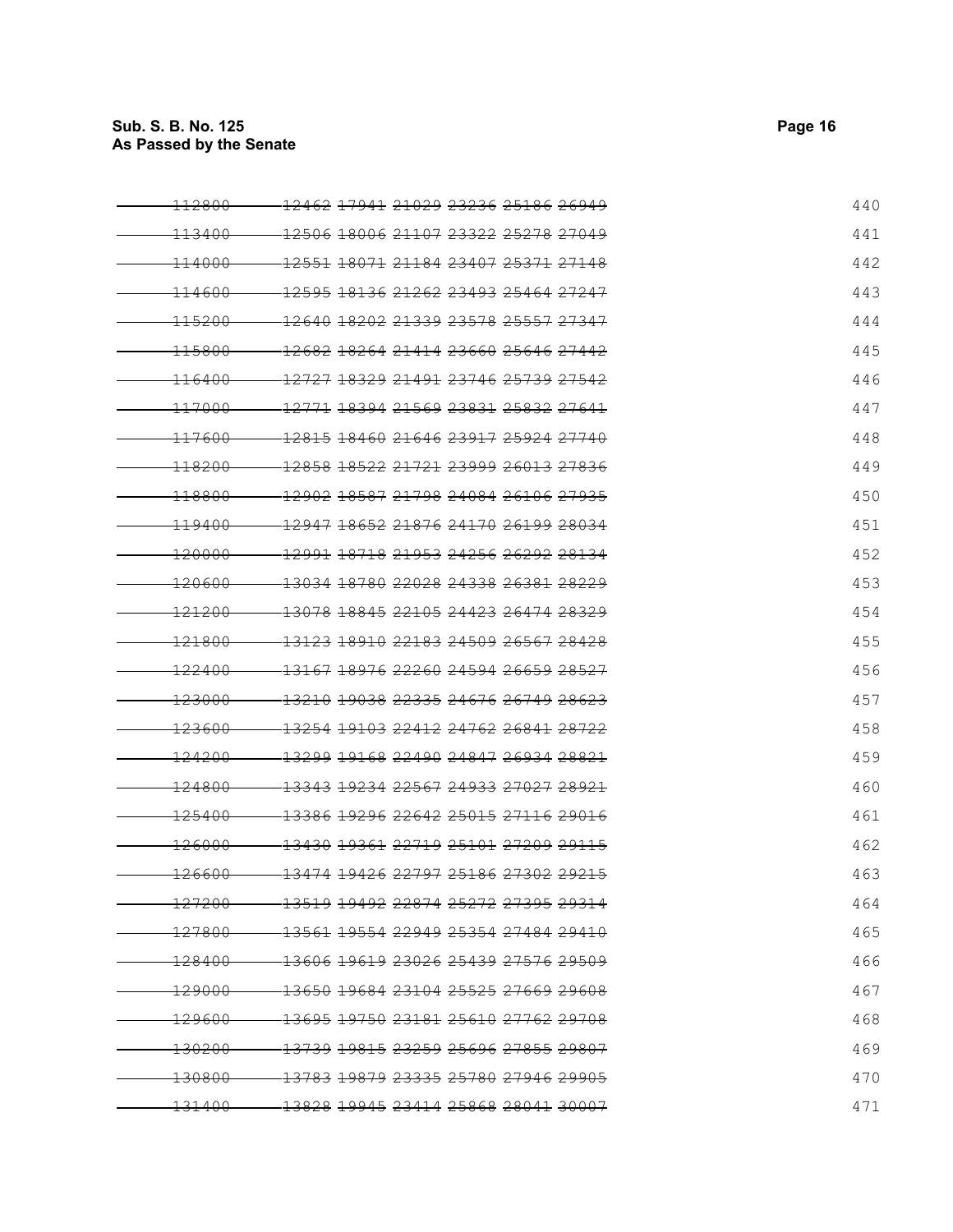| | | | | | | | |
|---|---|---|---|---|---|---|---|
| ~~112800~~ | ~~12462~~ | ~~17941~~ | ~~21029~~ | ~~23236~~ | ~~25186~~ | ~~26949~~ | 440 |
| ~~113400~~ | ~~12506~~ | ~~18006~~ | ~~21107~~ | ~~23322~~ | ~~25278~~ | ~~27049~~ | 441 |
| ~~114000~~ | ~~12551~~ | ~~18071~~ | ~~21184~~ | ~~23407~~ | ~~25371~~ | ~~27148~~ | 442 |
| ~~114600~~ | ~~12595~~ | ~~18136~~ | ~~21262~~ | ~~23493~~ | ~~25464~~ | ~~27247~~ | 443 |
| ~~115200~~ | ~~12640~~ | ~~18202~~ | ~~21339~~ | ~~23578~~ | ~~25557~~ | ~~27347~~ | 444 |
| ~~115800~~ | ~~12682~~ | ~~18264~~ | ~~21414~~ | ~~23660~~ | ~~25646~~ | ~~27442~~ | 445 |
| ~~116400~~ | ~~12727~~ | ~~18329~~ | ~~21491~~ | ~~23746~~ | ~~25739~~ | ~~27542~~ | 446 |
| ~~117000~~ | ~~12771~~ | ~~18394~~ | ~~21569~~ | ~~23831~~ | ~~25832~~ | ~~27641~~ | 447 |
| ~~117600~~ | ~~12815~~ | ~~18460~~ | ~~21646~~ | ~~23917~~ | ~~25924~~ | ~~27740~~ | 448 |
| ~~118200~~ | ~~12858~~ | ~~18522~~ | ~~21721~~ | ~~23999~~ | ~~26013~~ | ~~27836~~ | 449 |
| ~~118800~~ | ~~12902~~ | ~~18587~~ | ~~21798~~ | ~~24084~~ | ~~26106~~ | ~~27935~~ | 450 |
| ~~119400~~ | ~~12947~~ | ~~18652~~ | ~~21876~~ | ~~24170~~ | ~~26199~~ | ~~28034~~ | 451 |
| ~~120000~~ | ~~12991~~ | ~~18718~~ | ~~21953~~ | ~~24256~~ | ~~26292~~ | ~~28134~~ | 452 |
| ~~120600~~ | ~~13034~~ | ~~18780~~ | ~~22028~~ | ~~24338~~ | ~~26381~~ | ~~28229~~ | 453 |
| ~~121200~~ | ~~13078~~ | ~~18845~~ | ~~22105~~ | ~~24423~~ | ~~26474~~ | ~~28329~~ | 454 |
| ~~121800~~ | ~~13123~~ | ~~18910~~ | ~~22183~~ | ~~24509~~ | ~~26567~~ | ~~28428~~ | 455 |
| ~~122400~~ | ~~13167~~ | ~~18976~~ | ~~22260~~ | ~~24594~~ | ~~26659~~ | ~~28527~~ | 456 |
| ~~123000~~ | ~~13210~~ | ~~19038~~ | ~~22335~~ | ~~24676~~ | ~~26749~~ | ~~28623~~ | 457 |
| ~~123600~~ | ~~13254~~ | ~~19103~~ | ~~22412~~ | ~~24762~~ | ~~26841~~ | ~~28722~~ | 458 |
| ~~124200~~ | ~~13299~~ | ~~19168~~ | ~~22490~~ | ~~24847~~ | ~~26934~~ | ~~28821~~ | 459 |
| ~~124800~~ | ~~13343~~ | ~~19234~~ | ~~22567~~ | ~~24933~~ | ~~27027~~ | ~~28921~~ | 460 |
| ~~125400~~ | ~~13386~~ | ~~19296~~ | ~~22642~~ | ~~25015~~ | ~~27116~~ | ~~29016~~ | 461 |
| ~~126000~~ | ~~13430~~ | ~~19361~~ | ~~22719~~ | ~~25101~~ | ~~27209~~ | ~~29115~~ | 462 |
| ~~126600~~ | ~~13474~~ | ~~19426~~ | ~~22797~~ | ~~25186~~ | ~~27302~~ | ~~29215~~ | 463 |
| ~~127200~~ | ~~13519~~ | ~~19492~~ | ~~22874~~ | ~~25272~~ | ~~27395~~ | ~~29314~~ | 464 |
| ~~127800~~ | ~~13561~~ | ~~19554~~ | ~~22949~~ | ~~25354~~ | ~~27484~~ | ~~29410~~ | 465 |
| ~~128400~~ | ~~13606~~ | ~~19619~~ | ~~23026~~ | ~~25439~~ | ~~27576~~ | ~~29509~~ | 466 |
| ~~129000~~ | ~~13650~~ | ~~19684~~ | ~~23104~~ | ~~25525~~ | ~~27669~~ | ~~29608~~ | 467 |
| ~~129600~~ | ~~13695~~ | ~~19750~~ | ~~23181~~ | ~~25610~~ | ~~27762~~ | ~~29708~~ | 468 |
| ~~130200~~ | ~~13739~~ | ~~19815~~ | ~~23259~~ | ~~25696~~ | ~~27855~~ | ~~29807~~ | 469 |
| ~~130800~~ | ~~13783~~ | ~~19879~~ | ~~23335~~ | ~~25780~~ | ~~27946~~ | ~~29905~~ | 470 |
| ~~131400~~ | ~~13828~~ | ~~19945~~ | ~~23414~~ | ~~25868~~ | ~~28041~~ | ~~30007~~ | 471 |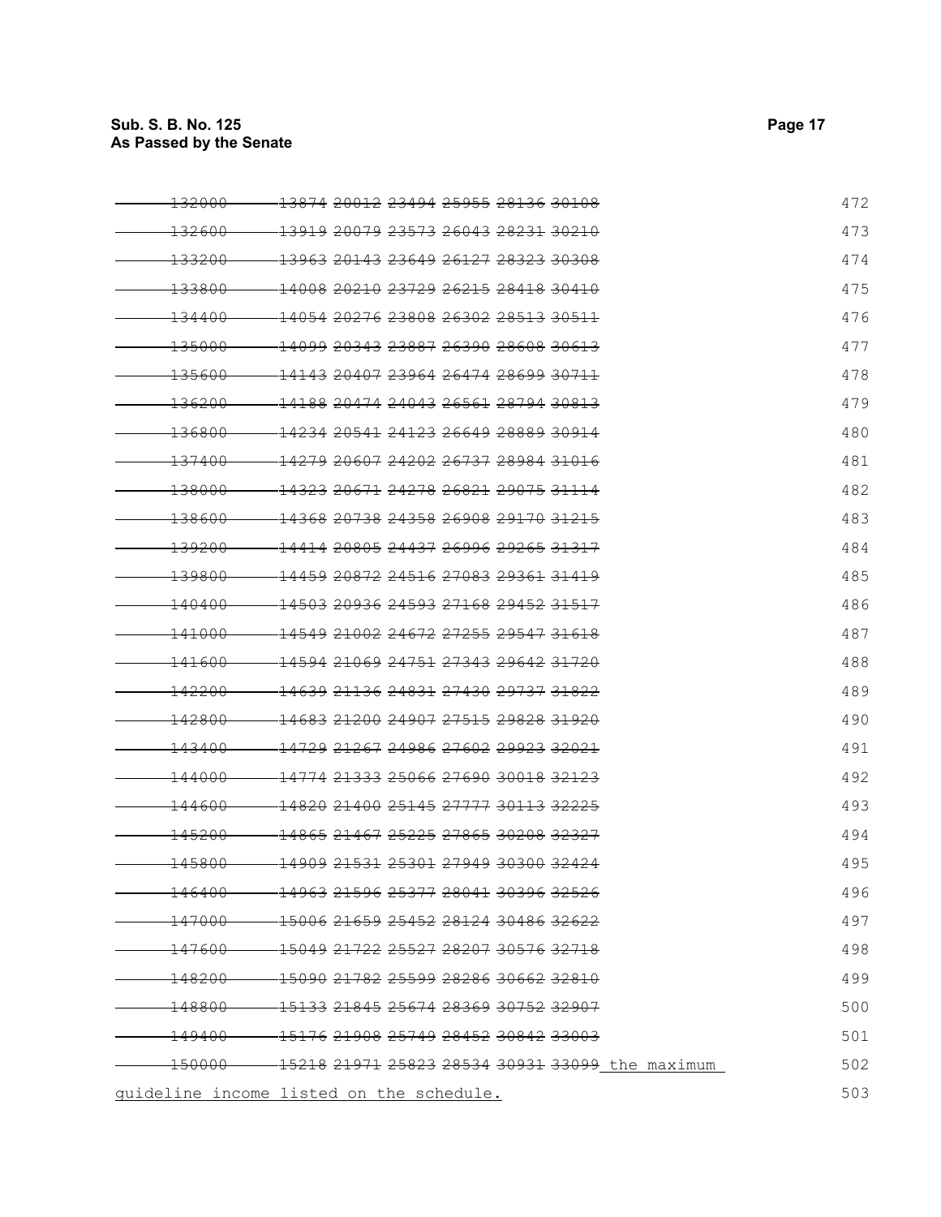~~132000 13874 20012 23494 25955 28136 30108~~ 472

~~132600 13919 20079 23573 26043 28231 30210~~ 473

~~133200 13963 20143 23649 26127 28323 30308~~ 474

~~133800 14008 20210 23729 26215 28418 30410~~ 475

~~134400 14054 20276 23808 26302 28513 30511~~ 476

~~135000 14099 20343 23887 26390 28608 30613~~ 477

~~135600 14143 20407 23964 26474 28699 30711~~ 478

~~136200 14188 20474 24043 26561 28794 30813~~ 479

~~136800 14234 20541 24123 26649 28889 30914~~ 480

~~137400 14279 20607 24202 26737 28984 31016~~ 481

~~138000 14323 20671 24278 26821 29075 31114~~ 482

~~138600 14368 20738 24358 26908 29170 31215~~ 483

~~139200 14414 20805 24437 26996 29265 31317~~ 484

~~139800 14459 20872 24516 27083 29361 31419~~ 485

~~140400 14503 20936 24593 27168 29452 31517~~ 486

~~141000 14549 21002 24672 27255 29547 31618~~ 487

~~141600 14594 21069 24751 27343 29642 31720~~ 488

~~142200 14639 21136 24831 27430 29737 31822~~ 489

~~142800 14683 21200 24907 27515 29828 31920~~ 490

~~143400 14729 21267 24986 27602 29923 32021~~ 491

~~144000 14774 21333 25066 27690 30018 32123~~ 492

~~144600 14820 21400 25145 27777 30113 32225~~ 493

~~145200 14865 21467 25225 27865 30208 32327~~ 494

~~145800 14909 21531 25301 27949 30300 32424~~ 495

~~146400 14963 21596 25377 28041 30396 32526~~ 496

~~147000 15006 21659 25452 28124 30486 32622~~ 497

~~147600 15049 21722 25527 28207 30576 32718~~ 498

~~148200 15090 21782 25599 28286 30662 32810~~ 499

~~148800 15133 21845 25674 28369 30752 32907~~ 500

~~149400 15176 21908 25749 28452 30842 33003~~ 501

~~150000 15218 21971 25823 28534 30931 33099~~ the maximum 502

guideline income listed on the schedule. 503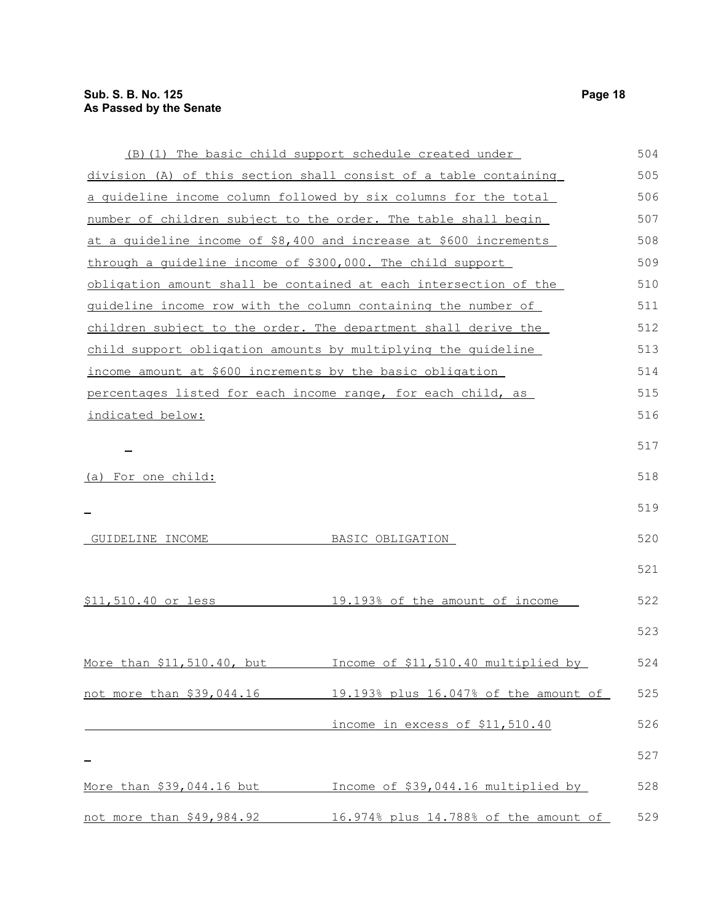(B)(1) The basic child support schedule created under division (A) of this section shall consist of a table containing a guideline income column followed by six columns for the total number of children subject to the order. The table shall begin at a guideline income of $8,400 and increase at $600 increments through a guideline income of $300,000. The child support obligation amount shall be contained at each intersection of the guideline income row with the column containing the number of children subject to the order. The department shall derive the child support obligation amounts by multiplying the guideline income amount at $600 increments by the basic obligation percentages listed for each income range, for each child, as indicated below:

(a) For one child:

| GUIDELINE INCOME | BASIC OBLIGATION |
|---|---|
| $11,510.40 or less | 19.193% of the amount of income |
| More than $11,510.40, but not more than $39,044.16 | Income of $11,510.40 multiplied by 19.193% plus 16.047% of the amount of income in excess of $11,510.40 |
| More than $39,044.16 but not more than $49,984.92 | Income of $39,044.16 multiplied by 16.974% plus 14.788% of the amount of |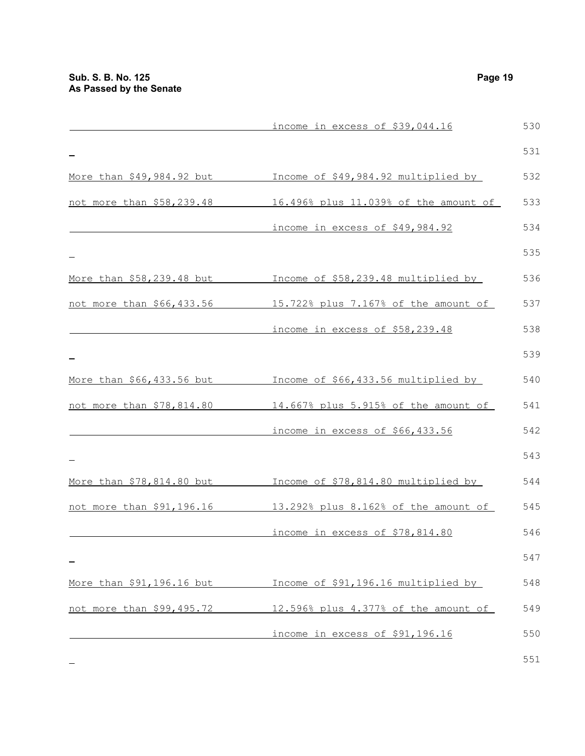| | |
|---|---|
| | income in excess of $39,044.16 |
| More than $49,984.92 but not more than $58,239.48 | Income of $49,984.92 multiplied by 16.496% plus 11.039% of the amount of income in excess of $49,984.92 |
| More than $58,239.48 but not more than $66,433.56 | Income of $58,239.48 multiplied by 15.722% plus 7.167% of the amount of income in excess of $58,239.48 |
| More than $66,433.56 but not more than $78,814.80 | Income of $66,433.56 multiplied by 14.667% plus 5.915% of the amount of income in excess of $66,433.56 |
| More than $78,814.80 but not more than $91,196.16 | Income of $78,814.80 multiplied by 13.292% plus 8.162% of the amount of income in excess of $78,814.80 |
| More than $91,196.16 but not more than $99,495.72 | Income of $91,196.16 multiplied by 12.596% plus 4.377% of the amount of income in excess of $91,196.16 |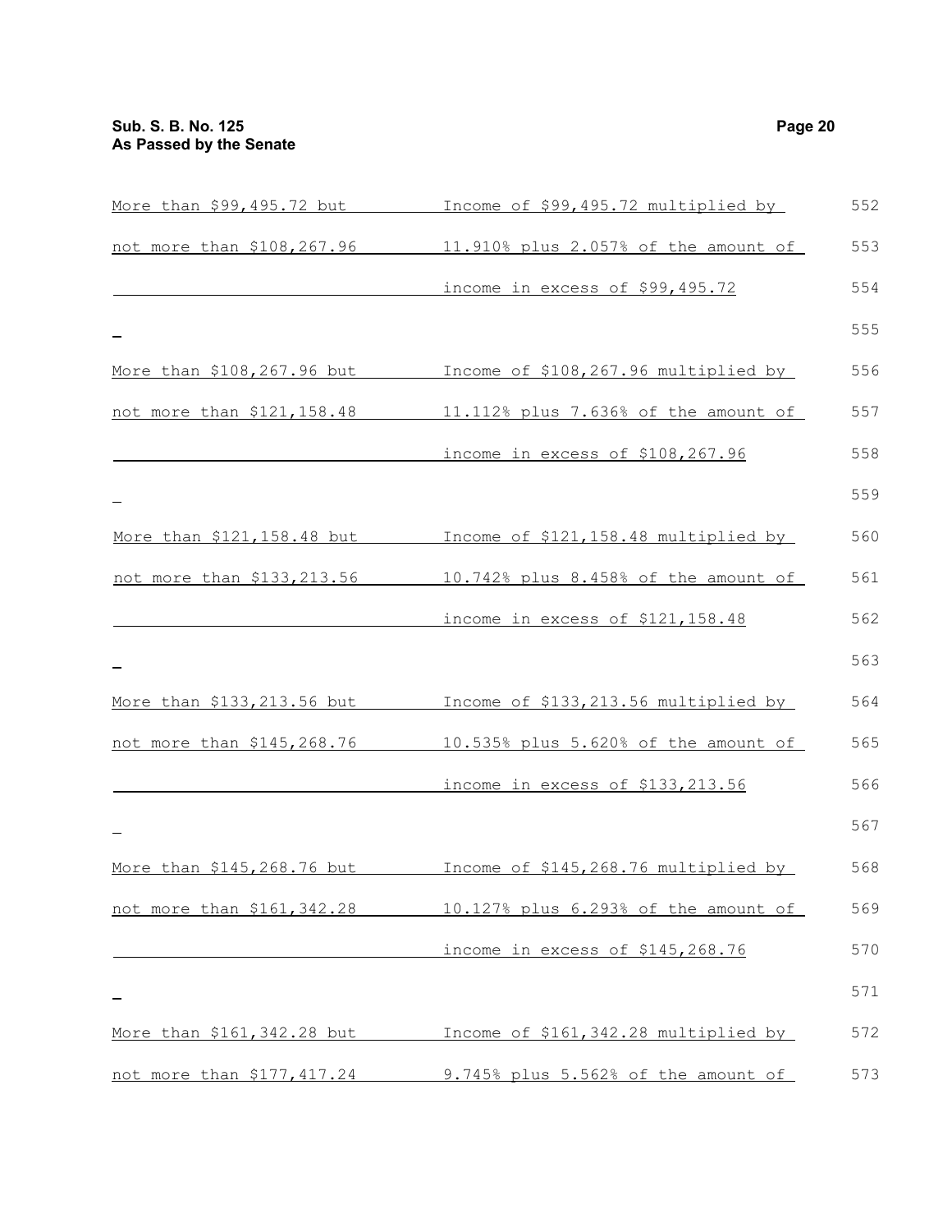| | |
|---|---|
| More than \$99,495.72 but not more than \$108,267.96 | Income of \$99,495.72 multiplied by 11.910% plus 2.057% of the amount of income in excess of \$99,495.72 |
| More than \$108,267.96 but not more than \$121,158.48 | Income of \$108,267.96 multiplied by 11.112% plus 7.636% of the amount of income in excess of \$108,267.96 |
| More than \$121,158.48 but not more than \$133,213.56 | Income of \$121,158.48 multiplied by 10.742% plus 8.458% of the amount of income in excess of \$121,158.48 |
| More than \$133,213.56 but not more than \$145,268.76 | Income of \$133,213.56 multiplied by 10.535% plus 5.620% of the amount of income in excess of \$133,213.56 |
| More than \$145,268.76 but not more than \$161,342.28 | Income of \$145,268.76 multiplied by 10.127% plus 6.293% of the amount of income in excess of \$145,268.76 |
| More than \$161,342.28 but not more than \$177,417.24 | Income of \$161,342.28 multiplied by 9.745% plus 5.562% of the amount of |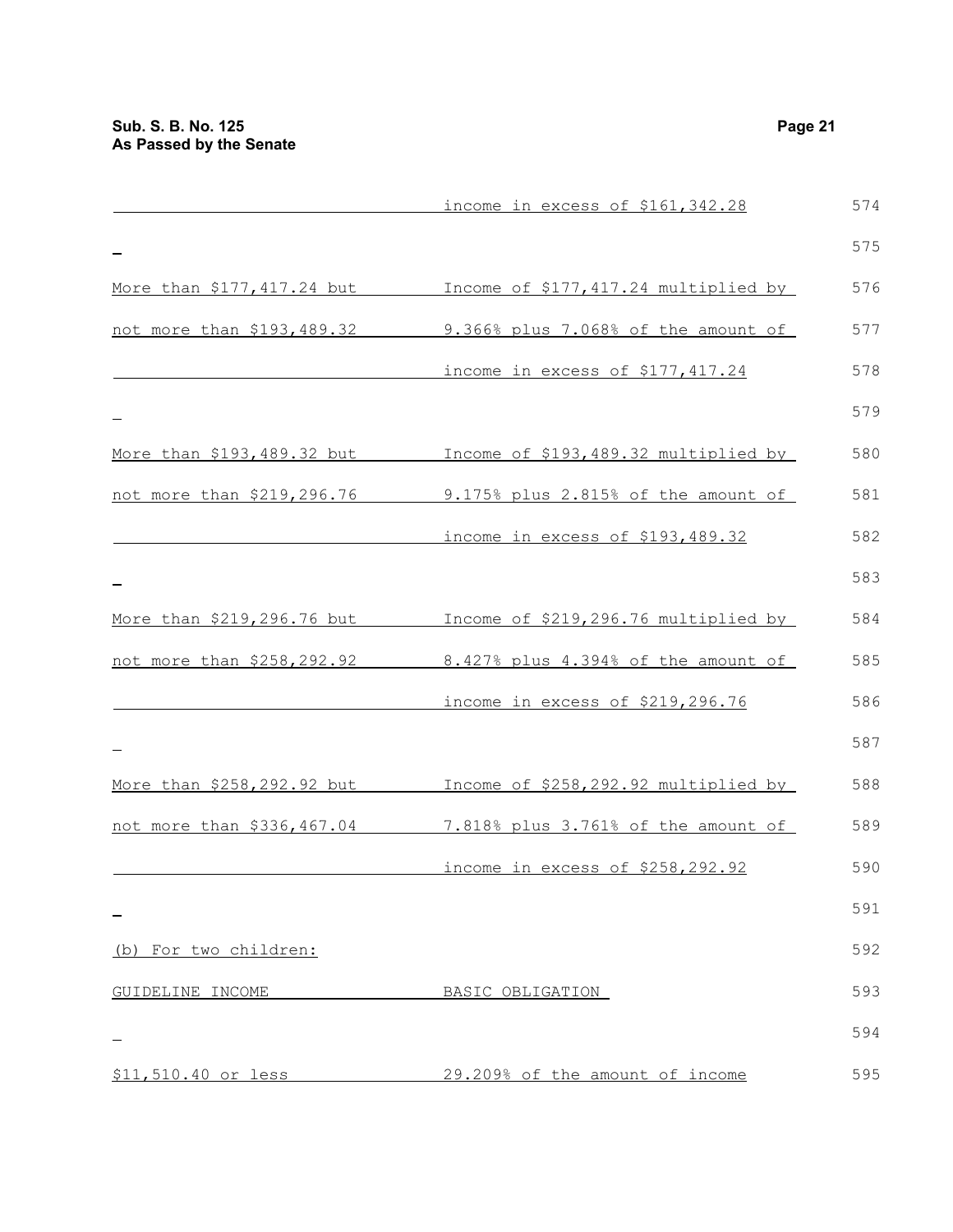| | |
|---|---|
| | income in excess of $161,342.28 |
| More than $177,417.24 but not more than $193,489.32 | Income of $177,417.24 multiplied by 9.366% plus 7.068% of the amount of income in excess of $177,417.24 |
| More than $193,489.32 but not more than $219,296.76 | Income of $193,489.32 multiplied by 9.175% plus 2.815% of the amount of income in excess of $193,489.32 |
| More than $219,296.76 but not more than $258,292.92 | Income of $219,296.76 multiplied by 8.427% plus 4.394% of the amount of income in excess of $219,296.76 |
| More than $258,292.92 but not more than $336,467.04 | Income of $258,292.92 multiplied by 7.818% plus 3.761% of the amount of income in excess of $258,292.92 |

(b) For two children:

| GUIDELINE INCOME | BASIC OBLIGATION |
|---|---|
| $11,510.40 or less | 29.209% of the amount of income |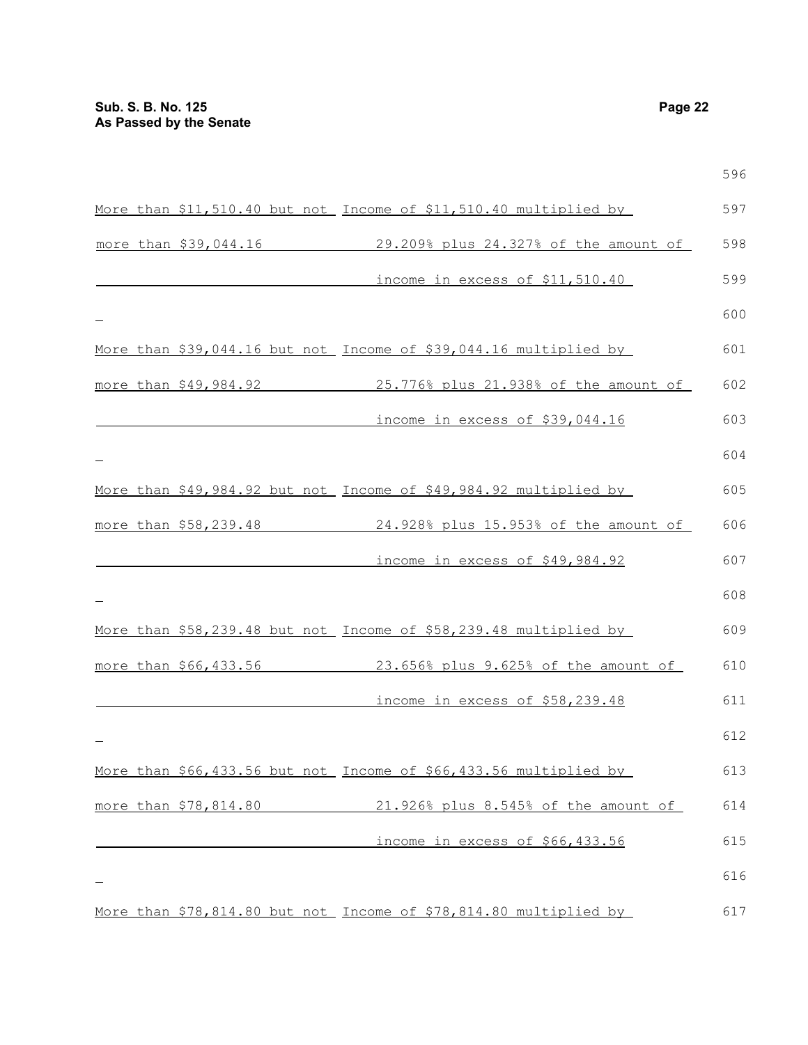| | |
|---|---|
| More than $11,510.40 but not more than $39,044.16 | Income of $11,510.40 multiplied by 29.209% plus 24.327% of the amount of income in excess of $11,510.40 |
| More than $39,044.16 but not more than $49,984.92 | Income of $39,044.16 multiplied by 25.776% plus 21.938% of the amount of income in excess of $39,044.16 |
| More than $49,984.92 but not more than $58,239.48 | Income of $49,984.92 multiplied by 24.928% plus 15.953% of the amount of income in excess of $49,984.92 |
| More than $58,239.48 but not more than $66,433.56 | Income of $58,239.48 multiplied by 23.656% plus 9.625% of the amount of income in excess of $58,239.48 |
| More than $66,433.56 but not more than $78,814.80 | Income of $66,433.56 multiplied by 21.926% plus 8.545% of the amount of income in excess of $66,433.56 |
| More than $78,814.80 but not | Income of $78,814.80 multiplied by |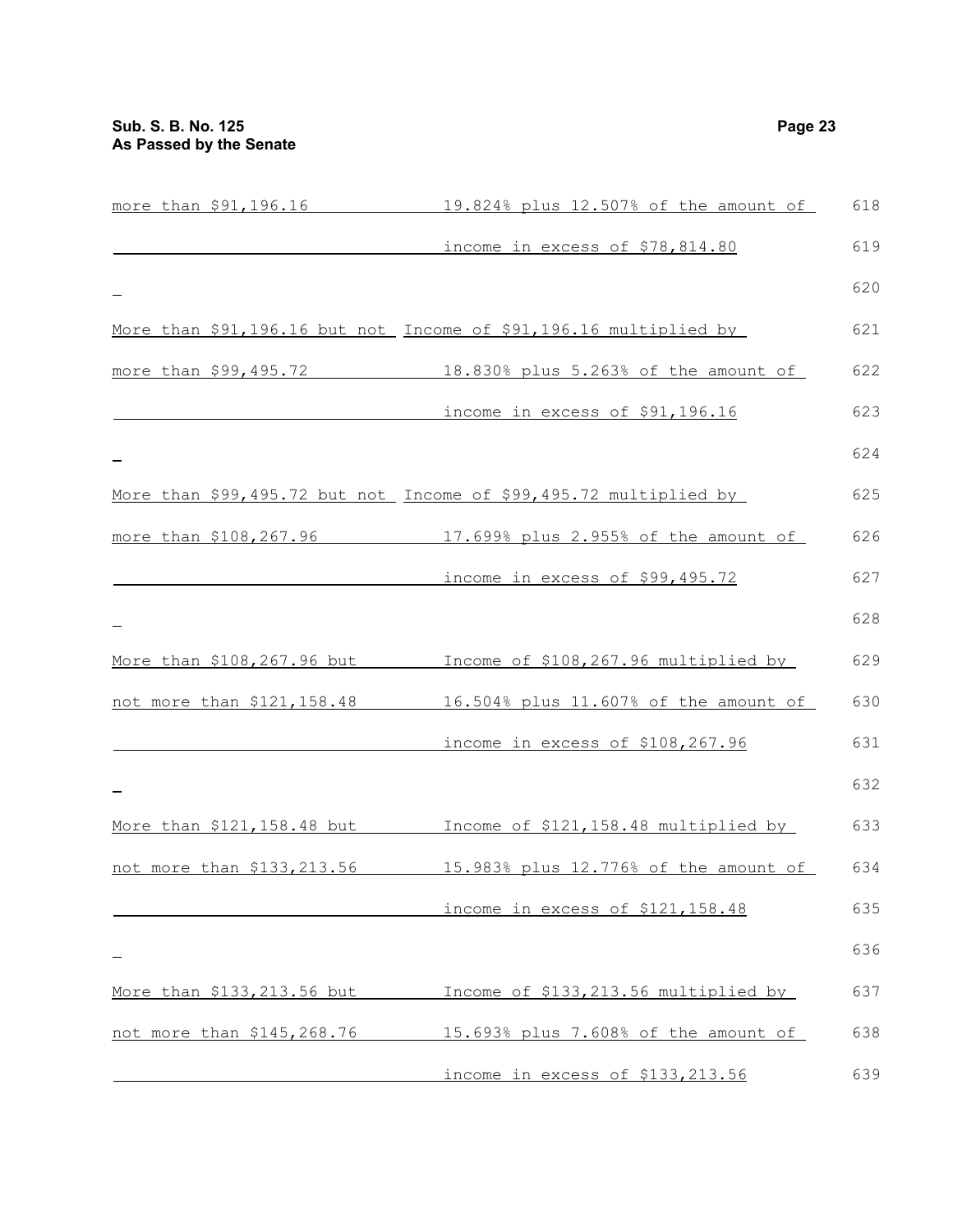| | |
|---|---|
| more than $91,196.16 | 19.824% plus 12.507% of the amount of income in excess of $78,814.80 |
| More than $91,196.16 but not more than $99,495.72 | Income of $91,196.16 multiplied by 18.830% plus 5.263% of the amount of income in excess of $91,196.16 |
| More than $99,495.72 but not more than $108,267.96 | Income of $99,495.72 multiplied by 17.699% plus 2.955% of the amount of income in excess of $99,495.72 |
| More than $108,267.96 but not more than $121,158.48 | Income of $108,267.96 multiplied by 16.504% plus 11.607% of the amount of income in excess of $108,267.96 |
| More than $121,158.48 but not more than $133,213.56 | Income of $121,158.48 multiplied by 15.983% plus 12.776% of the amount of income in excess of $121,158.48 |
| More than $133,213.56 but not more than $145,268.76 | Income of $133,213.56 multiplied by 15.693% plus 7.608% of the amount of income in excess of $133,213.56 |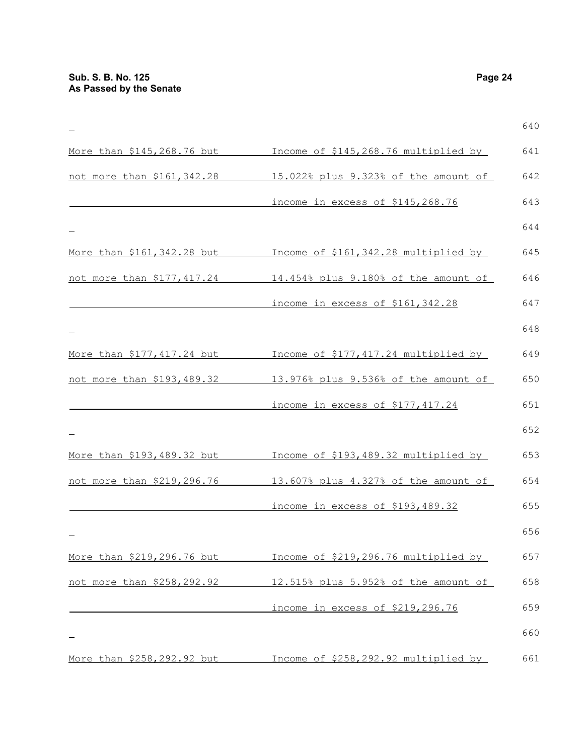| | |
|---|---|
| More than $145,268.76 but not more than $161,342.28 | Income of $145,268.76 multiplied by 15.022% plus 9.323% of the amount of income in excess of $145,268.76 |
| More than $161,342.28 but not more than $177,417.24 | Income of $161,342.28 multiplied by 14.454% plus 9.180% of the amount of income in excess of $161,342.28 |
| More than $177,417.24 but not more than $193,489.32 | Income of $177,417.24 multiplied by 13.976% plus 9.536% of the amount of income in excess of $177,417.24 |
| More than $193,489.32 but not more than $219,296.76 | Income of $193,489.32 multiplied by 13.607% plus 4.327% of the amount of income in excess of $193,489.32 |
| More than $219,296.76 but not more than $258,292.92 | Income of $219,296.76 multiplied by 12.515% plus 5.952% of the amount of income in excess of $219,296.76 |
| More than $258,292.92 but | Income of $258,292.92 multiplied by |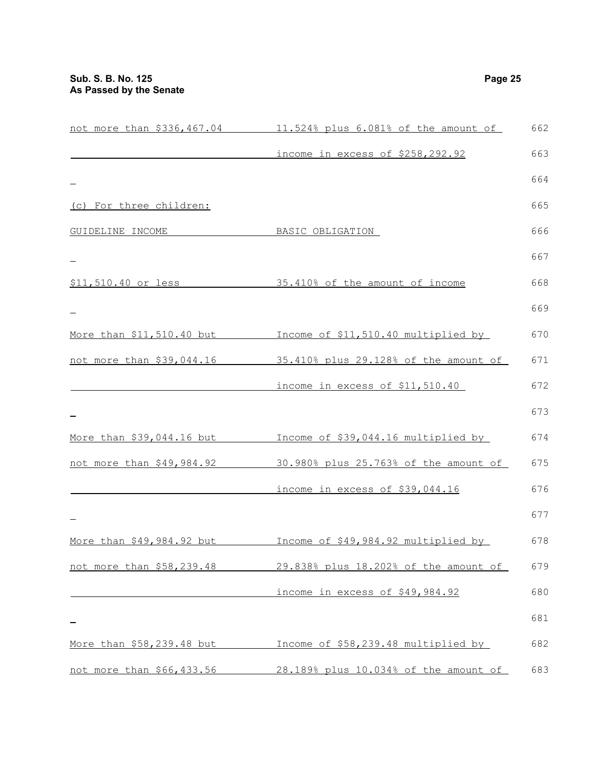| | |
|---|---|
| not more than $336,467.04 | 11.524% plus 6.081% of the amount of income in excess of $258,292.92 |

(c) For three children:

| GUIDELINE INCOME | BASIC OBLIGATION |
|---|---|
| $11,510.40 or less | 35.410% of the amount of income |
| More than $11,510.40 but not more than $39,044.16 | Income of $11,510.40 multiplied by 35.410% plus 29.128% of the amount of income in excess of $11,510.40 |
| More than $39,044.16 but not more than $49,984.92 | Income of $39,044.16 multiplied by 30.980% plus 25.763% of the amount of income in excess of $39,044.16 |
| More than $49,984.92 but not more than $58,239.48 | Income of $49,984.92 multiplied by 29.838% plus 18.202% of the amount of income in excess of $49,984.92 |
| More than $58,239.48 but not more than $66,433.56 | Income of $58,239.48 multiplied by 28.189% plus 10.034% of the amount of |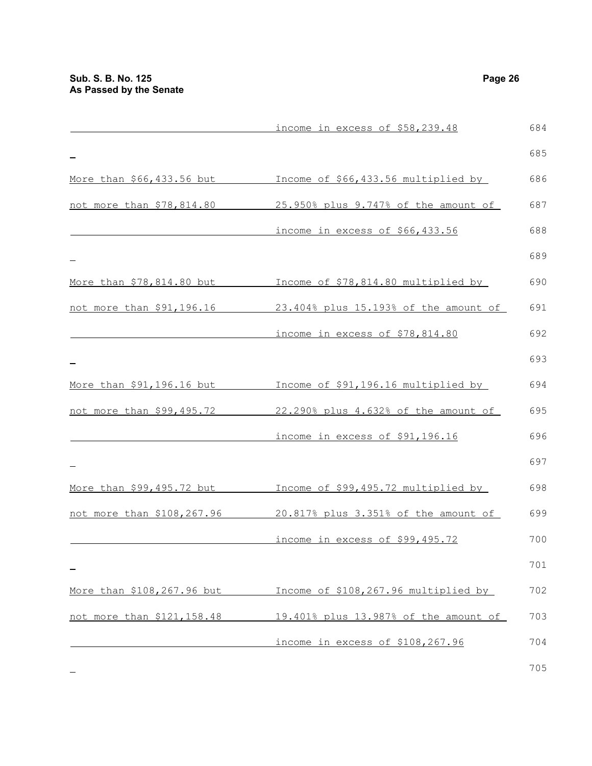| | |
|---|---|
| | income in excess of $58,239.48 |
| More than $66,433.56 but not more than $78,814.80 | Income of $66,433.56 multiplied by 25.950% plus 9.747% of the amount of income in excess of $66,433.56 |
| More than $78,814.80 but not more than $91,196.16 | Income of $78,814.80 multiplied by 23.404% plus 15.193% of the amount of income in excess of $78,814.80 |
| More than $91,196.16 but not more than $99,495.72 | Income of $91,196.16 multiplied by 22.290% plus 4.632% of the amount of income in excess of $91,196.16 |
| More than $99,495.72 but not more than $108,267.96 | Income of $99,495.72 multiplied by 20.817% plus 3.351% of the amount of income in excess of $99,495.72 |
| More than $108,267.96 but not more than $121,158.48 | Income of $108,267.96 multiplied by 19.401% plus 13.987% of the amount of income in excess of $108,267.96 |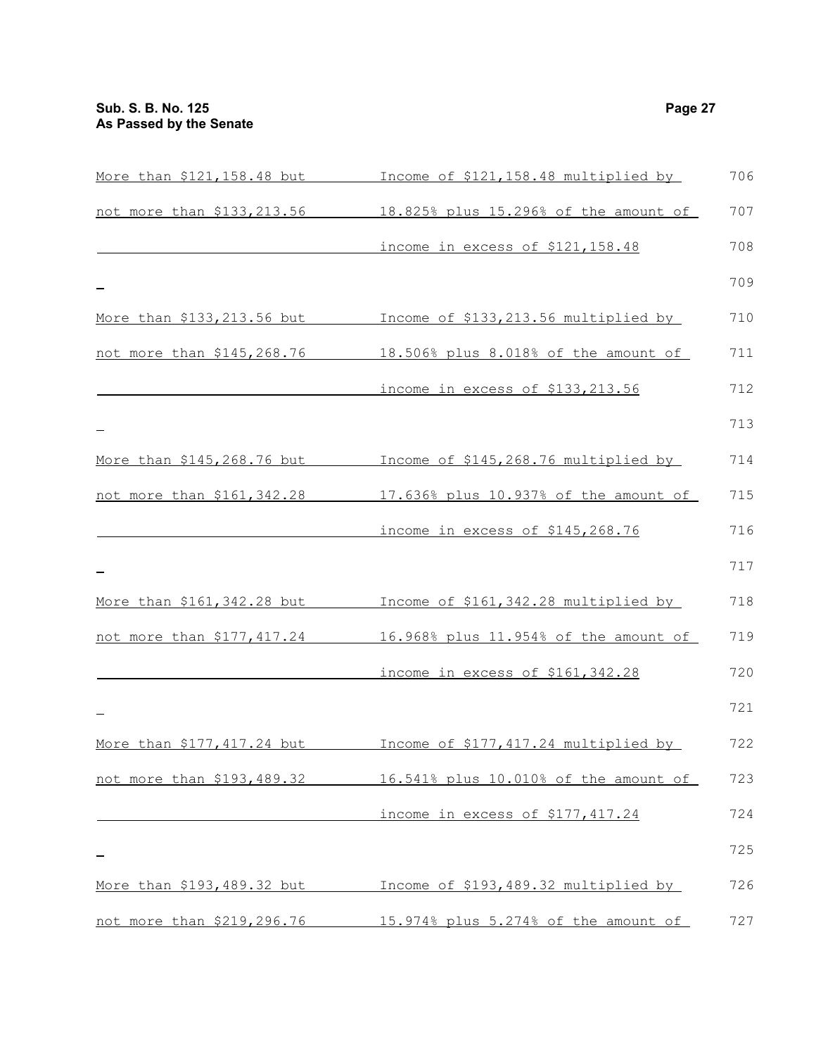| | |
|---|---|
| More than $121,158.48 but not more than $133,213.56 | Income of $121,158.48 multiplied by 18.825% plus 15.296% of the amount of income in excess of $121,158.48 |
| More than $133,213.56 but not more than $145,268.76 | Income of $133,213.56 multiplied by 18.506% plus 8.018% of the amount of income in excess of $133,213.56 |
| More than $145,268.76 but not more than $161,342.28 | Income of $145,268.76 multiplied by 17.636% plus 10.937% of the amount of income in excess of $145,268.76 |
| More than $161,342.28 but not more than $177,417.24 | Income of $161,342.28 multiplied by 16.968% plus 11.954% of the amount of income in excess of $161,342.28 |
| More than $177,417.24 but not more than $193,489.32 | Income of $177,417.24 multiplied by 16.541% plus 10.010% of the amount of income in excess of $177,417.24 |
| More than $193,489.32 but not more than $219,296.76 | Income of $193,489.32 multiplied by 15.974% plus 5.274% of the amount of |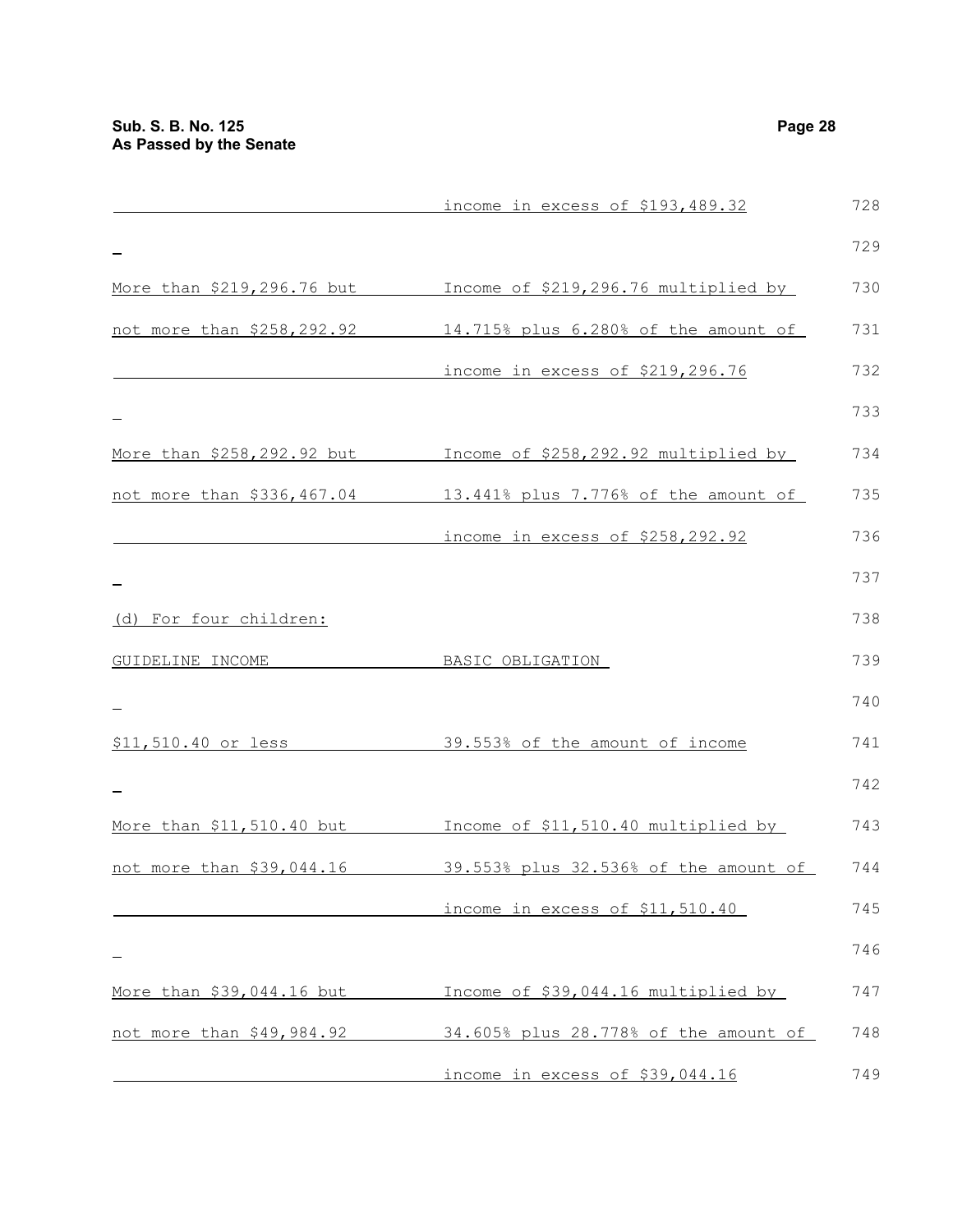| | |
|---|---|
| | income in excess of $193,489.32 |
| More than $219,296.76 but not more than $258,292.92 | Income of $219,296.76 multiplied by 14.715% plus 6.280% of the amount of income in excess of $219,296.76 |
| More than $258,292.92 but not more than $336,467.04 | Income of $258,292.92 multiplied by 13.441% plus 7.776% of the amount of income in excess of $258,292.92 |

(d) For four children:

| GUIDELINE INCOME | BASIC OBLIGATION |
|---|---|
| $11,510.40 or less | 39.553% of the amount of income |
| More than $11,510.40 but not more than $39,044.16 | Income of $11,510.40 multiplied by 39.553% plus 32.536% of the amount of income in excess of $11,510.40 |
| More than $39,044.16 but not more than $49,984.92 | Income of $39,044.16 multiplied by 34.605% plus 28.778% of the amount of income in excess of $39,044.16 |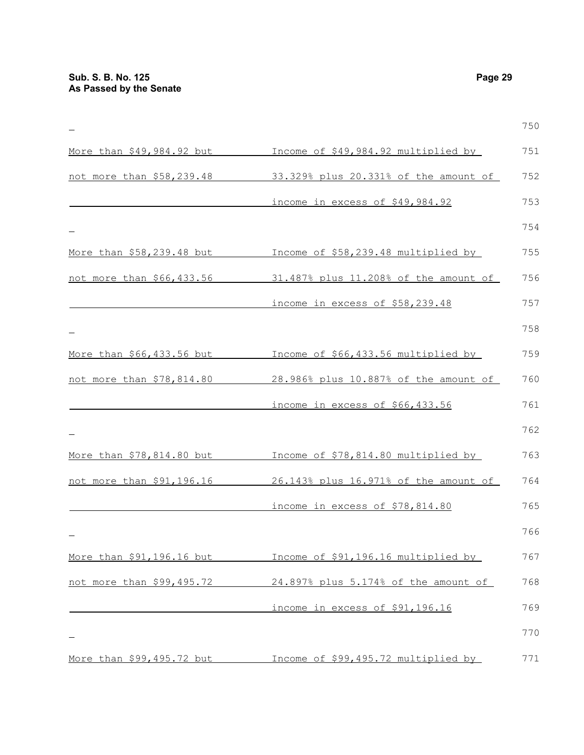| | |
|---|---|
| More than $49,984.92 but not more than $58,239.48 | Income of $49,984.92 multiplied by 33.329% plus 20.331% of the amount of income in excess of $49,984.92 |
| More than $58,239.48 but not more than $66,433.56 | Income of $58,239.48 multiplied by 31.487% plus 11.208% of the amount of income in excess of $58,239.48 |
| More than $66,433.56 but not more than $78,814.80 | Income of $66,433.56 multiplied by 28.986% plus 10.887% of the amount of income in excess of $66,433.56 |
| More than $78,814.80 but not more than $91,196.16 | Income of $78,814.80 multiplied by 26.143% plus 16.971% of the amount of income in excess of $78,814.80 |
| More than $91,196.16 but not more than $99,495.72 | Income of $91,196.16 multiplied by 24.897% plus 5.174% of the amount of income in excess of $91,196.16 |
| More than $99,495.72 but | Income of $99,495.72 multiplied by |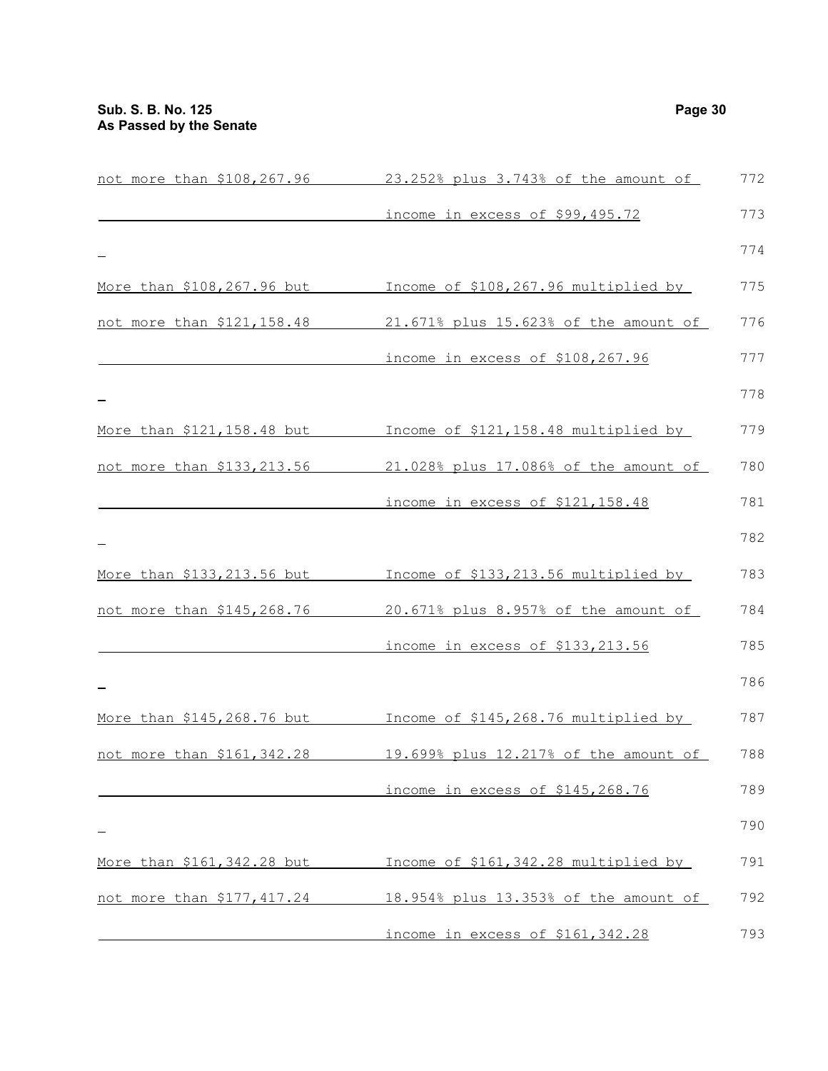| | |
|---|---|
| not more than $108,267.96 | 23.252% plus 3.743% of the amount of income in excess of $99,495.72 |
| More than $108,267.96 but not more than $121,158.48 | Income of $108,267.96 multiplied by 21.671% plus 15.623% of the amount of income in excess of $108,267.96 |
| More than $121,158.48 but not more than $133,213.56 | Income of $121,158.48 multiplied by 21.028% plus 17.086% of the amount of income in excess of $121,158.48 |
| More than $133,213.56 but not more than $145,268.76 | Income of $133,213.56 multiplied by 20.671% plus 8.957% of the amount of income in excess of $133,213.56 |
| More than $145,268.76 but not more than $161,342.28 | Income of $145,268.76 multiplied by 19.699% plus 12.217% of the amount of income in excess of $145,268.76 |
| More than $161,342.28 but not more than $177,417.24 | Income of $161,342.28 multiplied by 18.954% plus 13.353% of the amount of income in excess of $161,342.28 |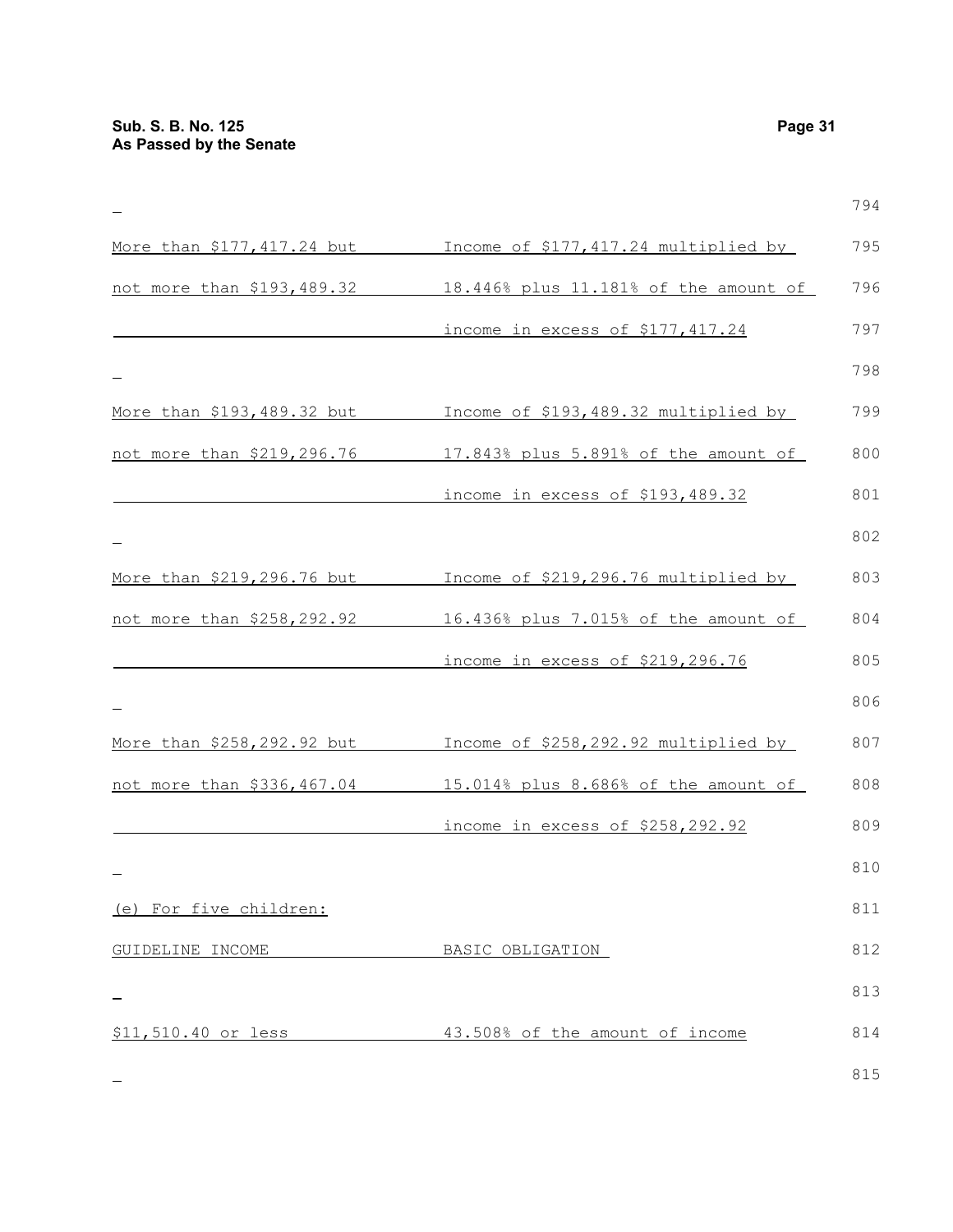| GUIDELINE INCOME | BASIC OBLIGATION |
| --- | --- |
| More than $177,417.24 but not more than $193,489.32 | Income of $177,417.24 multiplied by 18.446% plus 11.181% of the amount of income in excess of $177,417.24 |
| More than $193,489.32 but not more than $219,296.76 | Income of $193,489.32 multiplied by 17.843% plus 5.891% of the amount of income in excess of $193,489.32 |
| More than $219,296.76 but not more than $258,292.92 | Income of $219,296.76 multiplied by 16.436% plus 7.015% of the amount of income in excess of $219,296.76 |
| More than $258,292.92 but not more than $336,467.04 | Income of $258,292.92 multiplied by 15.014% plus 8.686% of the amount of income in excess of $258,292.92 |

(e) For five children:

| GUIDELINE INCOME | BASIC OBLIGATION |
| --- | --- |
| $11,510.40 or less | 43.508% of the amount of income |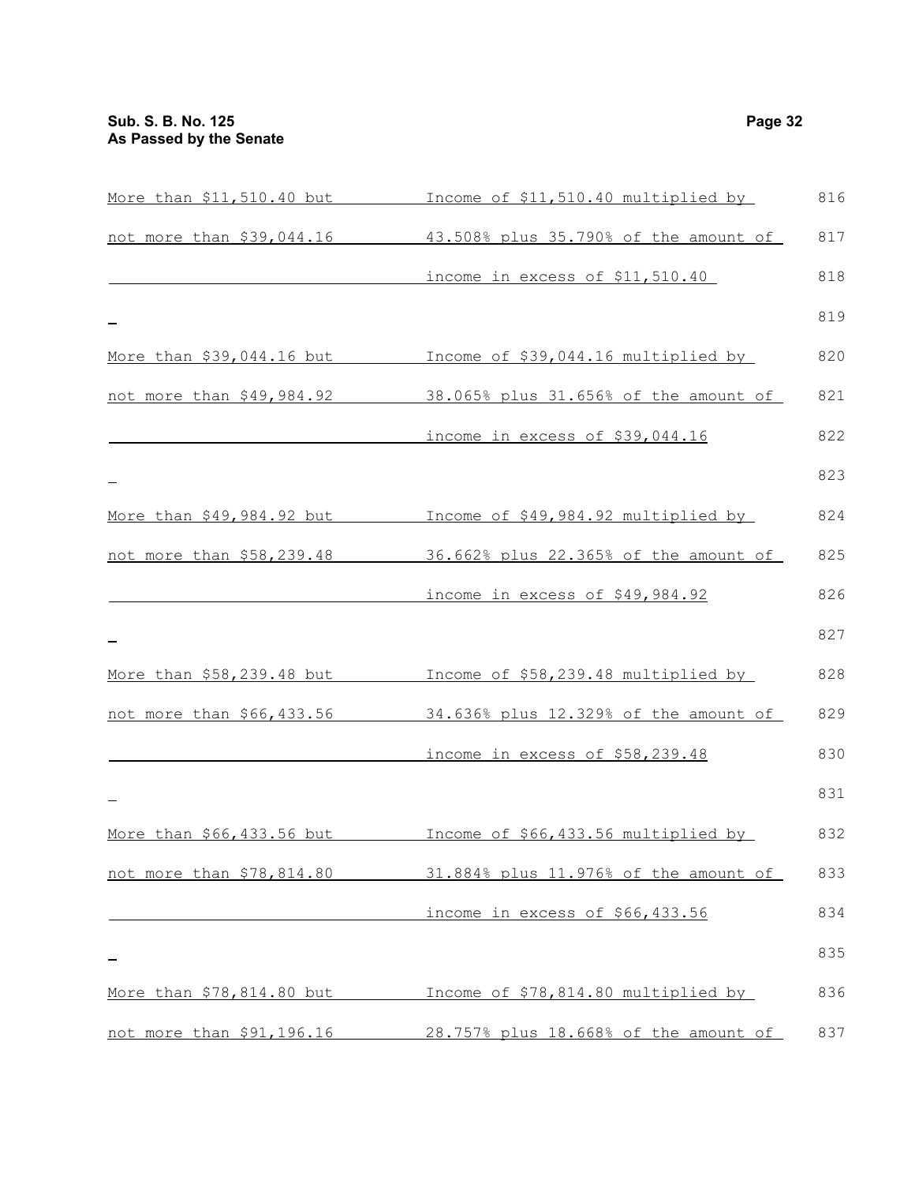| | |
|---|---|
| More than $11,510.40 but not more than $39,044.16 | Income of $11,510.40 multiplied by 43.508% plus 35.790% of the amount of income in excess of $11,510.40 |
| More than $39,044.16 but not more than $49,984.92 | Income of $39,044.16 multiplied by 38.065% plus 31.656% of the amount of income in excess of $39,044.16 |
| More than $49,984.92 but not more than $58,239.48 | Income of $49,984.92 multiplied by 36.662% plus 22.365% of the amount of income in excess of $49,984.92 |
| More than $58,239.48 but not more than $66,433.56 | Income of $58,239.48 multiplied by 34.636% plus 12.329% of the amount of income in excess of $58,239.48 |
| More than $66,433.56 but not more than $78,814.80 | Income of $66,433.56 multiplied by 31.884% plus 11.976% of the amount of income in excess of $66,433.56 |
| More than $78,814.80 but not more than $91,196.16 | Income of $78,814.80 multiplied by 28.757% plus 18.668% of the amount of |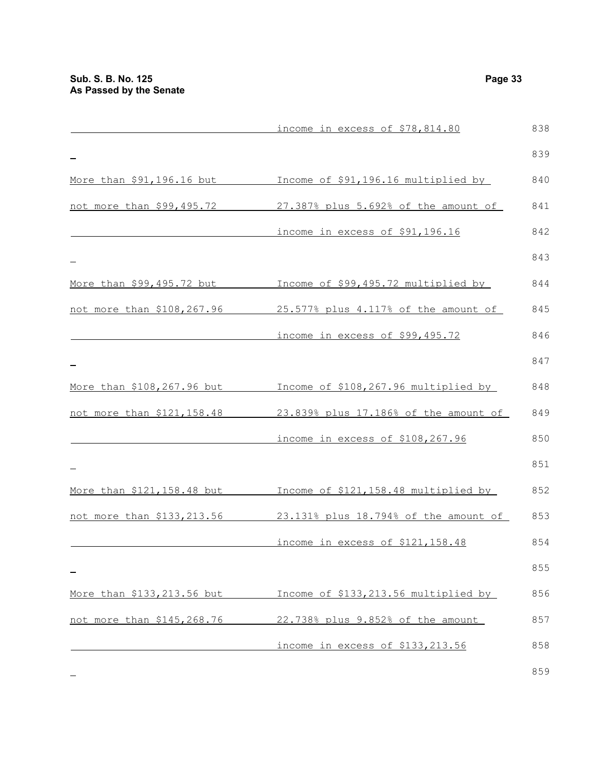| | |
|---|---|
| | income in excess of $78,814.80 |
| More than $91,196.16 but not more than $99,495.72 | Income of $91,196.16 multiplied by 27.387% plus 5.692% of the amount of income in excess of $91,196.16 |
| More than $99,495.72 but not more than $108,267.96 | Income of $99,495.72 multiplied by 25.577% plus 4.117% of the amount of income in excess of $99,495.72 |
| More than $108,267.96 but not more than $121,158.48 | Income of $108,267.96 multiplied by 23.839% plus 17.186% of the amount of income in excess of $108,267.96 |
| More than $121,158.48 but not more than $133,213.56 | Income of $121,158.48 multiplied by 23.131% plus 18.794% of the amount of income in excess of $121,158.48 |
| More than $133,213.56 but not more than $145,268.76 | Income of $133,213.56 multiplied by 22.738% plus 9.852% of the amount income in excess of $133,213.56 |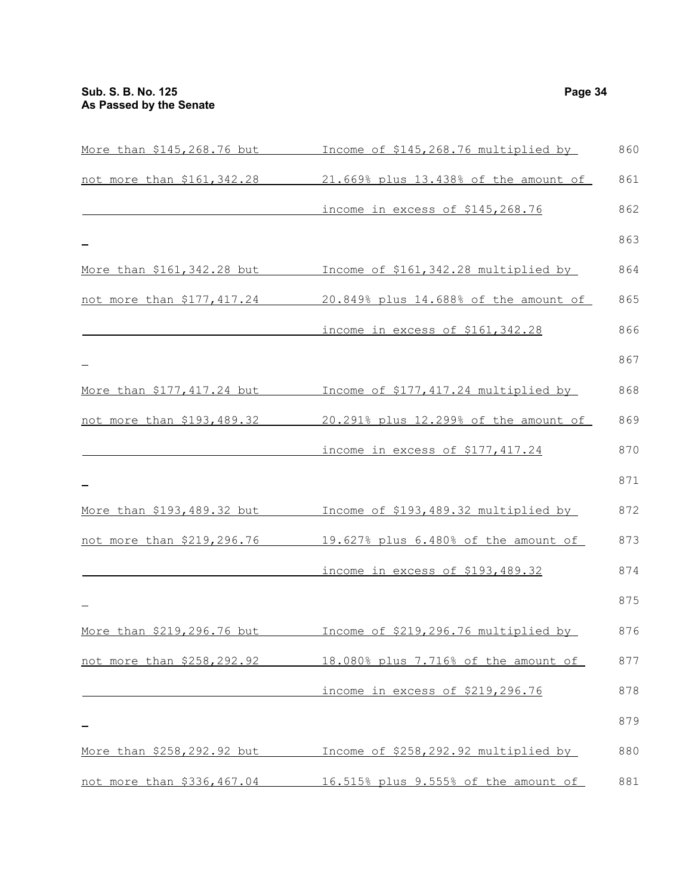| | |
|---|---|
| More than $145,268.76 but not more than $161,342.28 | Income of $145,268.76 multiplied by 21.669% plus 13.438% of the amount of income in excess of $145,268.76 |
| More than $161,342.28 but not more than $177,417.24 | Income of $161,342.28 multiplied by 20.849% plus 14.688% of the amount of income in excess of $161,342.28 |
| More than $177,417.24 but not more than $193,489.32 | Income of $177,417.24 multiplied by 20.291% plus 12.299% of the amount of income in excess of $177,417.24 |
| More than $193,489.32 but not more than $219,296.76 | Income of $193,489.32 multiplied by 19.627% plus 6.480% of the amount of income in excess of $193,489.32 |
| More than $219,296.76 but not more than $258,292.92 | Income of $219,296.76 multiplied by 18.080% plus 7.716% of the amount of income in excess of $219,296.76 |
| More than $258,292.92 but not more than $336,467.04 | Income of $258,292.92 multiplied by 16.515% plus 9.555% of the amount of |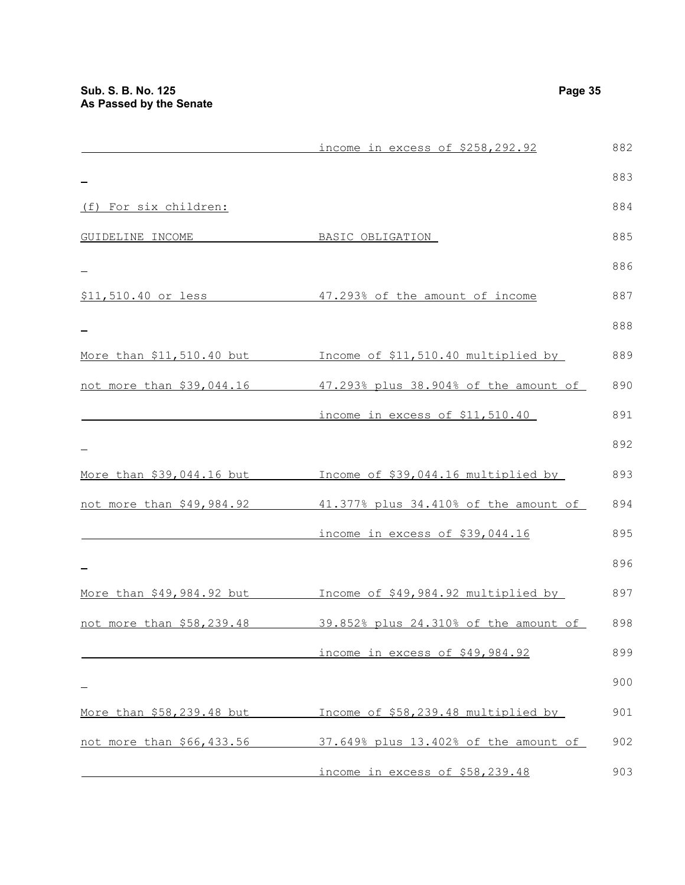income in excess of $258,292.92

(f) For six children:

| GUIDELINE INCOME | BASIC OBLIGATION |
|---|---|
| $11,510.40 or less | 47.293% of the amount of income |
| More than $11,510.40 but not more than $39,044.16 | Income of $11,510.40 multiplied by 47.293% plus 38.904% of the amount of income in excess of $11,510.40 |
| More than $39,044.16 but not more than $49,984.92 | Income of $39,044.16 multiplied by 41.377% plus 34.410% of the amount of income in excess of $39,044.16 |
| More than $49,984.92 but not more than $58,239.48 | Income of $49,984.92 multiplied by 39.852% plus 24.310% of the amount of income in excess of $49,984.92 |
| More than $58,239.48 but not more than $66,433.56 | Income of $58,239.48 multiplied by 37.649% plus 13.402% of the amount of income in excess of $58,239.48 |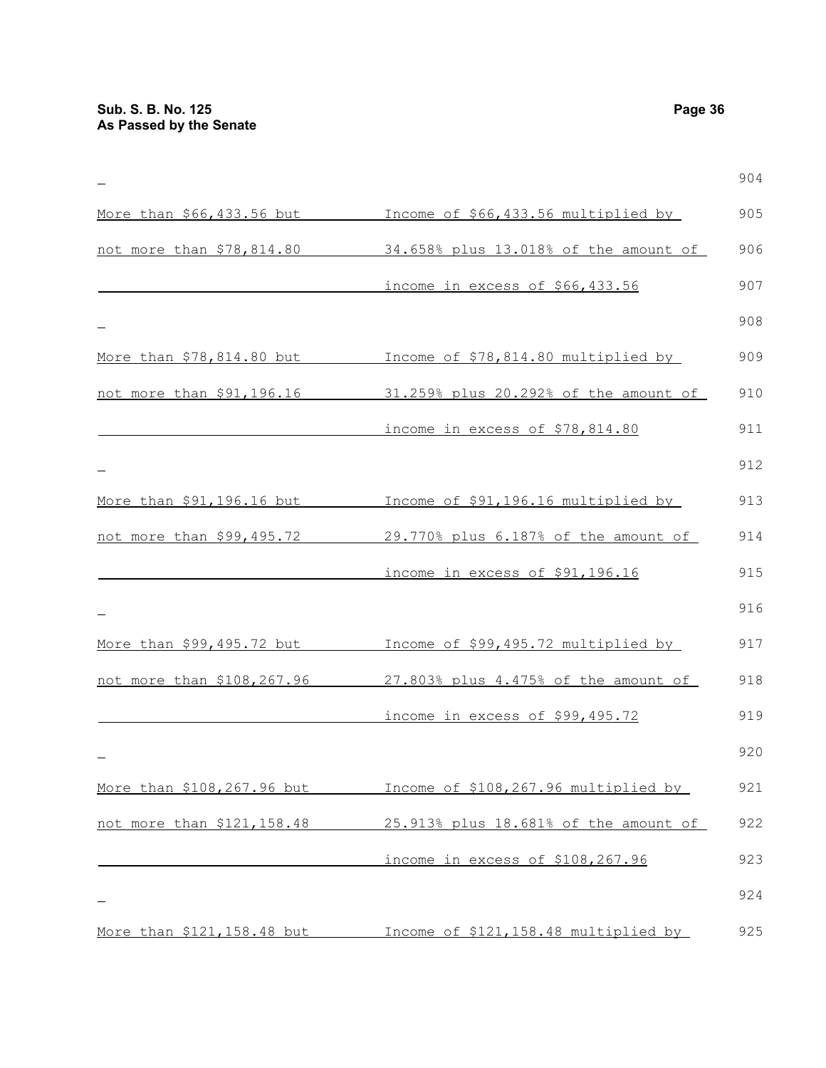| | |
|---|---|
| More than $66,433.56 but not more than $78,814.80 | Income of $66,433.56 multiplied by 34.658% plus 13.018% of the amount of income in excess of $66,433.56 |
| More than $78,814.80 but not more than $91,196.16 | Income of $78,814.80 multiplied by 31.259% plus 20.292% of the amount of income in excess of $78,814.80 |
| More than $91,196.16 but not more than $99,495.72 | Income of $91,196.16 multiplied by 29.770% plus 6.187% of the amount of income in excess of $91,196.16 |
| More than $99,495.72 but not more than $108,267.96 | Income of $99,495.72 multiplied by 27.803% plus 4.475% of the amount of income in excess of $99,495.72 |
| More than $108,267.96 but not more than $121,158.48 | Income of $108,267.96 multiplied by 25.913% plus 18.681% of the amount of income in excess of $108,267.96 |
| More than $121,158.48 but | Income of $121,158.48 multiplied by |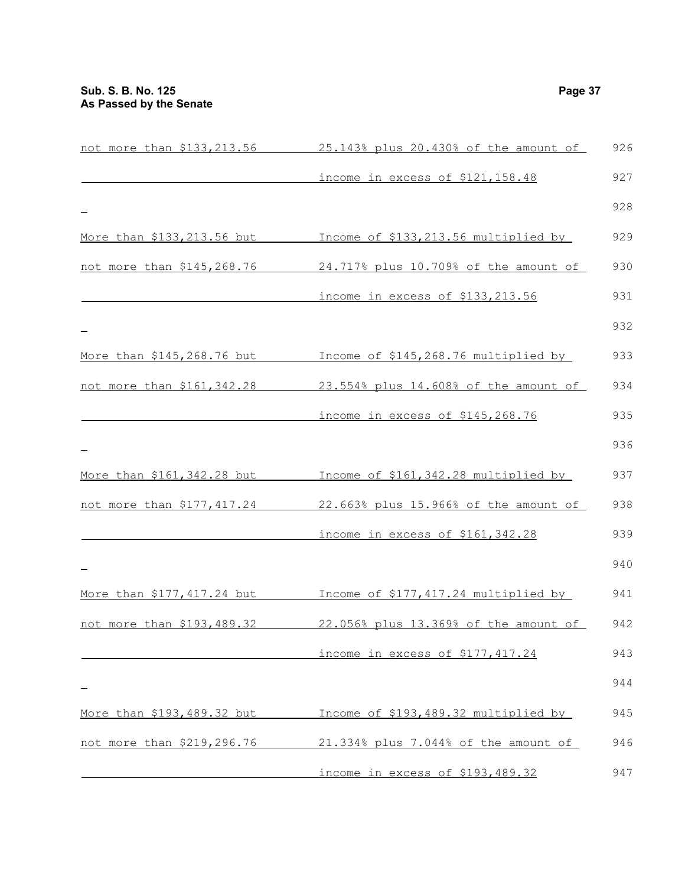| | | |
|---|---|---|
| not more than $133,213.56 | 25.143% plus 20.430% of the amount of | 926 |
| | income in excess of $121,158.48 | 927 |
| | | 928 |
| More than $133,213.56 but | Income of $133,213.56 multiplied by | 929 |
| not more than $145,268.76 | 24.717% plus 10.709% of the amount of | 930 |
| | income in excess of $133,213.56 | 931 |
| | | 932 |
| More than $145,268.76 but | Income of $145,268.76 multiplied by | 933 |
| not more than $161,342.28 | 23.554% plus 14.608% of the amount of | 934 |
| | income in excess of $145,268.76 | 935 |
| | | 936 |
| More than $161,342.28 but | Income of $161,342.28 multiplied by | 937 |
| not more than $177,417.24 | 22.663% plus 15.966% of the amount of | 938 |
| | income in excess of $161,342.28 | 939 |
| | | 940 |
| More than $177,417.24 but | Income of $177,417.24 multiplied by | 941 |
| not more than $193,489.32 | 22.056% plus 13.369% of the amount of | 942 |
| | income in excess of $177,417.24 | 943 |
| | | 944 |
| More than $193,489.32 but | Income of $193,489.32 multiplied by | 945 |
| not more than $219,296.76 | 21.334% plus 7.044% of the amount of | 946 |
| | income in excess of $193,489.32 | 947 |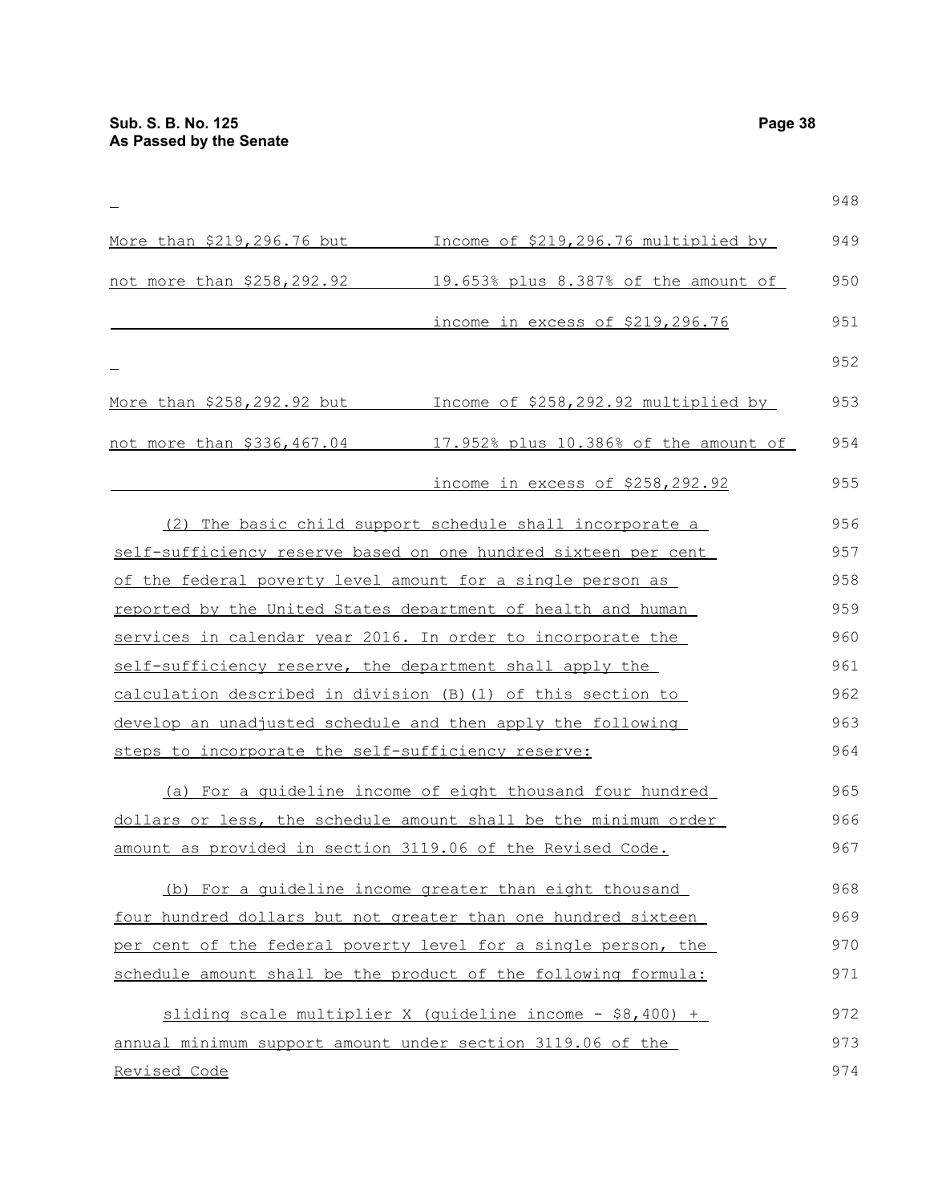| | |
|---|---|
| More than \$219,296.76 but not more than \$258,292.92 | Income of \$219,296.76 multiplied by 19.653% plus 8.387% of the amount of income in excess of \$219,296.76 |
| More than \$258,292.92 but not more than \$336,467.04 | Income of \$258,292.92 multiplied by 17.952% plus 10.386% of the amount of income in excess of \$258,292.92 |

(2) The basic child support schedule shall incorporate a self-sufficiency reserve based on one hundred sixteen per cent of the federal poverty level amount for a single person as reported by the United States department of health and human services in calendar year 2016. In order to incorporate the self-sufficiency reserve, the department shall apply the calculation described in division (B)(1) of this section to develop an unadjusted schedule and then apply the following steps to incorporate the self-sufficiency reserve:

(a) For a guideline income of eight thousand four hundred dollars or less, the schedule amount shall be the minimum order amount as provided in section 3119.06 of the Revised Code.

(b) For a guideline income greater than eight thousand four hundred dollars but not greater than one hundred sixteen per cent of the federal poverty level for a single person, the schedule amount shall be the product of the following formula:

sliding scale multiplier X (guideline income - \$8,400) + annual minimum support amount under section 3119.06 of the Revised Code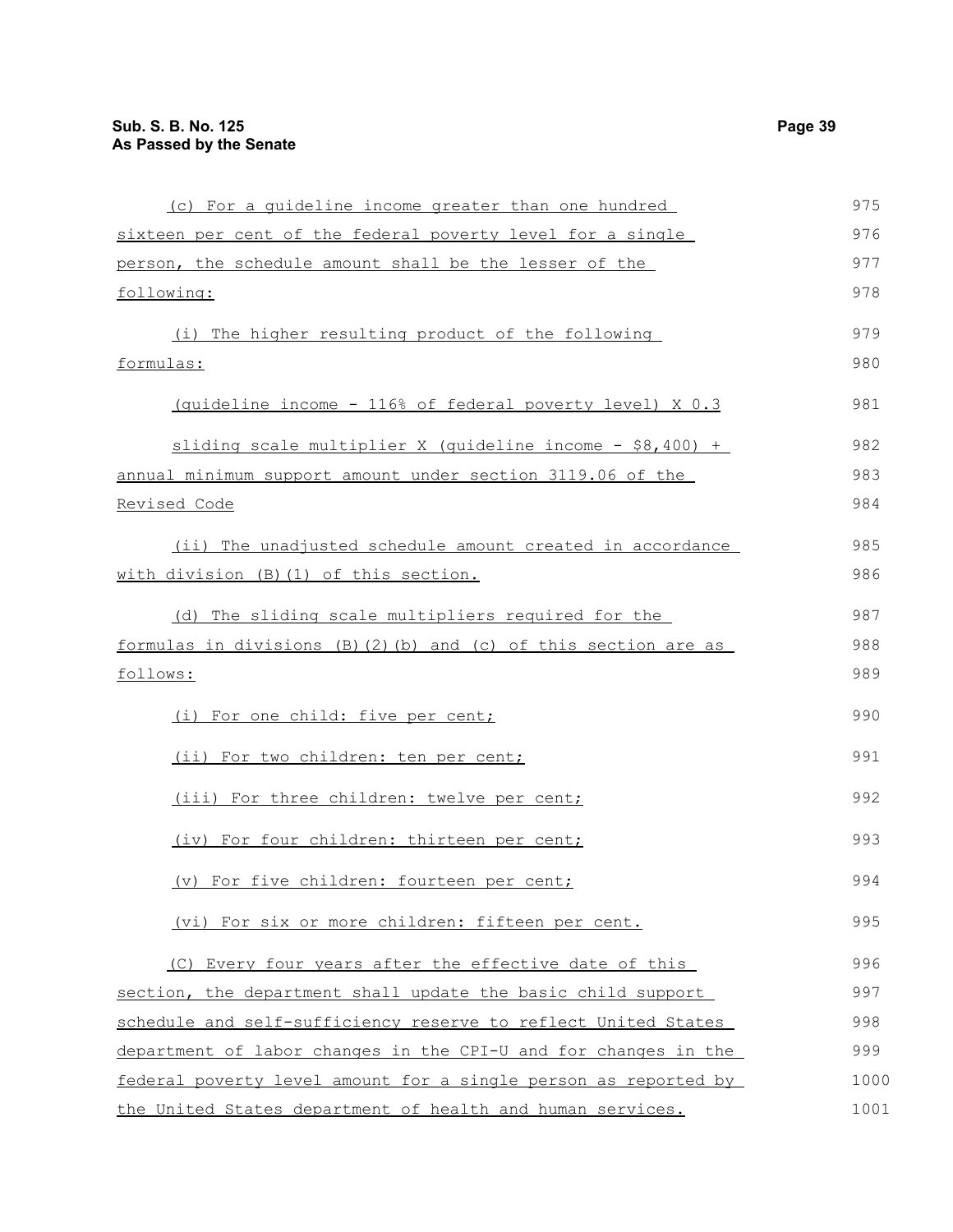(c) For a guideline income greater than one hundred sixteen per cent of the federal poverty level for a single person, the schedule amount shall be the lesser of the following:

(i) The higher resulting product of the following formulas:

(guideline income - 116% of federal poverty level) X 0.3

sliding scale multiplier X (guideline income - $8,400) + annual minimum support amount under section 3119.06 of the Revised Code

(ii) The unadjusted schedule amount created in accordance with division (B)(1) of this section.

(d) The sliding scale multipliers required for the formulas in divisions (B)(2)(b) and (c) of this section are as follows:

(i) For one child: five per cent;

(ii) For two children: ten per cent;

(iii) For three children: twelve per cent;

(iv) For four children: thirteen per cent;

(v) For five children: fourteen per cent;

(vi) For six or more children: fifteen per cent.

(C) Every four years after the effective date of this section, the department shall update the basic child support schedule and self-sufficiency reserve to reflect United States department of labor changes in the CPI-U and for changes in the federal poverty level amount for a single person as reported by the United States department of health and human services.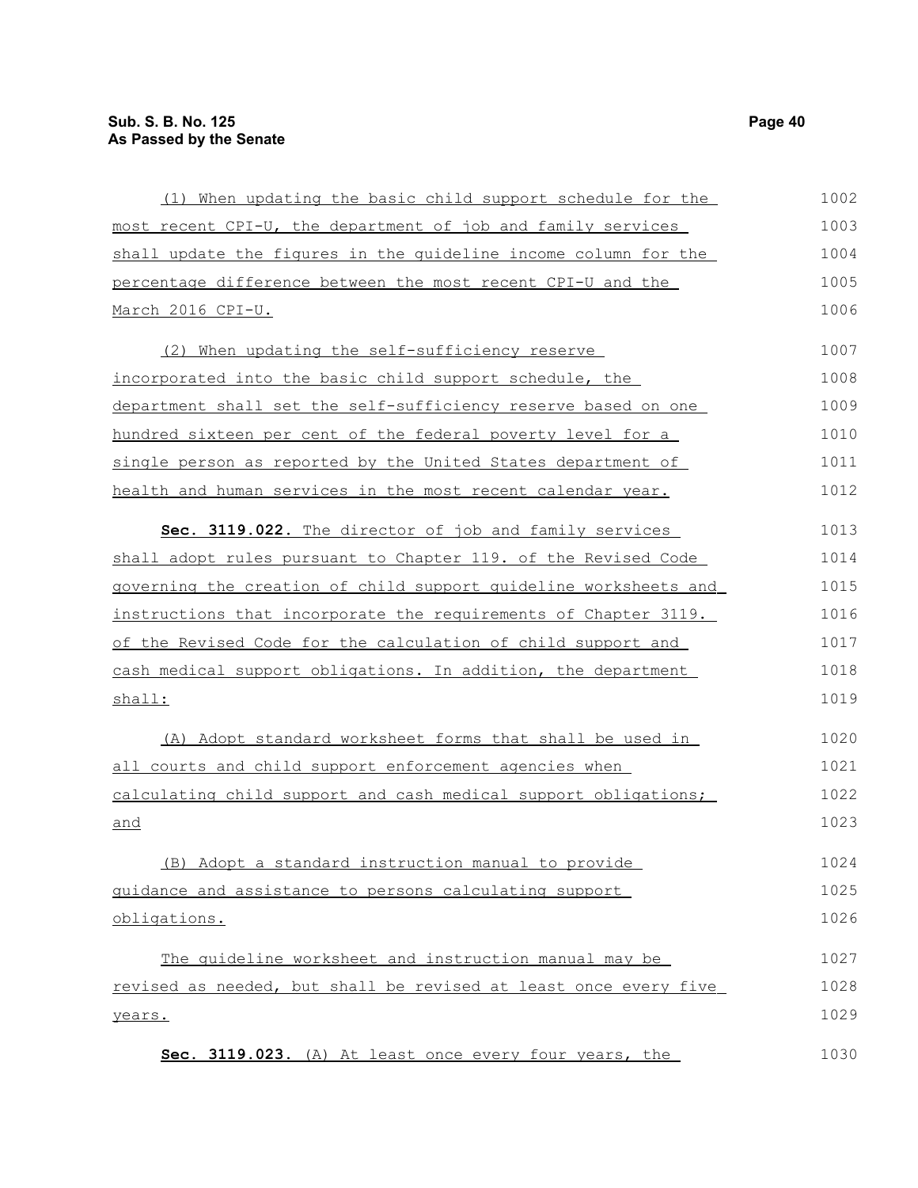(1) When updating the basic child support schedule for the most recent CPI-U, the department of job and family services shall update the figures in the guideline income column for the percentage difference between the most recent CPI-U and the March 2016 CPI-U.

(2) When updating the self-sufficiency reserve incorporated into the basic child support schedule, the department shall set the self-sufficiency reserve based on one hundred sixteen per cent of the federal poverty level for a single person as reported by the United States department of health and human services in the most recent calendar year.

**Sec. 3119.022.** The director of job and family services shall adopt rules pursuant to Chapter 119. of the Revised Code governing the creation of child support guideline worksheets and instructions that incorporate the requirements of Chapter 3119. of the Revised Code for the calculation of child support and cash medical support obligations. In addition, the department shall:

(A) Adopt standard worksheet forms that shall be used in all courts and child support enforcement agencies when calculating child support and cash medical support obligations; and

(B) Adopt a standard instruction manual to provide guidance and assistance to persons calculating support obligations.

The guideline worksheet and instruction manual may be revised as needed, but shall be revised at least once every five years.

**Sec. 3119.023.** (A) At least once every four years, the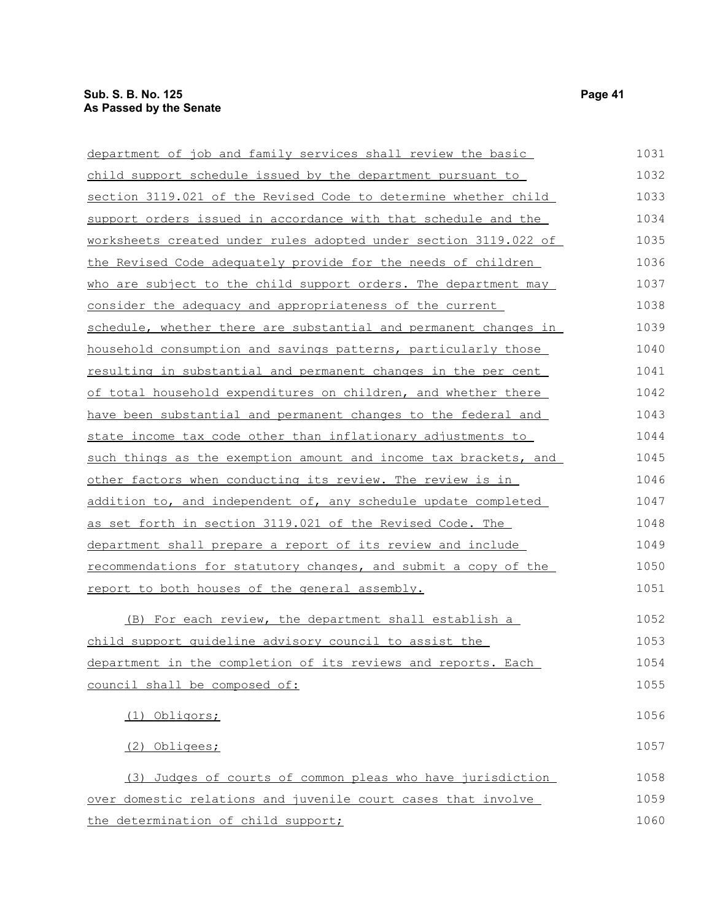department of job and family services shall review the basic child support schedule issued by the department pursuant to section 3119.021 of the Revised Code to determine whether child support orders issued in accordance with that schedule and the worksheets created under rules adopted under section 3119.022 of the Revised Code adequately provide for the needs of children who are subject to the child support orders. The department may consider the adequacy and appropriateness of the current schedule, whether there are substantial and permanent changes in household consumption and savings patterns, particularly those resulting in substantial and permanent changes in the per cent of total household expenditures on children, and whether there have been substantial and permanent changes to the federal and state income tax code other than inflationary adjustments to such things as the exemption amount and income tax brackets, and other factors when conducting its review. The review is in addition to, and independent of, any schedule update completed as set forth in section 3119.021 of the Revised Code. The department shall prepare a report of its review and include recommendations for statutory changes, and submit a copy of the report to both houses of the general assembly.

(B) For each review, the department shall establish a child support guideline advisory council to assist the department in the completion of its reviews and reports. Each council shall be composed of:

(1) Obligors;

(2) Obligees;

(3) Judges of courts of common pleas who have jurisdiction over domestic relations and juvenile court cases that involve the determination of child support;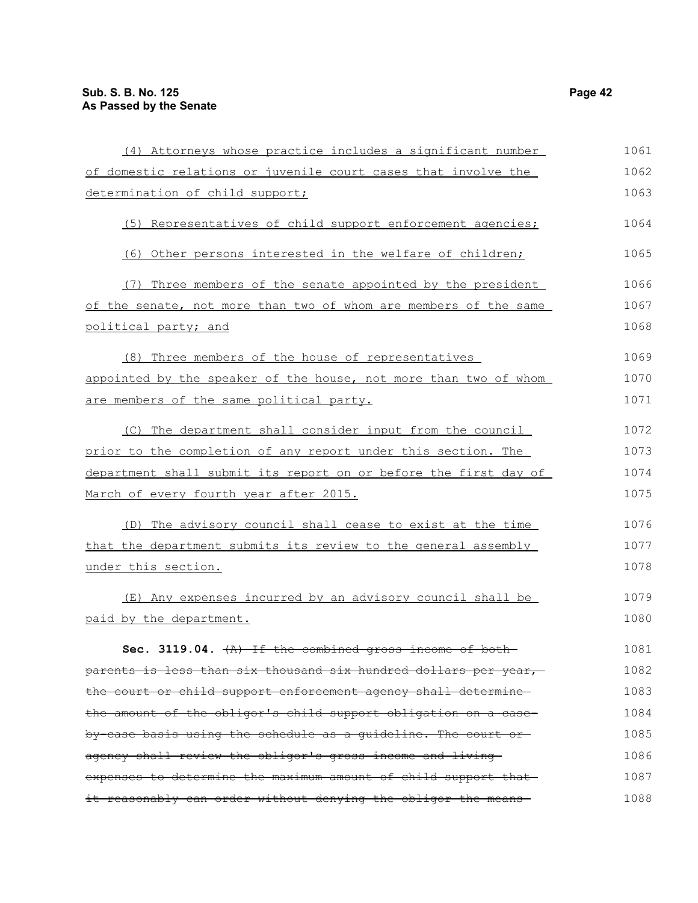(4) Attorneys whose practice includes a significant number of domestic relations or juvenile court cases that involve the determination of child support;

(5) Representatives of child support enforcement agencies;

(6) Other persons interested in the welfare of children;

(7) Three members of the senate appointed by the president of the senate, not more than two of whom are members of the same political party; and

(8) Three members of the house of representatives appointed by the speaker of the house, not more than two of whom are members of the same political party.

(C) The department shall consider input from the council prior to the completion of any report under this section. The department shall submit its report on or before the first day of March of every fourth year after 2015.

(D) The advisory council shall cease to exist at the time that the department submits its review to the general assembly under this section.

(E) Any expenses incurred by an advisory council shall be paid by the department.

**Sec. 3119.04.** ~~(A) If the combined gross income of both parents is less than six thousand six hundred dollars per year, the court or child support enforcement agency shall determine the amount of the obligor's child support obligation on a case-by-case basis using the schedule as a guideline. The court or agency shall review the obligor's gross income and living expenses to determine the maximum amount of child support that it reasonably can order without denying the obligor the means~~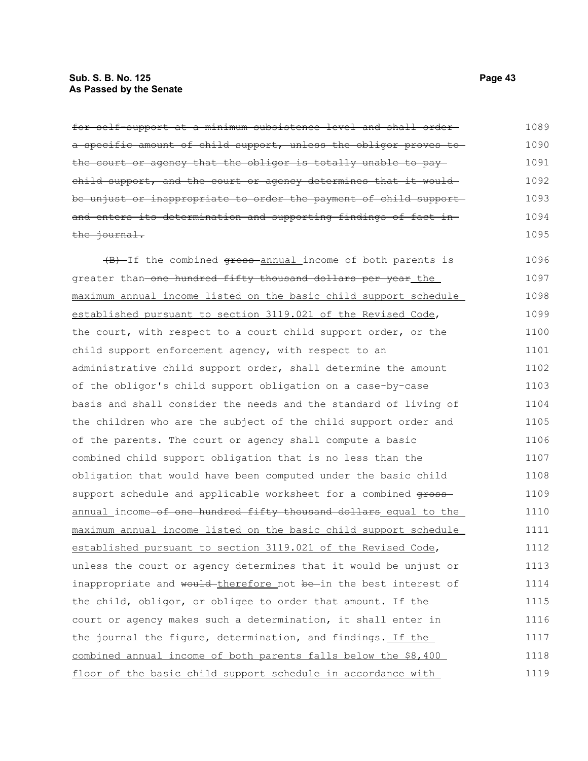~~for self-support at a minimum subsistence level and shall order a specific amount of child support, unless the obligor proves to the court or agency that the obligor is totally unable to pay child support, and the court or agency determines that it would be unjust or inappropriate to order the payment of child support and enters its determination and supporting findings of fact in the journal.~~

~~(B)~~ If the combined ~~gross~~ annual income of both parents is greater than ~~one hundred fifty thousand dollars per year~~ the maximum annual income listed on the basic child support schedule established pursuant to section 3119.021 of the Revised Code, the court, with respect to a court child support order, or the child support enforcement agency, with respect to an administrative child support order, shall determine the amount of the obligor's child support obligation on a case-by-case basis and shall consider the needs and the standard of living of the children who are the subject of the child support order and of the parents. The court or agency shall compute a basic combined child support obligation that is no less than the obligation that would have been computed under the basic child support schedule and applicable worksheet for a combined ~~gross~~ annual income ~~of one hundred fifty thousand dollars~~ equal to the maximum annual income listed on the basic child support schedule established pursuant to section 3119.021 of the Revised Code, unless the court or agency determines that it would be unjust or inappropriate and ~~would~~ therefore not ~~be~~ in the best interest of the child, obligor, or obligee to order that amount. If the court or agency makes such a determination, it shall enter in the journal the figure, determination, and findings. If the combined annual income of both parents falls below the $8,400 floor of the basic child support schedule in accordance with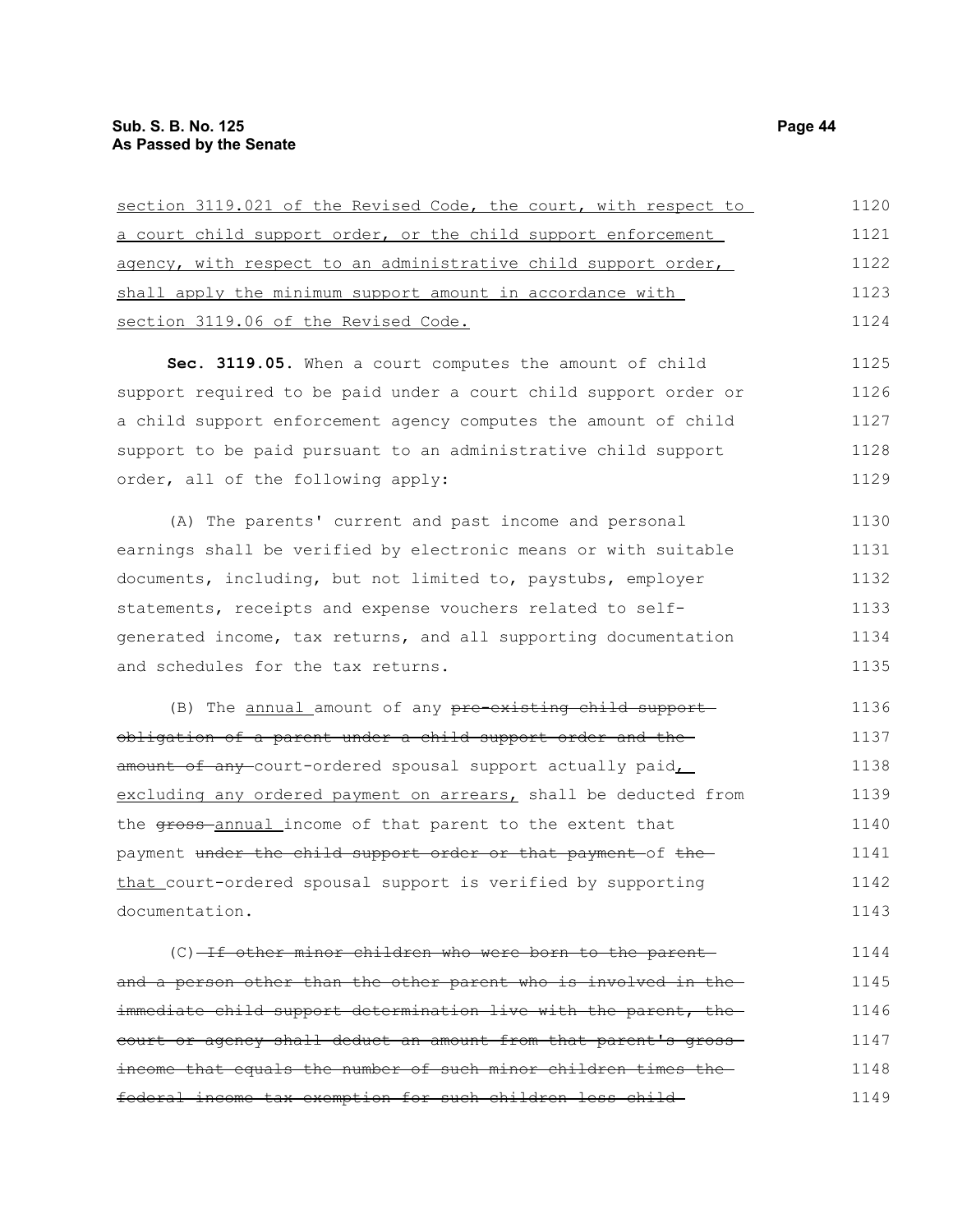section 3119.021 of the Revised Code, the court, with respect to a court child support order, or the child support enforcement agency, with respect to an administrative child support order, shall apply the minimum support amount in accordance with section 3119.06 of the Revised Code.

**Sec. 3119.05.** When a court computes the amount of child support required to be paid under a court child support order or a child support enforcement agency computes the amount of child support to be paid pursuant to an administrative child support order, all of the following apply:

(A) The parents' current and past income and personal earnings shall be verified by electronic means or with suitable documents, including, but not limited to, paystubs, employer statements, receipts and expense vouchers related to self-generated income, tax returns, and all supporting documentation and schedules for the tax returns.

(B) The annual amount of any ~~pre-existing child support obligation of a parent under a child support order and the amount of any~~ court-ordered spousal support actually paid, excluding any ordered payment on arrears, shall be deducted from the ~~gross~~ annual income of that parent to the extent that payment ~~under the child support order or that payment~~ of ~~the~~ that court-ordered spousal support is verified by supporting documentation.

(C) ~~If other minor children who were born to the parent and a person other than the other parent who is involved in the immediate child support determination live with the parent, the court or agency shall deduct an amount from that parent's gross income that equals the number of such minor children times the federal income tax exemption for such children less child~~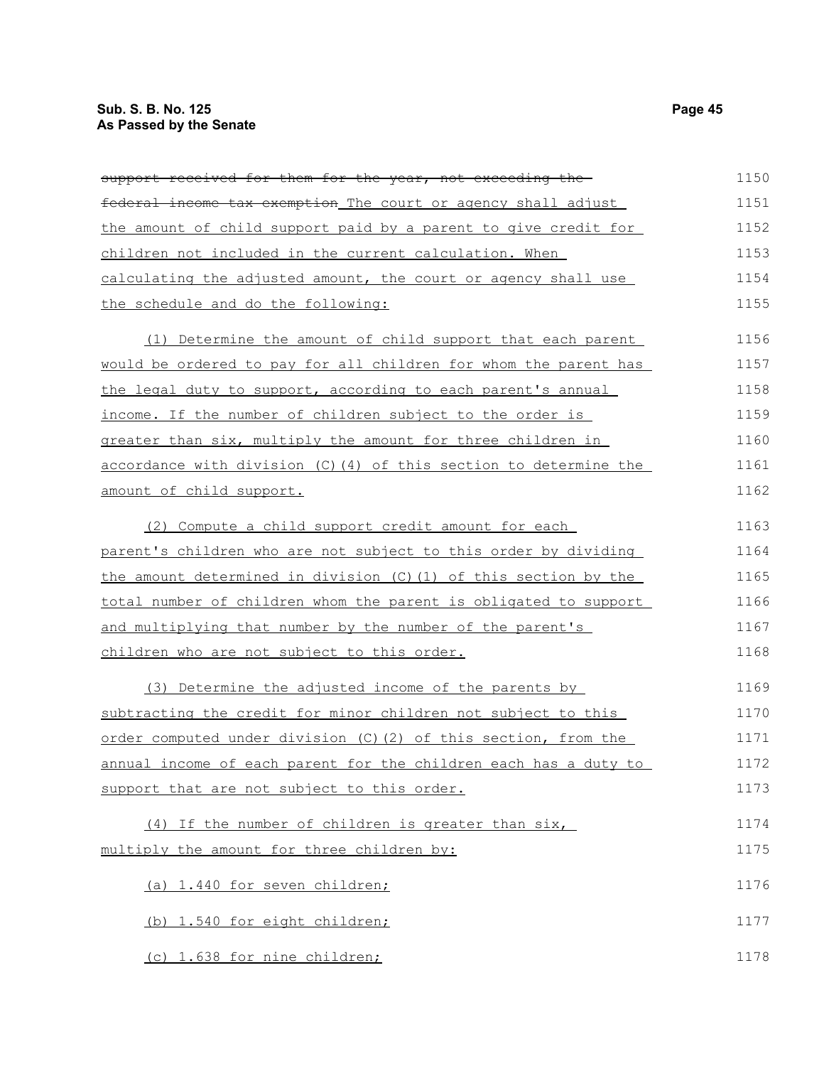~~support received for them for the year, not exceeding the federal income tax exemption~~ The court or agency shall adjust the amount of child support paid by a parent to give credit for children not included in the current calculation. When calculating the adjusted amount, the court or agency shall use the schedule and do the following:

(1) Determine the amount of child support that each parent would be ordered to pay for all children for whom the parent has the legal duty to support, according to each parent's annual income. If the number of children subject to the order is greater than six, multiply the amount for three children in accordance with division (C)(4) of this section to determine the amount of child support.

(2) Compute a child support credit amount for each parent's children who are not subject to this order by dividing the amount determined in division (C)(1) of this section by the total number of children whom the parent is obligated to support and multiplying that number by the number of the parent's children who are not subject to this order.

(3) Determine the adjusted income of the parents by subtracting the credit for minor children not subject to this order computed under division (C)(2) of this section, from the annual income of each parent for the children each has a duty to support that are not subject to this order.

(4) If the number of children is greater than six, multiply the amount for three children by:

(a) 1.440 for seven children;

(b) 1.540 for eight children;

(c) 1.638 for nine children;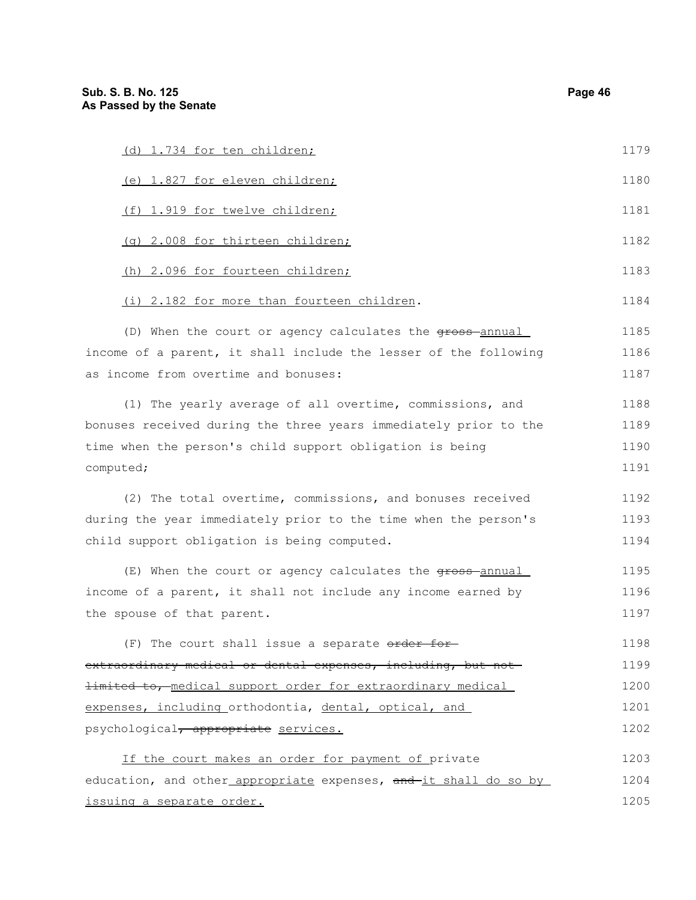(d) 1.734 for ten children;

(e) 1.827 for eleven children;

(f) 1.919 for twelve children;

(g) 2.008 for thirteen children;

(h) 2.096 for fourteen children;

(i) 2.182 for more than fourteen children.

(D) When the court or agency calculates the ~~gross~~ annual income of a parent, it shall include the lesser of the following as income from overtime and bonuses:

(1) The yearly average of all overtime, commissions, and bonuses received during the three years immediately prior to the time when the person's child support obligation is being computed;

(2) The total overtime, commissions, and bonuses received during the year immediately prior to the time when the person's child support obligation is being computed.

(E) When the court or agency calculates the ~~gross~~ annual income of a parent, it shall not include any income earned by the spouse of that parent.

(F) The court shall issue a separate ~~order for extraordinary medical or dental expenses, including, but not limited to,~~ medical support order for extraordinary medical expenses, including orthodontia, dental, optical, and psychological~~, appropriate~~ services.

If the court makes an order for payment of private education, and other appropriate expenses, ~~and~~ it shall do so by issuing a separate order.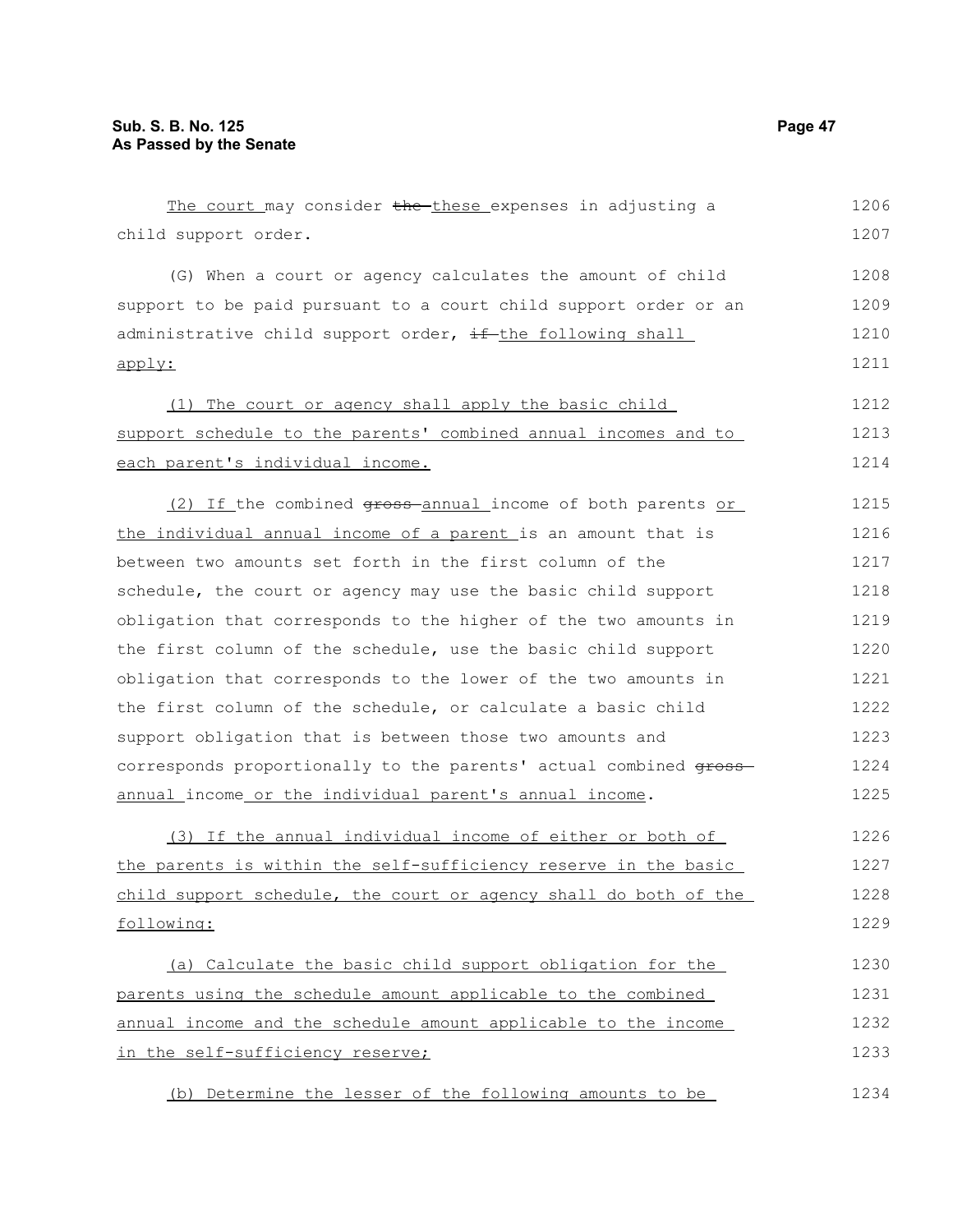The court may consider ~~the~~ these expenses in adjusting a child support order.

(G) When a court or agency calculates the amount of child support to be paid pursuant to a court child support order or an administrative child support order, ~~if~~ the following shall apply:

(1) The court or agency shall apply the basic child support schedule to the parents' combined annual incomes and to each parent's individual income.

(2) If the combined ~~gross~~ annual income of both parents or the individual annual income of a parent is an amount that is between two amounts set forth in the first column of the schedule, the court or agency may use the basic child support obligation that corresponds to the higher of the two amounts in the first column of the schedule, use the basic child support obligation that corresponds to the lower of the two amounts in the first column of the schedule, or calculate a basic child support obligation that is between those two amounts and corresponds proportionally to the parents' actual combined ~~gross~~ annual income or the individual parent's annual income.

(3) If the annual individual income of either or both of the parents is within the self-sufficiency reserve in the basic child support schedule, the court or agency shall do both of the following:

(a) Calculate the basic child support obligation for the parents using the schedule amount applicable to the combined annual income and the schedule amount applicable to the income in the self-sufficiency reserve;

(b) Determine the lesser of the following amounts to be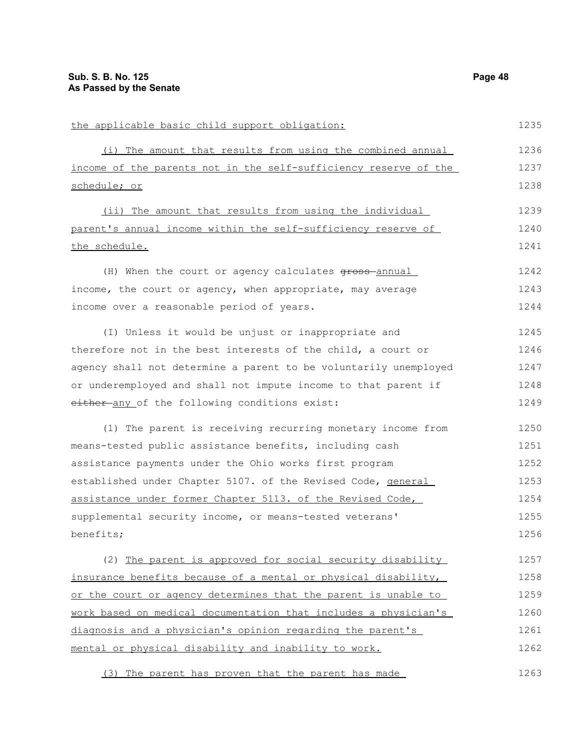the applicable basic child support obligation:

(i) The amount that results from using the combined annual income of the parents not in the self-sufficiency reserve of the schedule; or

(ii) The amount that results from using the individual parent's annual income within the self-sufficiency reserve of the schedule.

(H) When the court or agency calculates ~~gross~~ annual income, the court or agency, when appropriate, may average income over a reasonable period of years.

(I) Unless it would be unjust or inappropriate and therefore not in the best interests of the child, a court or agency shall not determine a parent to be voluntarily unemployed or underemployed and shall not impute income to that parent if ~~either~~ any of the following conditions exist:

(1) The parent is receiving recurring monetary income from means-tested public assistance benefits, including cash assistance payments under the Ohio works first program established under Chapter 5107. of the Revised Code, general assistance under former Chapter 5113. of the Revised Code, supplemental security income, or means-tested veterans' benefits;

(2) The parent is approved for social security disability insurance benefits because of a mental or physical disability, or the court or agency determines that the parent is unable to work based on medical documentation that includes a physician's diagnosis and a physician's opinion regarding the parent's mental or physical disability and inability to work.

(3) The parent has proven that the parent has made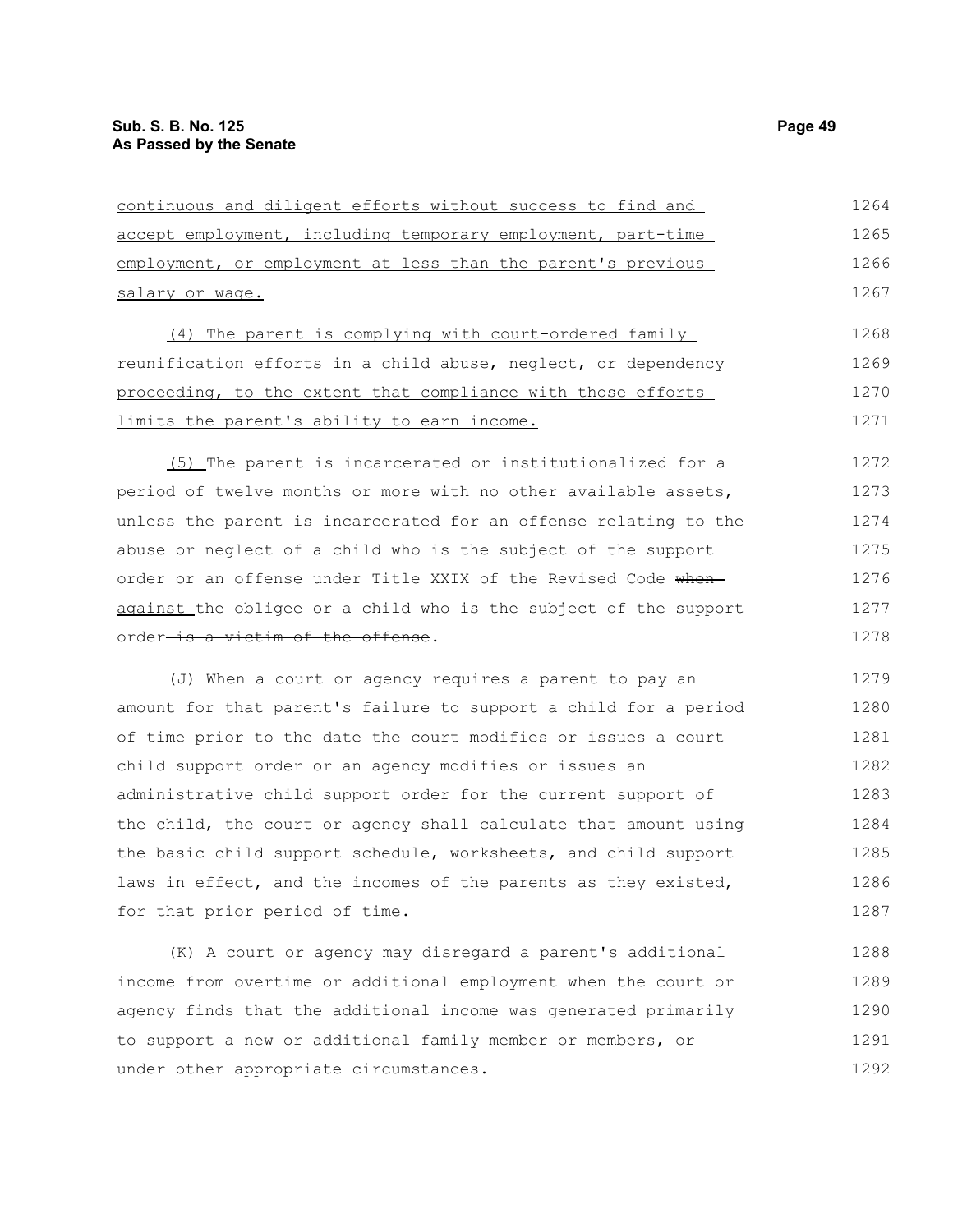continuous and diligent efforts without success to find and accept employment, including temporary employment, part-time employment, or employment at less than the parent's previous salary or wage.

(4) The parent is complying with court-ordered family reunification efforts in a child abuse, neglect, or dependency proceeding, to the extent that compliance with those efforts limits the parent's ability to earn income.

(5) The parent is incarcerated or institutionalized for a period of twelve months or more with no other available assets, unless the parent is incarcerated for an offense relating to the abuse or neglect of a child who is the subject of the support order or an offense under Title XXIX of the Revised Code ~~when~~ against the obligee or a child who is the subject of the support order ~~is a victim of the offense~~.

(J) When a court or agency requires a parent to pay an amount for that parent's failure to support a child for a period of time prior to the date the court modifies or issues a court child support order or an agency modifies or issues an administrative child support order for the current support of the child, the court or agency shall calculate that amount using the basic child support schedule, worksheets, and child support laws in effect, and the incomes of the parents as they existed, for that prior period of time.

(K) A court or agency may disregard a parent's additional income from overtime or additional employment when the court or agency finds that the additional income was generated primarily to support a new or additional family member or members, or under other appropriate circumstances.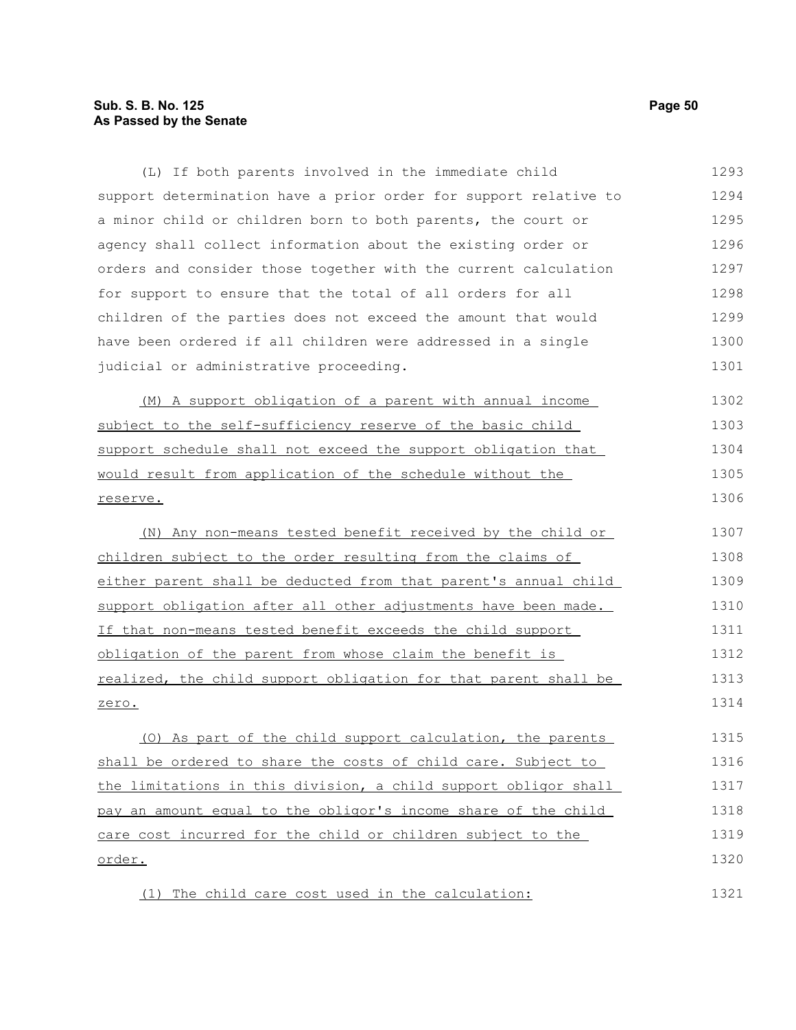(L) If both parents involved in the immediate child support determination have a prior order for support relative to a minor child or children born to both parents, the court or agency shall collect information about the existing order or orders and consider those together with the current calculation for support to ensure that the total of all orders for all children of the parties does not exceed the amount that would have been ordered if all children were addressed in a single judicial or administrative proceeding.

(M) A support obligation of a parent with annual income subject to the self-sufficiency reserve of the basic child support schedule shall not exceed the support obligation that would result from application of the schedule without the reserve.

(N) Any non-means tested benefit received by the child or children subject to the order resulting from the claims of either parent shall be deducted from that parent's annual child support obligation after all other adjustments have been made. If that non-means tested benefit exceeds the child support obligation of the parent from whose claim the benefit is realized, the child support obligation for that parent shall be zero.

(O) As part of the child support calculation, the parents shall be ordered to share the costs of child care. Subject to the limitations in this division, a child support obligor shall pay an amount equal to the obligor's income share of the child care cost incurred for the child or children subject to the order.

(1) The child care cost used in the calculation: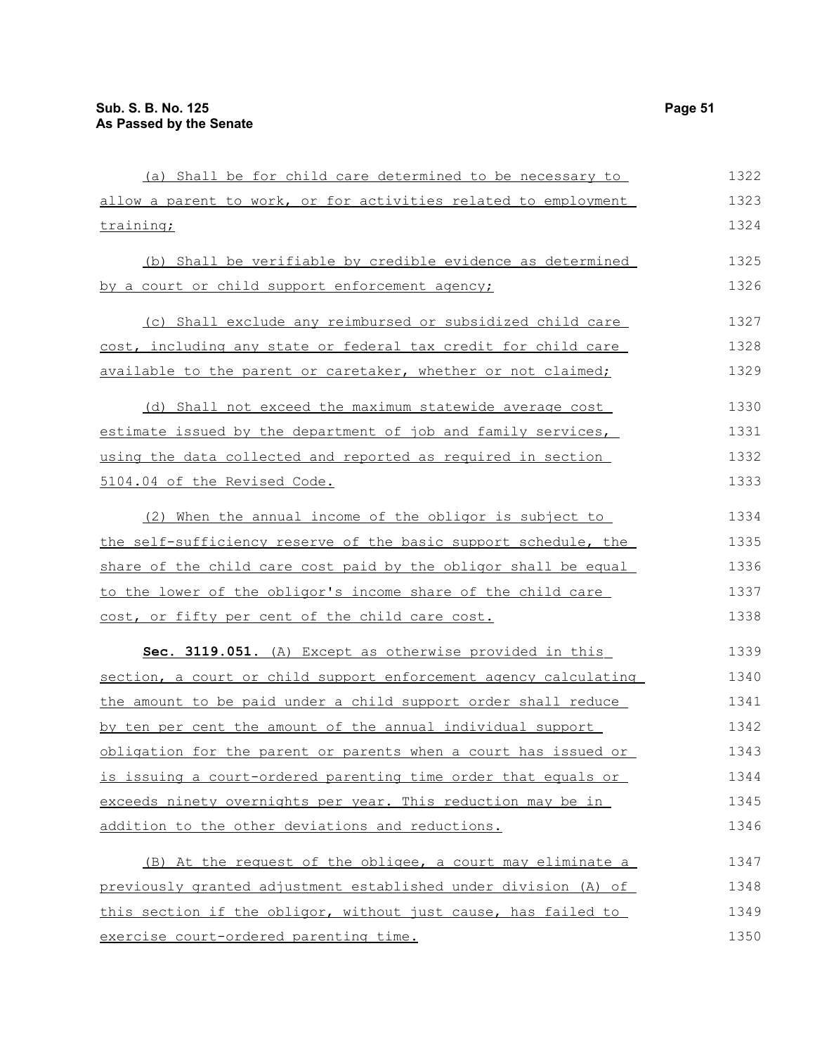(a) Shall be for child care determined to be necessary to allow a parent to work, or for activities related to employment training;

(b) Shall be verifiable by credible evidence as determined by a court or child support enforcement agency;

(c) Shall exclude any reimbursed or subsidized child care cost, including any state or federal tax credit for child care available to the parent or caretaker, whether or not claimed;

(d) Shall not exceed the maximum statewide average cost estimate issued by the department of job and family services, using the data collected and reported as required in section 5104.04 of the Revised Code.

(2) When the annual income of the obligor is subject to the self-sufficiency reserve of the basic support schedule, the share of the child care cost paid by the obligor shall be equal to the lower of the obligor's income share of the child care cost, or fifty per cent of the child care cost.

**Sec. 3119.051.** (A) Except as otherwise provided in this section, a court or child support enforcement agency calculating the amount to be paid under a child support order shall reduce by ten per cent the amount of the annual individual support obligation for the parent or parents when a court has issued or is issuing a court-ordered parenting time order that equals or exceeds ninety overnights per year. This reduction may be in addition to the other deviations and reductions.

(B) At the request of the obligee, a court may eliminate a previously granted adjustment established under division (A) of this section if the obligor, without just cause, has failed to exercise court-ordered parenting time.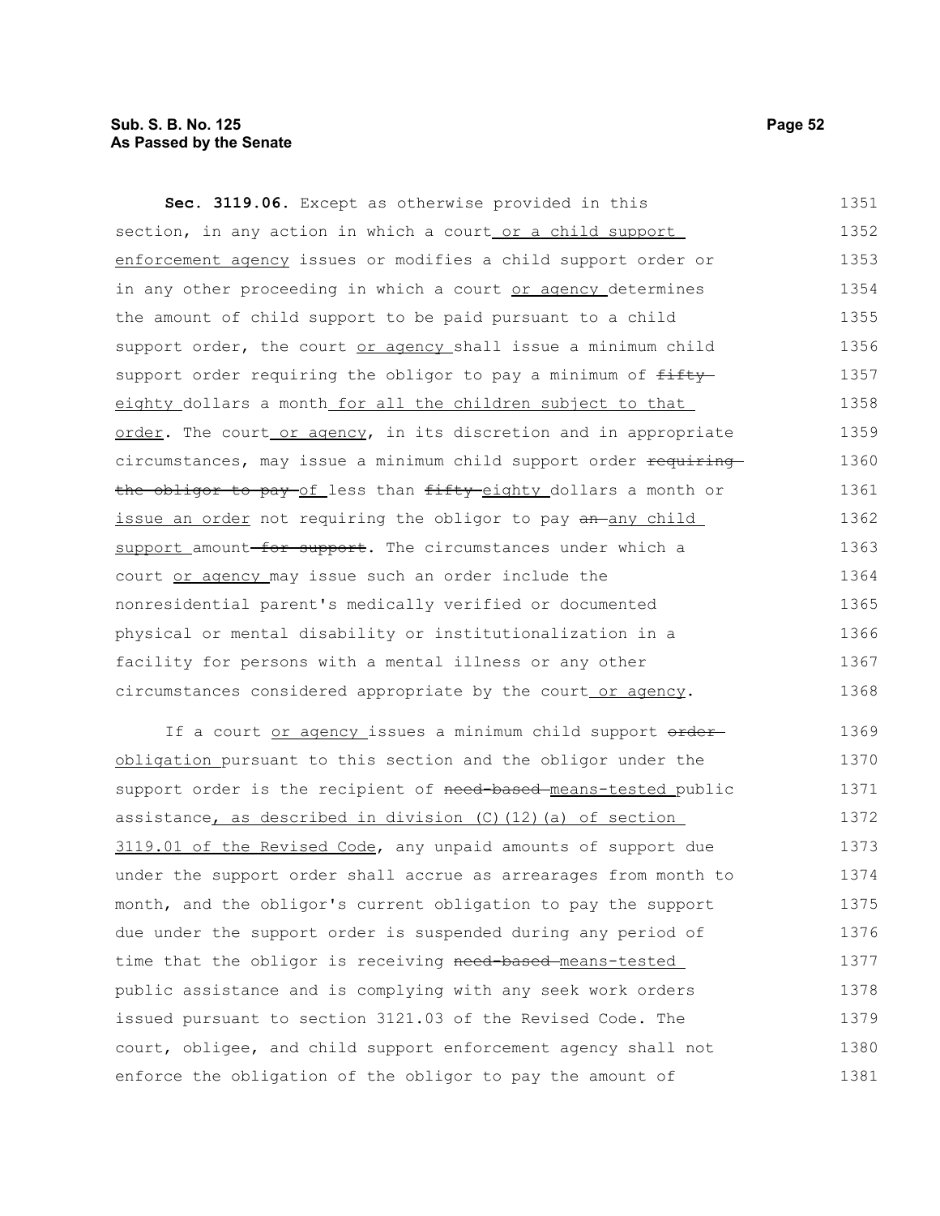**Sec. 3119.06.** Except as otherwise provided in this section, in any action in which a court or a child support enforcement agency issues or modifies a child support order or in any other proceeding in which a court or agency determines the amount of child support to be paid pursuant to a child support order, the court or agency shall issue a minimum child support order requiring the obligor to pay a minimum of ~~fifty~~ eighty dollars a month for all the children subject to that order. The court or agency, in its discretion and in appropriate circumstances, may issue a minimum child support order ~~requiring the obligor to pay~~ of less than ~~fifty~~ eighty dollars a month or issue an order not requiring the obligor to pay ~~an~~ any child support amount ~~for support~~. The circumstances under which a court or agency may issue such an order include the nonresidential parent's medically verified or documented physical or mental disability or institutionalization in a facility for persons with a mental illness or any other circumstances considered appropriate by the court or agency.

If a court or agency issues a minimum child support ~~order~~ obligation pursuant to this section and the obligor under the support order is the recipient of ~~need-based~~ means-tested public assistance, as described in division (C)(12)(a) of section 3119.01 of the Revised Code, any unpaid amounts of support due under the support order shall accrue as arrearages from month to month, and the obligor's current obligation to pay the support due under the support order is suspended during any period of time that the obligor is receiving ~~need-based~~ means-tested public assistance and is complying with any seek work orders issued pursuant to section 3121.03 of the Revised Code. The court, obligee, and child support enforcement agency shall not enforce the obligation of the obligor to pay the amount of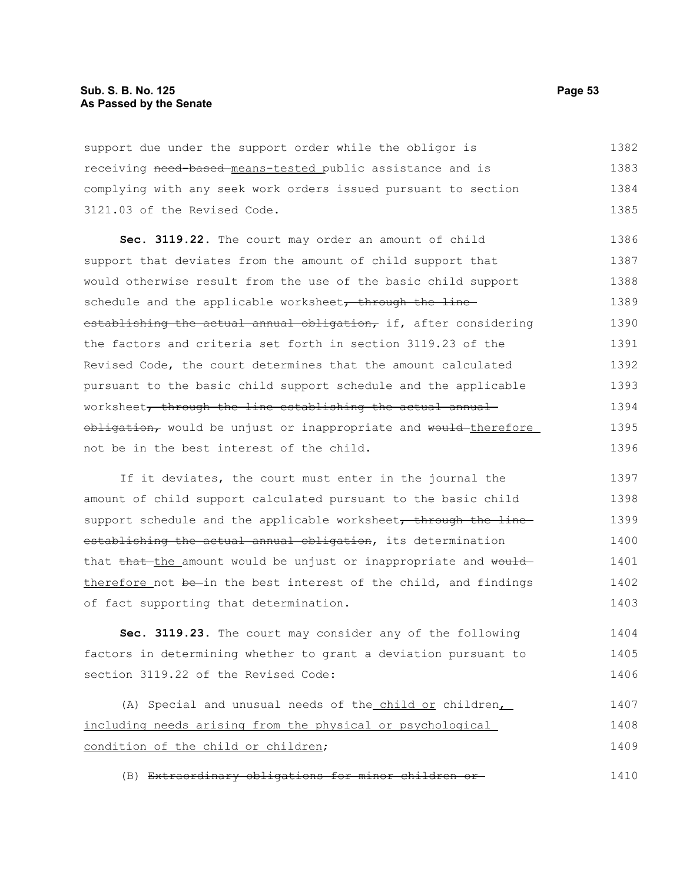support due under the support order while the obligor is receiving ~~need-based~~ <u>means-tested</u> public assistance and is complying with any seek work orders issued pursuant to section 3121.03 of the Revised Code.

**Sec. 3119.22.** The court may order an amount of child support that deviates from the amount of child support that would otherwise result from the use of the basic child support schedule and the applicable worksheet~~, through the line establishing the actual annual obligation,~~ if, after considering the factors and criteria set forth in section 3119.23 of the Revised Code, the court determines that the amount calculated pursuant to the basic child support schedule and the applicable worksheet~~, through the line establishing the actual annual obligation,~~ would be unjust or inappropriate and ~~would~~ <u>therefore</u> not be in the best interest of the child.

If it deviates, the court must enter in the journal the amount of child support calculated pursuant to the basic child support schedule and the applicable worksheet~~, through the line establishing the actual annual obligation~~, its determination that ~~that~~ <u>the</u> amount would be unjust or inappropriate and ~~would~~ <u>therefore</u> not ~~be~~ in the best interest of the child, and findings of fact supporting that determination.

**Sec. 3119.23.** The court may consider any of the following factors in determining whether to grant a deviation pursuant to section 3119.22 of the Revised Code:

(A) Special and unusual needs of the <u>child or</u> children<u>, including needs arising from the physical or psychological condition of the child or children</u>;

(B) ~~Extraordinary obligations for minor children or~~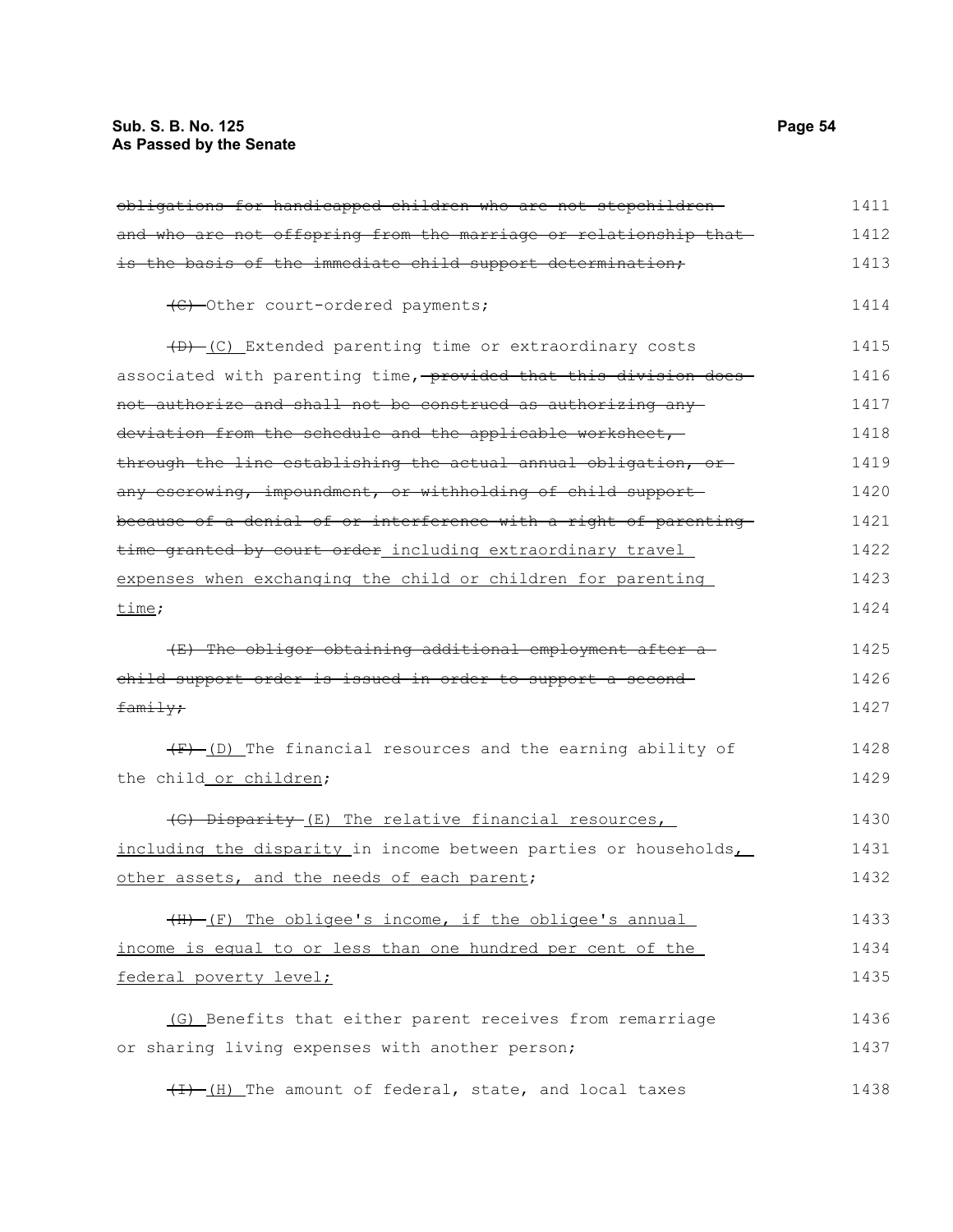~~obligations for handicapped children who are not stepchildren and who are not offspring from the marriage or relationship that is the basis of the immediate child support determination;~~ 1411 1412 1413

~~(C)~~ Other court-ordered payments; 1414

~~(D)~~ (C) Extended parenting time or extraordinary costs associated with parenting time, ~~provided that this division does not authorize and shall not be construed as authorizing any deviation from the schedule and the applicable worksheet, through the line establishing the actual annual obligation, or any escrowing, impoundment, or withholding of child support because of a denial of or interference with a right of parenting time granted by court order~~ including extraordinary travel expenses when exchanging the child or children for parenting time; 1415 1416 1417 1418 1419 1420 1421 1422 1423 1424

~~(E) The obligor obtaining additional employment after a child support order is issued in order to support a second family;~~ 1425 1426 1427

~~(F)~~ (D) The financial resources and the earning ability of the child or children; 1428 1429

~~(G) Disparity~~ (E) The relative financial resources, including the disparity in income between parties or households, other assets, and the needs of each parent; 1430 1431 1432

~~(H)~~ (F) The obligee's income, if the obligee's annual income is equal to or less than one hundred per cent of the federal poverty level; 1433 1434 1435

(G) Benefits that either parent receives from remarriage or sharing living expenses with another person; 1436 1437

~~(I)~~ (H) The amount of federal, state, and local taxes 1438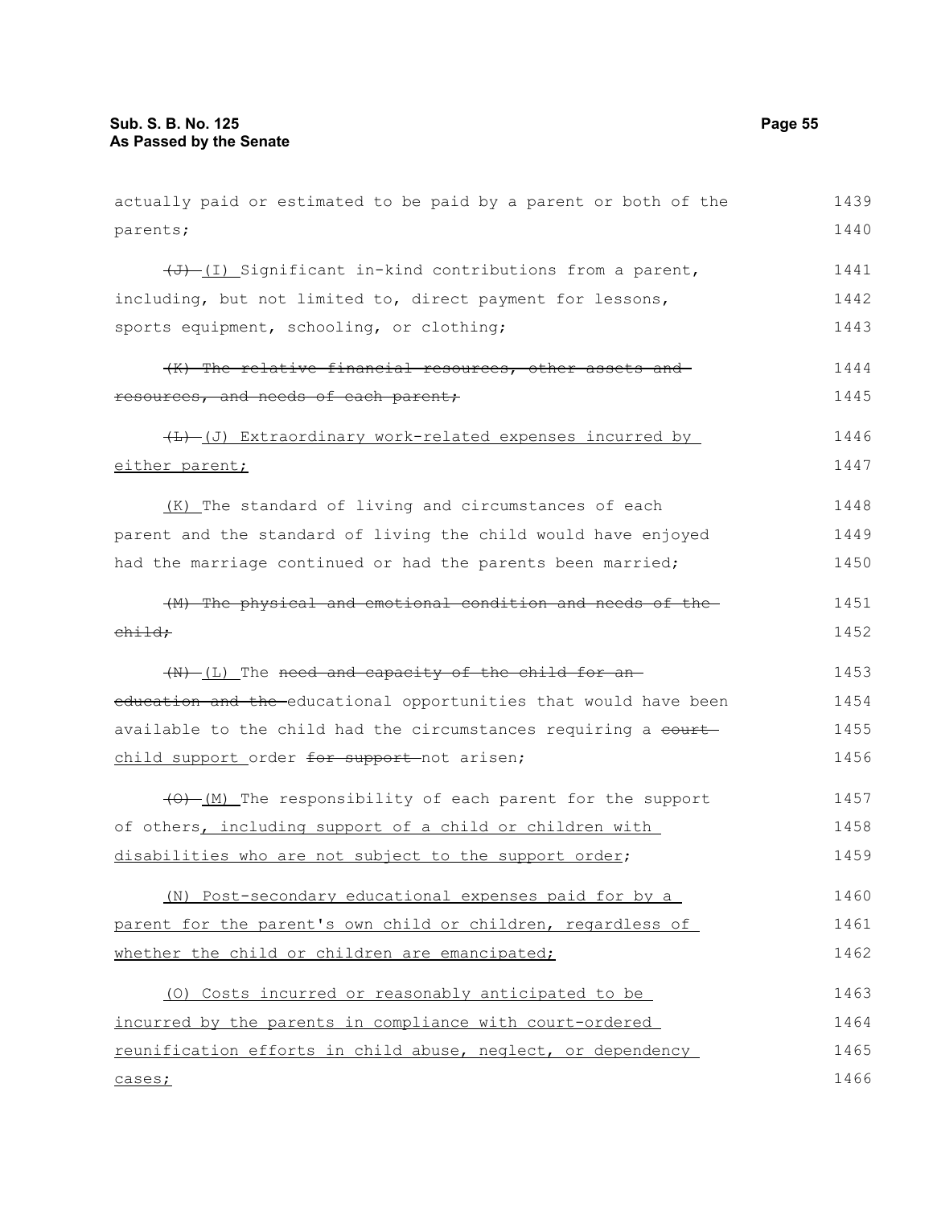actually paid or estimated to be paid by a parent or both of the parents;

~~(J)~~ <u>(I)</u> Significant in-kind contributions from a parent, including, but not limited to, direct payment for lessons, sports equipment, schooling, or clothing;

~~(K) The relative financial resources, other assets and resources, and needs of each parent;~~

~~(L)~~ <u>(J) Extraordinary work-related expenses incurred by either parent;</u>

<u>(K)</u> The standard of living and circumstances of each parent and the standard of living the child would have enjoyed had the marriage continued or had the parents been married;

~~(M) The physical and emotional condition and needs of the child;~~

~~(N)~~ <u>(L)</u> The ~~need and capacity of the child for an education and the~~ educational opportunities that would have been available to the child had the circumstances requiring a ~~court~~ <u>child support</u> order ~~for support~~ not arisen;

~~(O)~~ <u>(M)</u> The responsibility of each parent for the support of others<u>, including support of a child or children with disabilities who are not subject to the support order</u>;

<u>(N) Post-secondary educational expenses paid for by a parent for the parent's own child or children, regardless of whether the child or children are emancipated;</u>

<u>(O) Costs incurred or reasonably anticipated to be incurred by the parents in compliance with court-ordered reunification efforts in child abuse, neglect, or dependency cases;</u>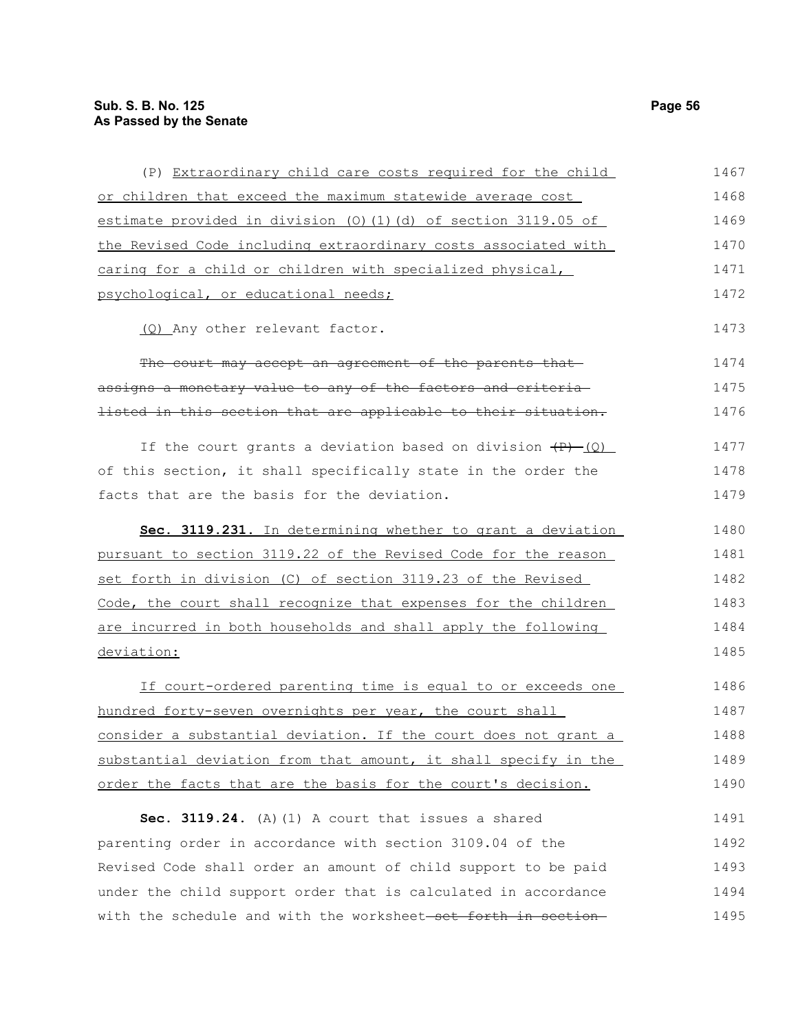(P) Extraordinary child care costs required for the child or children that exceed the maximum statewide average cost estimate provided in division (O)(1)(d) of section 3119.05 of the Revised Code including extraordinary costs associated with caring for a child or children with specialized physical, psychological, or educational needs;

(Q) Any other relevant factor.

~~The court may accept an agreement of the parents that assigns a monetary value to any of the factors and criteria listed in this section that are applicable to their situation.~~

If the court grants a deviation based on division ~~(P)~~ (Q) of this section, it shall specifically state in the order the facts that are the basis for the deviation.

**Sec. 3119.231.** In determining whether to grant a deviation pursuant to section 3119.22 of the Revised Code for the reason set forth in division (C) of section 3119.23 of the Revised Code, the court shall recognize that expenses for the children are incurred in both households and shall apply the following deviation:

If court-ordered parenting time is equal to or exceeds one hundred forty-seven overnights per year, the court shall consider a substantial deviation. If the court does not grant a substantial deviation from that amount, it shall specify in the order the facts that are the basis for the court's decision.

**Sec. 3119.24.** (A)(1) A court that issues a shared parenting order in accordance with section 3109.04 of the Revised Code shall order an amount of child support to be paid under the child support order that is calculated in accordance with the schedule and with the worksheet ~~set forth in section~~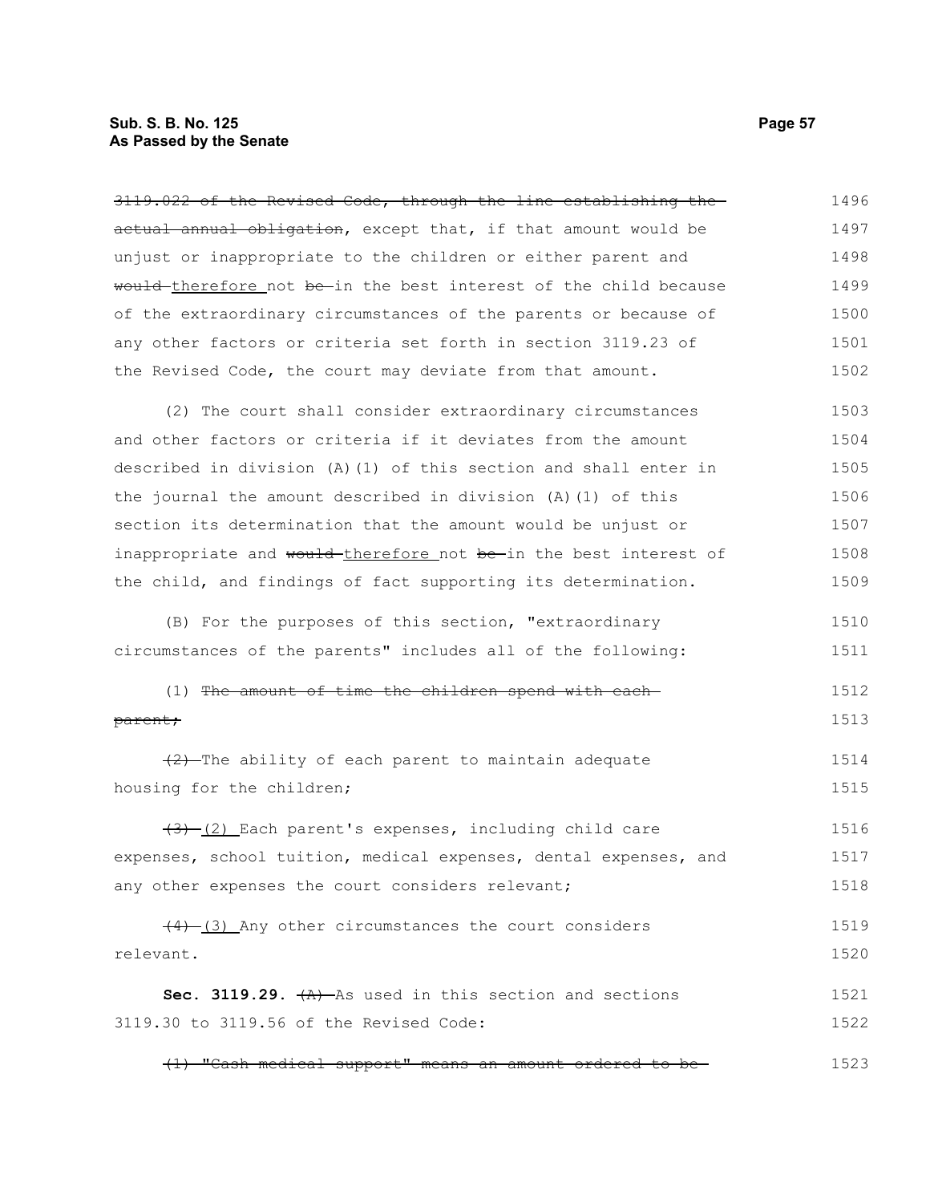~~3119.022 of the Revised Code, through the line establishing the actual annual obligation~~, except that, if that amount would be unjust or inappropriate to the children or either parent and ~~would~~ <u>therefore</u> not ~~be~~ in the best interest of the child because of the extraordinary circumstances of the parents or because of any other factors or criteria set forth in section 3119.23 of the Revised Code, the court may deviate from that amount.

(2) The court shall consider extraordinary circumstances and other factors or criteria if it deviates from the amount described in division (A)(1) of this section and shall enter in the journal the amount described in division (A)(1) of this section its determination that the amount would be unjust or inappropriate and ~~would~~ <u>therefore</u> not ~~be~~ in the best interest of the child, and findings of fact supporting its determination.

(B) For the purposes of this section, "extraordinary circumstances of the parents" includes all of the following:

(1) ~~The amount of time the children spend with each parent;~~

~~(2)~~ The ability of each parent to maintain adequate housing for the children;

~~(3)~~ <u>(2)</u> Each parent's expenses, including child care expenses, school tuition, medical expenses, dental expenses, and any other expenses the court considers relevant;

~~(4)~~ <u>(3)</u> Any other circumstances the court considers relevant.

**Sec. 3119.29.** ~~(A)~~ As used in this section and sections 3119.30 to 3119.56 of the Revised Code:

~~(1) "Cash medical support" means an amount ordered to be~~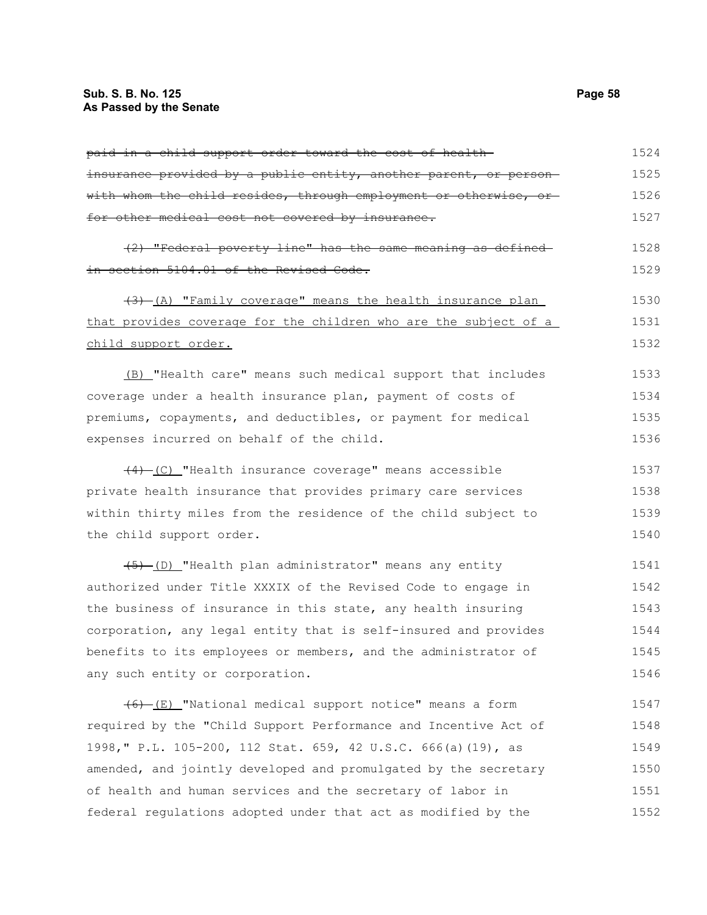~~paid in a child support order toward the cost of health insurance provided by a public entity, another parent, or person with whom the child resides, through employment or otherwise, or for other medical cost not covered by insurance.~~

~~(2) "Federal poverty line" has the same meaning as defined in section 5104.01 of the Revised Code.~~

~~(3)~~ (A) "Family coverage" means the health insurance plan that provides coverage for the children who are the subject of a child support order.

(B) "Health care" means such medical support that includes coverage under a health insurance plan, payment of costs of premiums, copayments, and deductibles, or payment for medical expenses incurred on behalf of the child.

~~(4)~~ (C) "Health insurance coverage" means accessible private health insurance that provides primary care services within thirty miles from the residence of the child subject to the child support order.

~~(5)~~ (D) "Health plan administrator" means any entity authorized under Title XXXIX of the Revised Code to engage in the business of insurance in this state, any health insuring corporation, any legal entity that is self-insured and provides benefits to its employees or members, and the administrator of any such entity or corporation.

~~(6)~~ (E) "National medical support notice" means a form required by the "Child Support Performance and Incentive Act of 1998," P.L. 105-200, 112 Stat. 659, 42 U.S.C. 666(a)(19), as amended, and jointly developed and promulgated by the secretary of health and human services and the secretary of labor in federal regulations adopted under that act as modified by the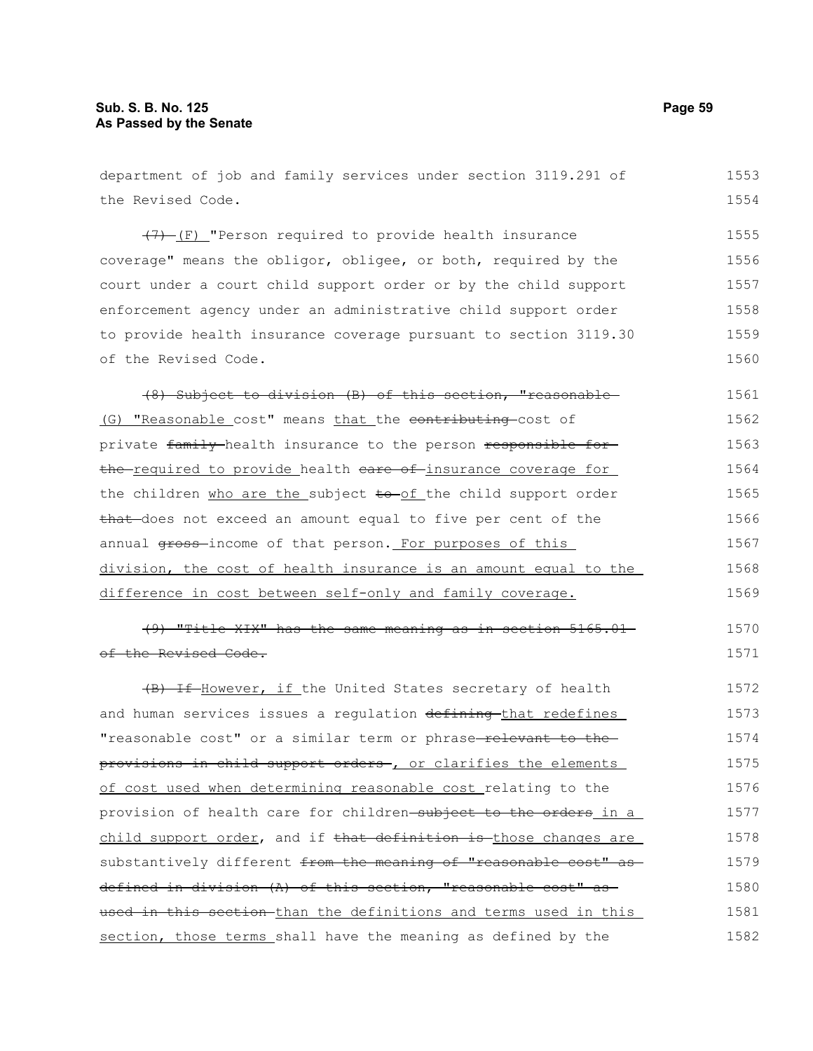department of job and family services under section 3119.291 of the Revised Code.

~~(7)~~ (F) "Person required to provide health insurance coverage" means the obligor, obligee, or both, required by the court under a court child support order or by the child support enforcement agency under an administrative child support order to provide health insurance coverage pursuant to section 3119.30 of the Revised Code.

~~(8) Subject to division (B) of this section, "reasonable~~ (G) "Reasonable cost" means that the ~~contributing~~ cost of private ~~family~~ health insurance to the person ~~responsible for the~~ required to provide health ~~care of~~ insurance coverage for the children who are the subject ~~to~~ of the child support order ~~that~~ does not exceed an amount equal to five per cent of the annual ~~gross~~ income of that person. For purposes of this division, the cost of health insurance is an amount equal to the difference in cost between self-only and family coverage.

~~(9) "Title XIX" has the same meaning as in section 5165.01 of the Revised Code.~~

~~(B) If~~ However, if the United States secretary of health and human services issues a regulation ~~defining~~ that redefines "reasonable cost" or a similar term or phrase ~~relevant to the provisions in child support orders~~, or clarifies the elements of cost used when determining reasonable cost relating to the provision of health care for children ~~subject to the orders~~ in a child support order, and if ~~that definition is~~ those changes are substantively different ~~from the meaning of "reasonable cost" as defined in division (A) of this section, "reasonable cost" as used in this section~~ than the definitions and terms used in this section, those terms shall have the meaning as defined by the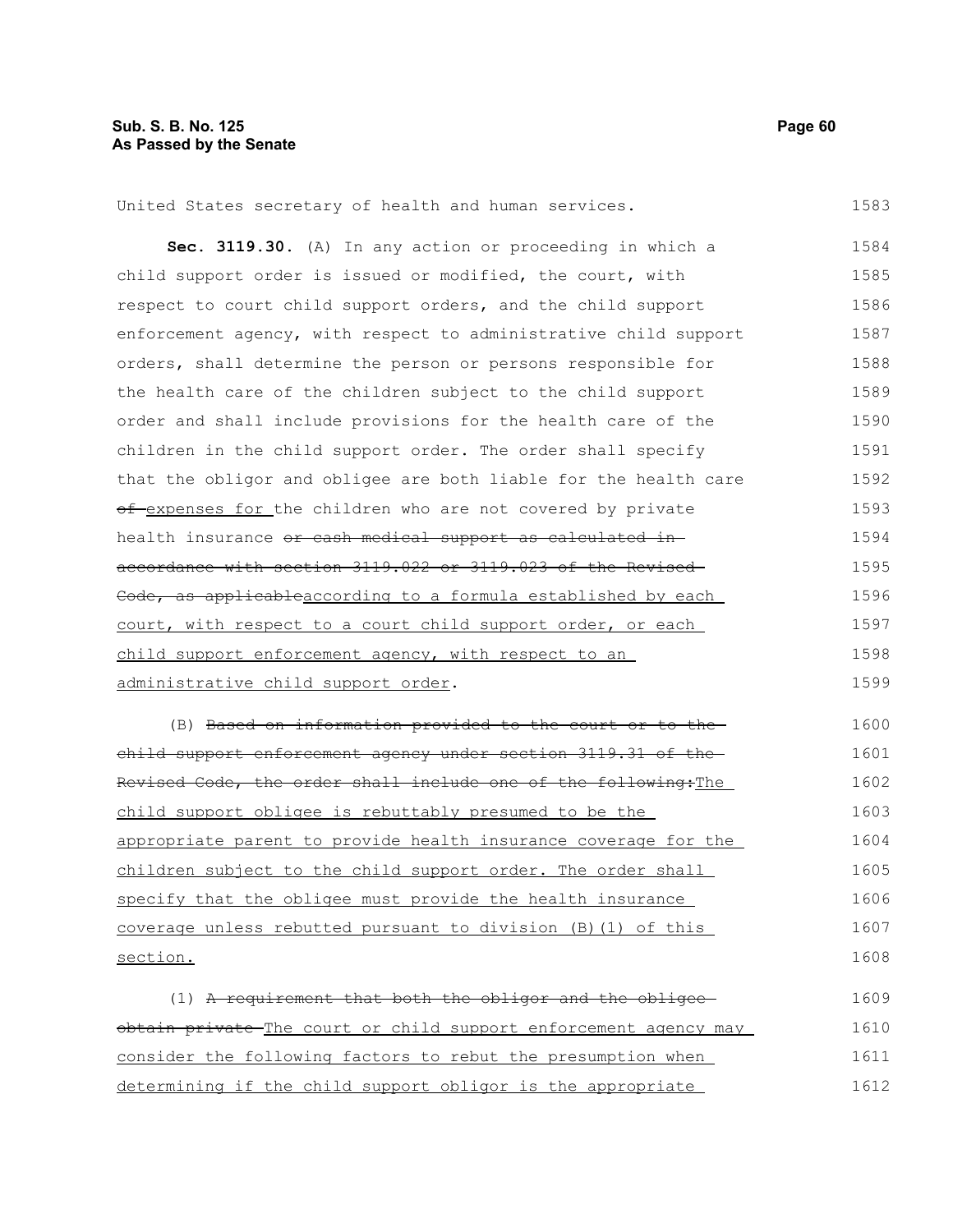United States secretary of health and human services.

**Sec. 3119.30.** (A) In any action or proceeding in which a child support order is issued or modified, the court, with respect to court child support orders, and the child support enforcement agency, with respect to administrative child support orders, shall determine the person or persons responsible for the health care of the children subject to the child support order and shall include provisions for the health care of the children in the child support order. The order shall specify that the obligor and obligee are both liable for the health care ~~of~~ expenses for the children who are not covered by private health insurance ~~or cash medical support as calculated in accordance with section 3119.022 or 3119.023 of the Revised Code, as applicable~~according to a formula established by each court, with respect to a court child support order, or each child support enforcement agency, with respect to an administrative child support order.

(B) ~~Based on information provided to the court or to the child support enforcement agency under section 3119.31 of the Revised Code, the order shall include one of the following:~~The child support obligee is rebuttably presumed to be the appropriate parent to provide health insurance coverage for the children subject to the child support order. The order shall specify that the obligee must provide the health insurance coverage unless rebutted pursuant to division (B)(1) of this section.

(1) ~~A requirement that both the obligor and the obligee obtain private~~ The court or child support enforcement agency may consider the following factors to rebut the presumption when determining if the child support obligor is the appropriate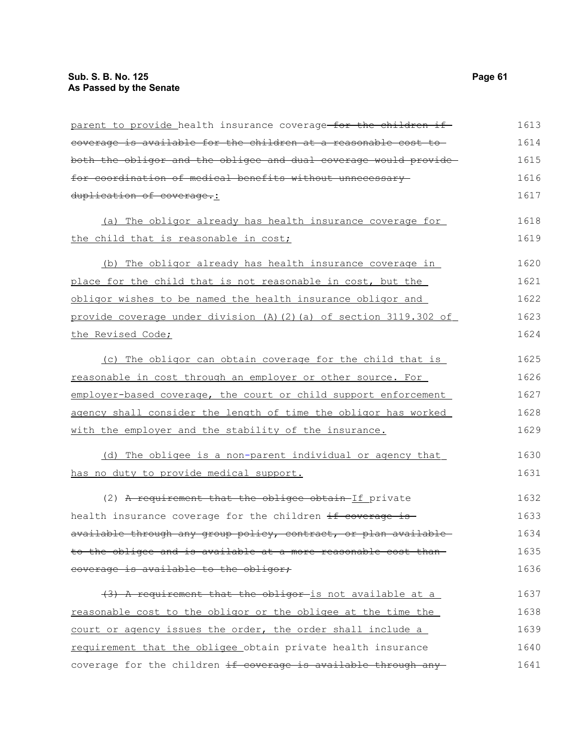parent to provide health insurance coverage ~~for the children if coverage is available for the children at a reasonable cost to both the obligor and the obligee and dual coverage would provide for coordination of medical benefits without unnecessary duplication of coverage.~~:

(a) The obligor already has health insurance coverage for the child that is reasonable in cost;

(b) The obligor already has health insurance coverage in place for the child that is not reasonable in cost, but the obligor wishes to be named the health insurance obligor and provide coverage under division (A)(2)(a) of section 3119.302 of the Revised Code;

(c) The obligor can obtain coverage for the child that is reasonable in cost through an employer or other source. For employer-based coverage, the court or child support enforcement agency shall consider the length of time the obligor has worked with the employer and the stability of the insurance.

(d) The obligee is a non-parent individual or agency that has no duty to provide medical support.

(2) ~~A requirement that the obligee obtain~~ If private health insurance coverage for the children ~~if coverage is available through any group policy, contract, or plan available to the obligee and is available at a more reasonable cost than coverage is available to the obligor;~~

~~(3) A requirement that the obligor~~ is not available at a reasonable cost to the obligor or the obligee at the time the court or agency issues the order, the order shall include a requirement that the obligee obtain private health insurance coverage for the children ~~if coverage is available through any~~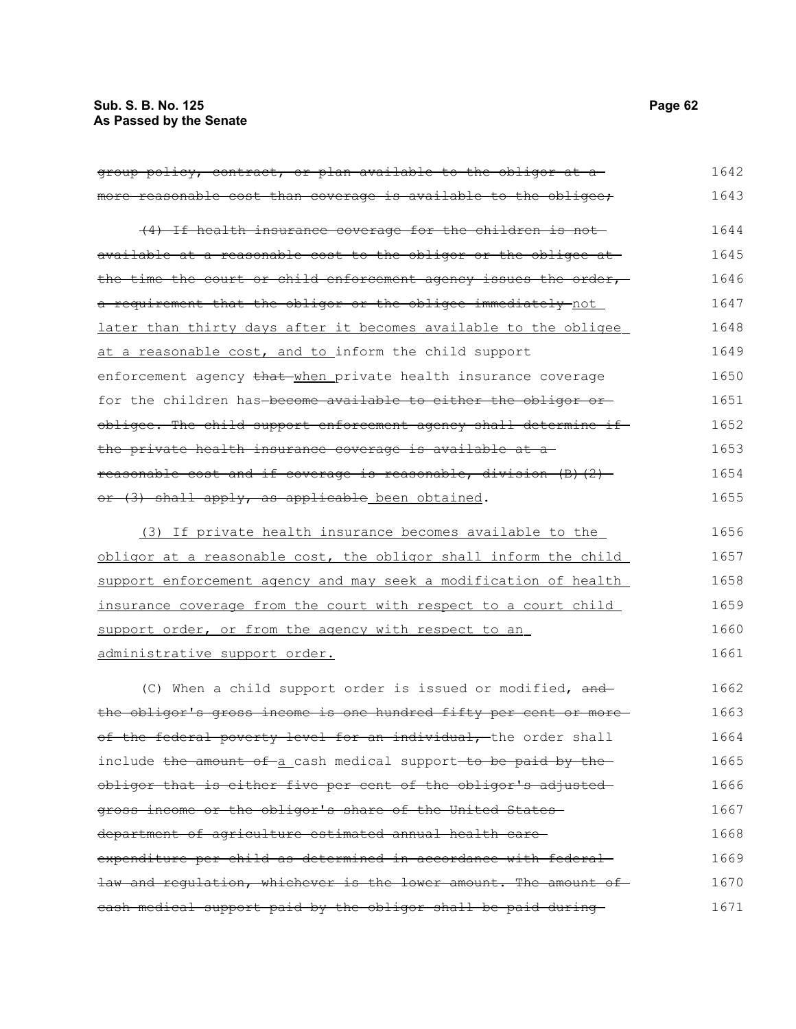~~group policy, contract, or plan available to the obligor at a more reasonable cost than coverage is available to the obligee;~~

~~(4) If health insurance coverage for the children is not available at a reasonable cost to the obligor or the obligee at the time the court or child enforcement agency issues the order, a requirement that the obligor or the obligee immediately~~ not later than thirty days after it becomes available to the obligee at a reasonable cost, and to inform the child support enforcement agency ~~that~~ when private health insurance coverage for the children has ~~become available to either the obligor or obligee. The child support enforcement agency shall determine if the private health insurance coverage is available at a reasonable cost and if coverage is reasonable, division (B)(2) or (3) shall apply, as applicable~~ been obtained.

(3) If private health insurance becomes available to the obligor at a reasonable cost, the obligor shall inform the child support enforcement agency and may seek a modification of health insurance coverage from the court with respect to a court child support order, or from the agency with respect to an administrative support order.

(C) When a child support order is issued or modified, ~~and the obligor's gross income is one hundred fifty per cent or more of the federal poverty level for an individual,~~ the order shall include ~~the amount of~~ a cash medical support ~~to be paid by the obligor that is either five per cent of the obligor's adjusted gross income or the obligor's share of the United States department of agriculture estimated annual health care expenditure per child as determined in accordance with federal law and regulation, whichever is the lower amount. The amount of cash medical support paid by the obligor shall be paid during~~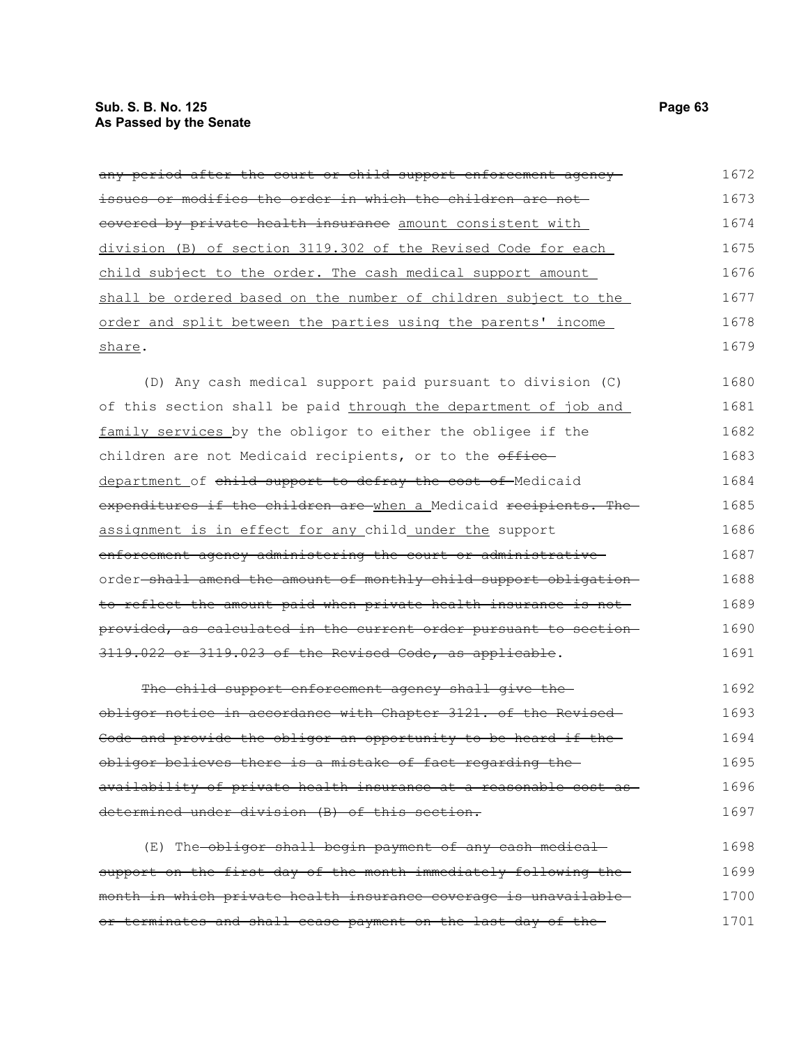~~any period after the court or child support enforcement agency issues or modifies the order in which the children are not covered by private health insurance~~ <u>amount consistent with division (B) of section 3119.302 of the Revised Code for each child subject to the order. The cash medical support amount shall be ordered based on the number of children subject to the order and split between the parties using the parents' income share</u>.

(D) Any cash medical support paid pursuant to division (C) of this section shall be paid <u>through the department of job and family services</u> by the obligor to either the obligee if the children are not Medicaid recipients, or to the ~~office~~ <u>department</u> of ~~child support to defray the cost of~~ Medicaid ~~expenditures if the children are~~ <u>when a</u> Medicaid ~~recipients. The~~ <u>assignment is in effect for any</u> child <u>under the</u> support ~~enforcement agency administering the court or administrative~~ order ~~shall amend the amount of monthly child support obligation to reflect the amount paid when private health insurance is not provided, as calculated in the current order pursuant to section 3119.022 or 3119.023 of the Revised Code, as applicable~~.

~~The child support enforcement agency shall give the obligor notice in accordance with Chapter 3121. of the Revised Code and provide the obligor an opportunity to be heard if the obligor believes there is a mistake of fact regarding the availability of private health insurance at a reasonable cost as determined under division (B) of this section.~~

(E) The ~~obligor shall begin payment of any cash medical support on the first day of the month immediately following the month in which private health insurance coverage is unavailable or terminates and shall cease payment on the last day of the~~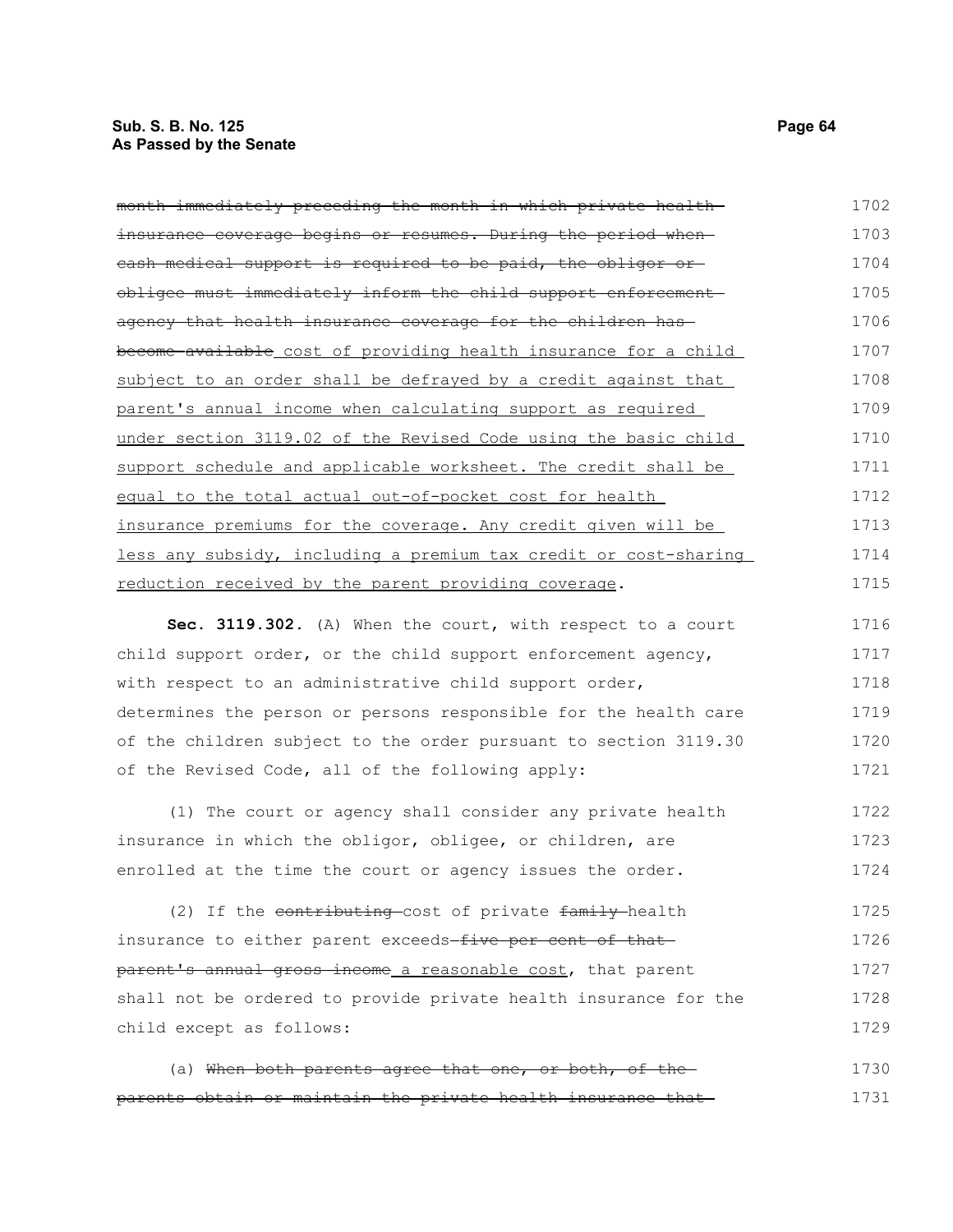~~month immediately preceding the month in which private health insurance coverage begins or resumes. During the period when cash medical support is required to be paid, the obligor or obligee must immediately inform the child support enforcement agency that health insurance coverage for the children has become available~~ cost of providing health insurance for a child subject to an order shall be defrayed by a credit against that parent's annual income when calculating support as required under section 3119.02 of the Revised Code using the basic child support schedule and applicable worksheet. The credit shall be equal to the total actual out-of-pocket cost for health insurance premiums for the coverage. Any credit given will be less any subsidy, including a premium tax credit or cost-sharing reduction received by the parent providing coverage.

**Sec. 3119.302.** (A) When the court, with respect to a court child support order, or the child support enforcement agency, with respect to an administrative child support order, determines the person or persons responsible for the health care of the children subject to the order pursuant to section 3119.30 of the Revised Code, all of the following apply:

(1) The court or agency shall consider any private health insurance in which the obligor, obligee, or children, are enrolled at the time the court or agency issues the order.

(2) If the ~~contributing~~ cost of private ~~family~~ health insurance to either parent exceeds ~~five per cent of that parent's annual gross income~~ a reasonable cost, that parent shall not be ordered to provide private health insurance for the child except as follows:

(a) ~~When both parents agree that one, or both, of the parents obtain or maintain the private health insurance that~~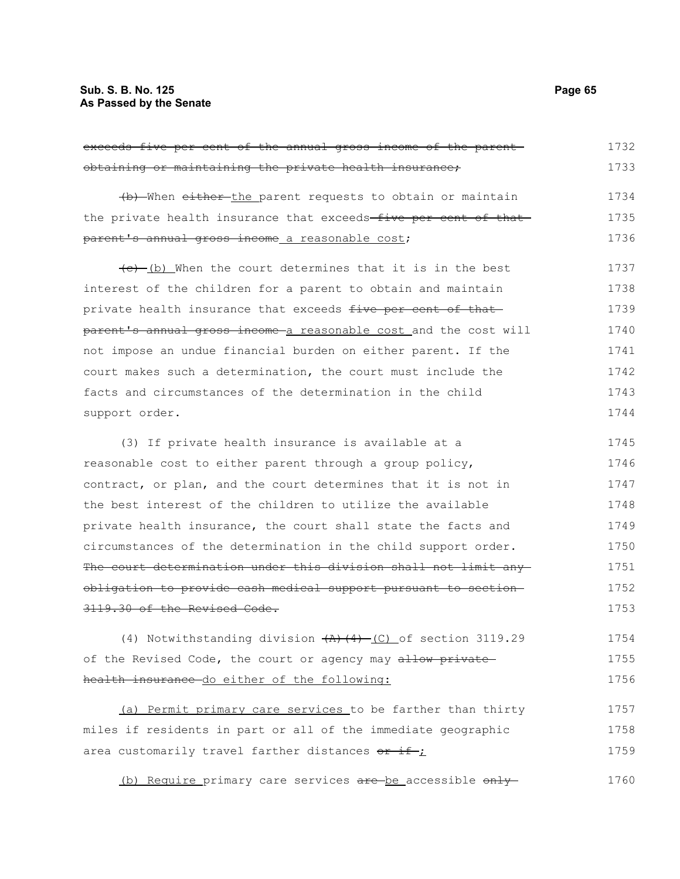~~exceeds five per cent of the annual gross income of the parent obtaining or maintaining the private health insurance;~~

~~(b)~~ When ~~either~~ <u>the</u> parent requests to obtain or maintain the private health insurance that exceeds ~~five per cent of that parent's annual gross income~~ <u>a reasonable cost</u>;

~~(c)~~ <u>(b)</u> When the court determines that it is in the best interest of the children for a parent to obtain and maintain private health insurance that exceeds ~~five per cent of that parent's annual gross income~~ <u>a reasonable cost</u> and the cost will not impose an undue financial burden on either parent. If the court makes such a determination, the court must include the facts and circumstances of the determination in the child support order.

(3) If private health insurance is available at a reasonable cost to either parent through a group policy, contract, or plan, and the court determines that it is not in the best interest of the children to utilize the available private health insurance, the court shall state the facts and circumstances of the determination in the child support order. ~~The court determination under this division shall not limit any obligation to provide cash medical support pursuant to section 3119.30 of the Revised Code.~~

(4) Notwithstanding division ~~(A)(4)~~ <u>(C)</u> of section 3119.29 of the Revised Code, the court or agency may ~~allow private health insurance~~ <u>do either of the following:</u>

<u>(a) Permit primary care services</u> to be farther than thirty miles if residents in part or all of the immediate geographic area customarily travel farther distances ~~or if~~ <u>;</u>

<u>(b) Require</u> primary care services ~~are~~ <u>be</u> accessible ~~only~~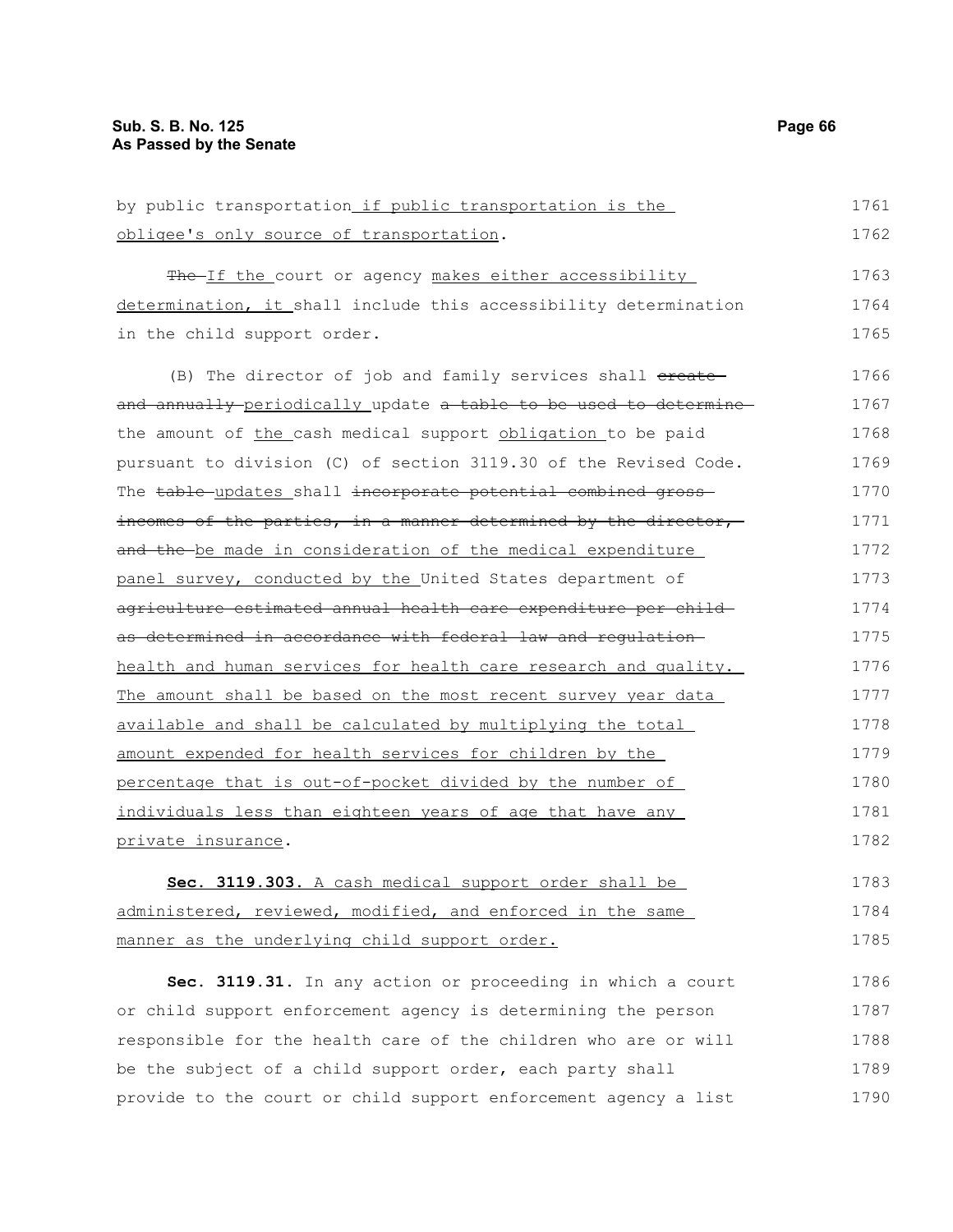by public transportation if public transportation is the obligee's only source of transportation. 1761 1762

~~The~~ If the court or agency makes either accessibility determination, it shall include this accessibility determination in the child support order. 1763 1764 1765

(B) The director of job and family services shall ~~create and annually~~ periodically update ~~a table to be used to determine~~ the amount of the cash medical support obligation to be paid pursuant to division (C) of section 3119.30 of the Revised Code. The ~~table~~ updates shall ~~incorporate potential combined gross incomes of the parties, in a manner determined by the director, and the~~ be made in consideration of the medical expenditure panel survey, conducted by the United States department of ~~agriculture estimated annual health care expenditure per child as determined in accordance with federal law and regulation~~ health and human services for health care research and quality. The amount shall be based on the most recent survey year data available and shall be calculated by multiplying the total amount expended for health services for children by the percentage that is out-of-pocket divided by the number of individuals less than eighteen years of age that have any private insurance. 1766 1767 1768 1769 1770 1771 1772 1773 1774 1775 1776 1777 1778 1779 1780 1781 1782

**Sec. 3119.303.** A cash medical support order shall be administered, reviewed, modified, and enforced in the same manner as the underlying child support order. 1783 1784 1785

**Sec. 3119.31.** In any action or proceeding in which a court or child support enforcement agency is determining the person responsible for the health care of the children who are or will be the subject of a child support order, each party shall provide to the court or child support enforcement agency a list 1786 1787 1788 1789 1790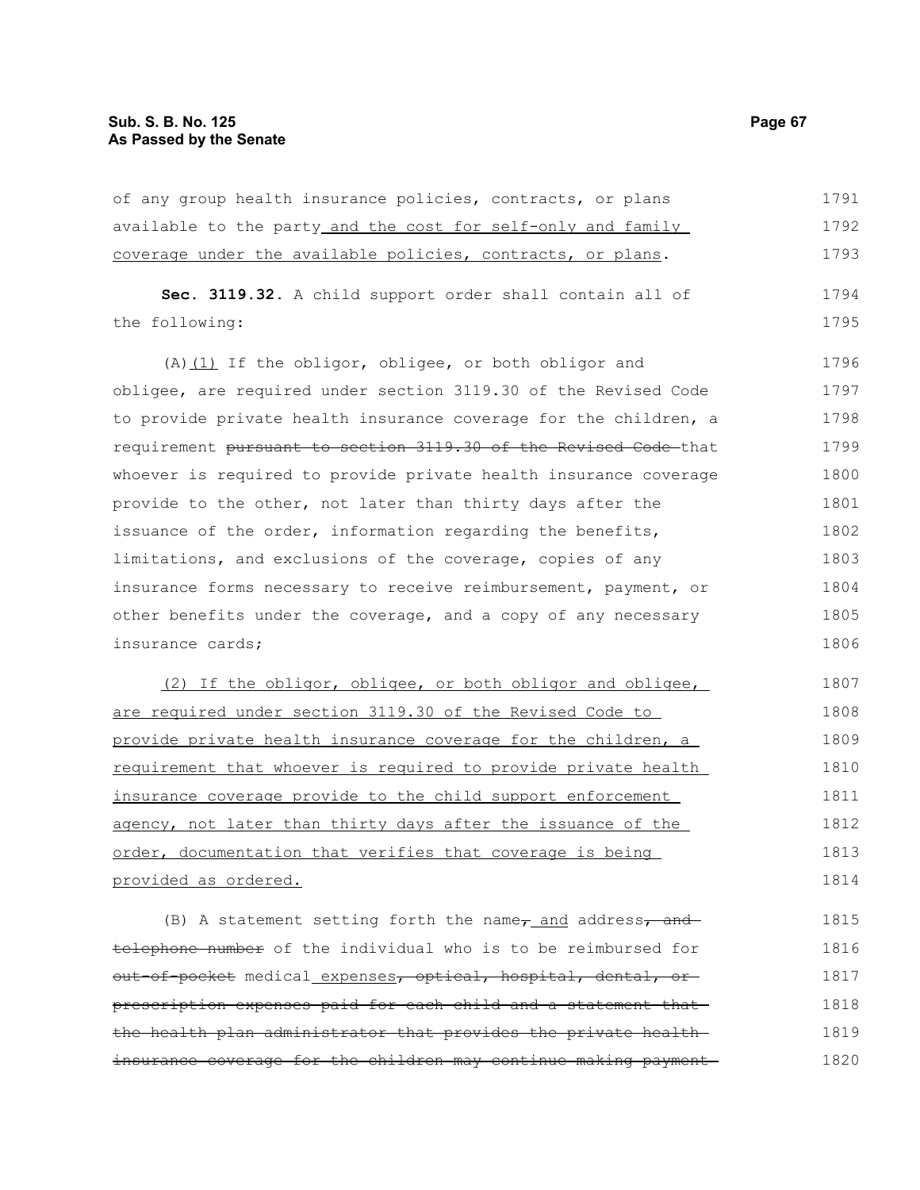of any group health insurance policies, contracts, or plans available to the party<u> and the cost for self-only and family coverage under the available policies, contracts, or plans</u>.

**Sec. 3119.32.** A child support order shall contain all of the following:

(A)<u>(1)</u> If the obligor, obligee, or both obligor and obligee, are required under section 3119.30 of the Revised Code to provide private health insurance coverage for the children, a requirement ~~pursuant to section 3119.30 of the Revised Code~~ that whoever is required to provide private health insurance coverage provide to the other, not later than thirty days after the issuance of the order, information regarding the benefits, limitations, and exclusions of the coverage, copies of any insurance forms necessary to receive reimbursement, payment, or other benefits under the coverage, and a copy of any necessary insurance cards;

<u>(2) If the obligor, obligee, or both obligor and obligee, are required under section 3119.30 of the Revised Code to provide private health insurance coverage for the children, a requirement that whoever is required to provide private health insurance coverage provide to the child support enforcement agency, not later than thirty days after the issuance of the order, documentation that verifies that coverage is being provided as ordered.</u>

(B) A statement setting forth the name~~,~~<u> and</u> address~~, and telephone number~~ of the individual who is to be reimbursed for ~~out-of-pocket~~ medical<u> expenses</u>~~, optical, hospital, dental, or prescription expenses paid for each child and a statement that the health plan administrator that provides the private health insurance coverage for the children may continue making payment~~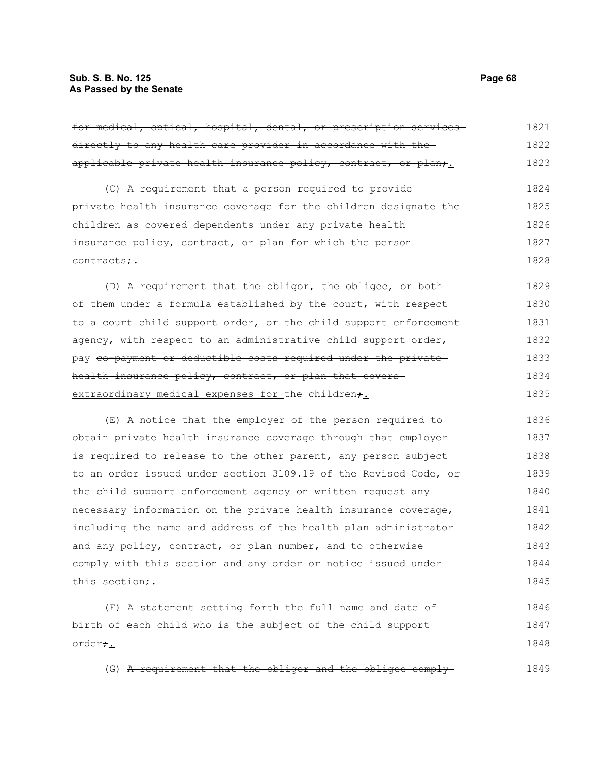~~for medical, optical, hospital, dental, or prescription services directly to any health care provider in accordance with the applicable private health insurance policy, contract, or plan;~~.

(C) A requirement that a person required to provide private health insurance coverage for the children designate the children as covered dependents under any private health insurance policy, contract, or plan for which the person contracts~~;~~.

(D) A requirement that the obligor, the obligee, or both of them under a formula established by the court, with respect to a court child support order, or the child support enforcement agency, with respect to an administrative child support order, pay ~~co-payment or deductible costs required under the private health insurance policy, contract, or plan that covers~~ extraordinary medical expenses for the children~~;~~.

(E) A notice that the employer of the person required to obtain private health insurance coverage through that employer is required to release to the other parent, any person subject to an order issued under section 3109.19 of the Revised Code, or the child support enforcement agency on written request any necessary information on the private health insurance coverage, including the name and address of the health plan administrator and any policy, contract, or plan number, and to otherwise comply with this section and any order or notice issued under this section~~;~~.

(F) A statement setting forth the full name and date of birth of each child who is the subject of the child support order~~;~~.

(G) ~~A requirement that the obligor and the obligee comply~~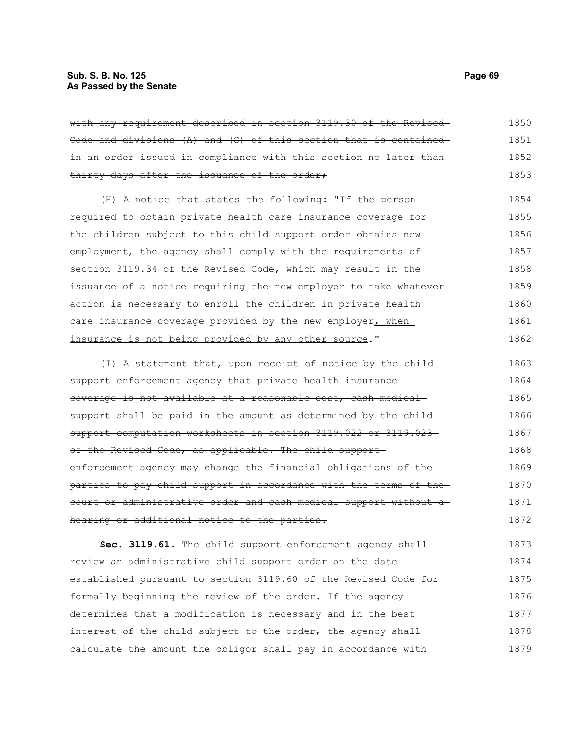~~with any requirement described in section 3119.30 of the Revised Code and divisions (A) and (C) of this section that is contained in an order issued in compliance with this section no later than thirty days after the issuance of the order;~~

~~(H)~~ A notice that states the following: "If the person required to obtain private health care insurance coverage for the children subject to this child support order obtains new employment, the agency shall comply with the requirements of section 3119.34 of the Revised Code, which may result in the issuance of a notice requiring the new employer to take whatever action is necessary to enroll the children in private health care insurance coverage provided by the new employer<u>, when insurance is not being provided by any other source</u>."

~~(I) A statement that, upon receipt of notice by the child support enforcement agency that private health insurance coverage is not available at a reasonable cost, cash medical support shall be paid in the amount as determined by the child support computation worksheets in section 3119.022 or 3119.023 of the Revised Code, as applicable. The child support enforcement agency may change the financial obligations of the parties to pay child support in accordance with the terms of the court or administrative order and cash medical support without a hearing or additional notice to the parties.~~

**Sec. 3119.61.** The child support enforcement agency shall review an administrative child support order on the date established pursuant to section 3119.60 of the Revised Code for formally beginning the review of the order. If the agency determines that a modification is necessary and in the best interest of the child subject to the order, the agency shall calculate the amount the obligor shall pay in accordance with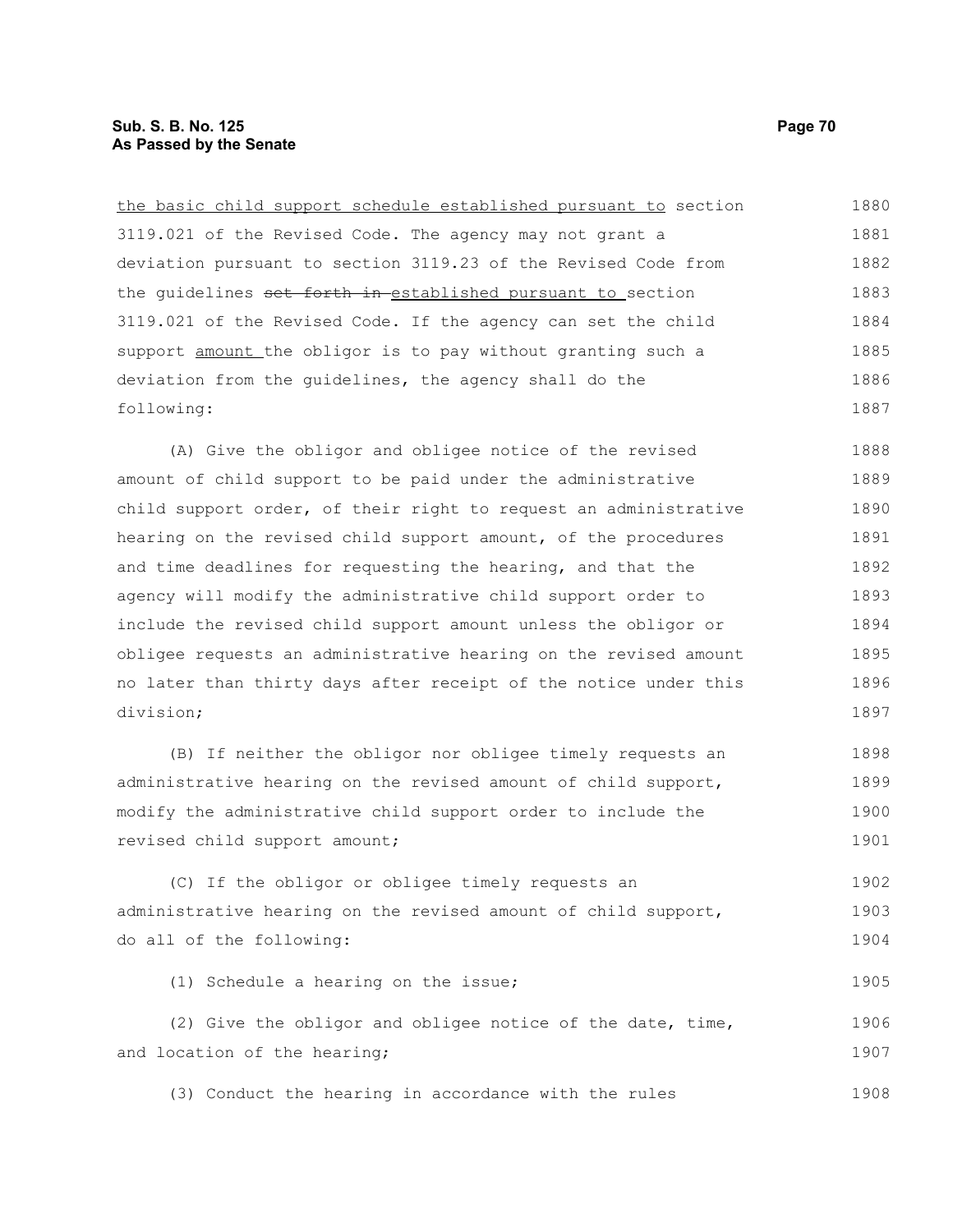the basic child support schedule established pursuant to section 3119.021 of the Revised Code. The agency may not grant a deviation pursuant to section 3119.23 of the Revised Code from the guidelines ~~set forth in~~ established pursuant to section 3119.021 of the Revised Code. If the agency can set the child support amount the obligor is to pay without granting such a deviation from the guidelines, the agency shall do the following:

(A) Give the obligor and obligee notice of the revised amount of child support to be paid under the administrative child support order, of their right to request an administrative hearing on the revised child support amount, of the procedures and time deadlines for requesting the hearing, and that the agency will modify the administrative child support order to include the revised child support amount unless the obligor or obligee requests an administrative hearing on the revised amount no later than thirty days after receipt of the notice under this division;

(B) If neither the obligor nor obligee timely requests an administrative hearing on the revised amount of child support, modify the administrative child support order to include the revised child support amount;

(C) If the obligor or obligee timely requests an administrative hearing on the revised amount of child support, do all of the following:

(1) Schedule a hearing on the issue;

(2) Give the obligor and obligee notice of the date, time, and location of the hearing;

(3) Conduct the hearing in accordance with the rules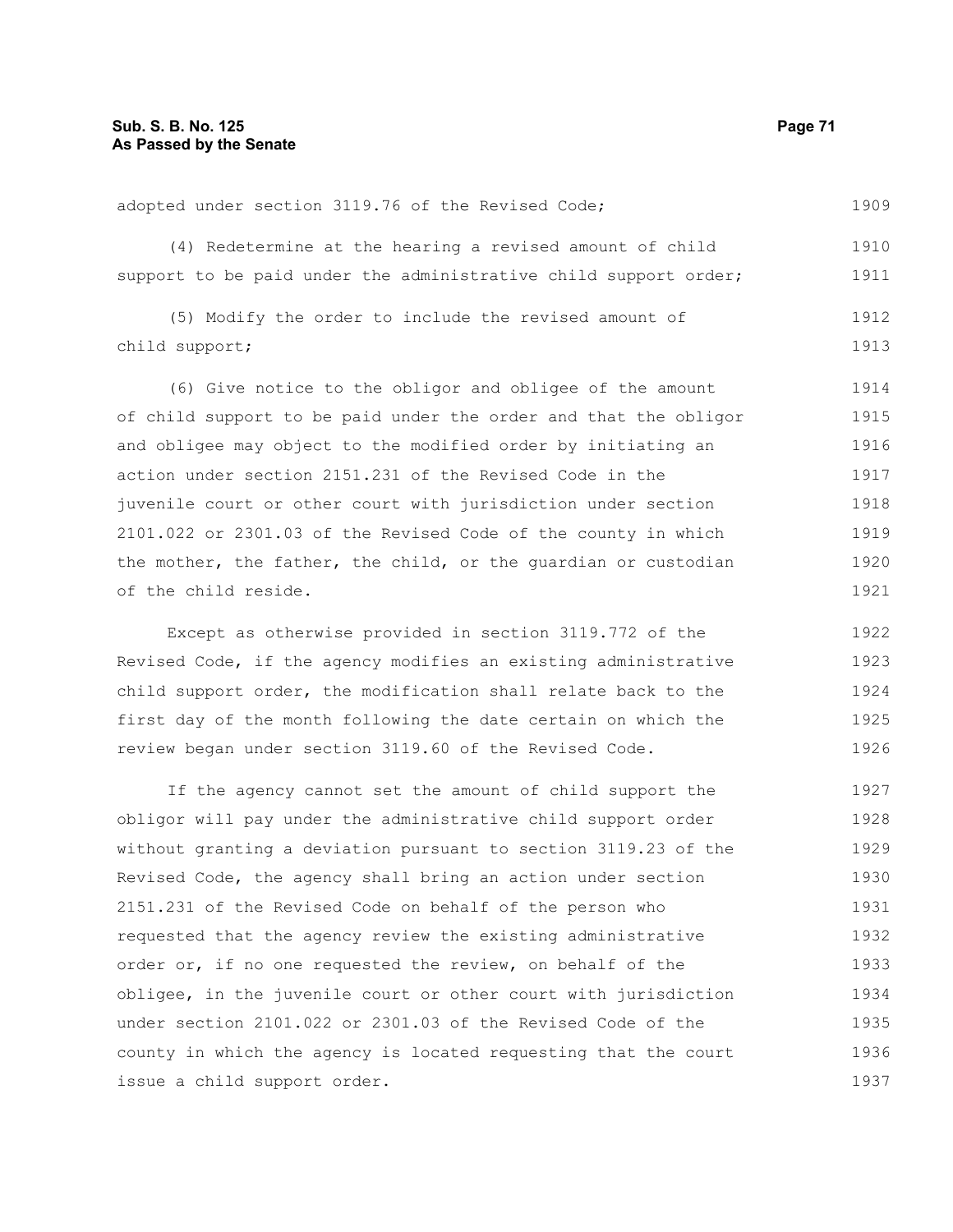adopted under section 3119.76 of the Revised Code;

(4) Redetermine at the hearing a revised amount of child support to be paid under the administrative child support order;

(5) Modify the order to include the revised amount of child support;

(6) Give notice to the obligor and obligee of the amount of child support to be paid under the order and that the obligor and obligee may object to the modified order by initiating an action under section 2151.231 of the Revised Code in the juvenile court or other court with jurisdiction under section 2101.022 or 2301.03 of the Revised Code of the county in which the mother, the father, the child, or the guardian or custodian of the child reside.

Except as otherwise provided in section 3119.772 of the Revised Code, if the agency modifies an existing administrative child support order, the modification shall relate back to the first day of the month following the date certain on which the review began under section 3119.60 of the Revised Code.

If the agency cannot set the amount of child support the obligor will pay under the administrative child support order without granting a deviation pursuant to section 3119.23 of the Revised Code, the agency shall bring an action under section 2151.231 of the Revised Code on behalf of the person who requested that the agency review the existing administrative order or, if no one requested the review, on behalf of the obligee, in the juvenile court or other court with jurisdiction under section 2101.022 or 2301.03 of the Revised Code of the county in which the agency is located requesting that the court issue a child support order.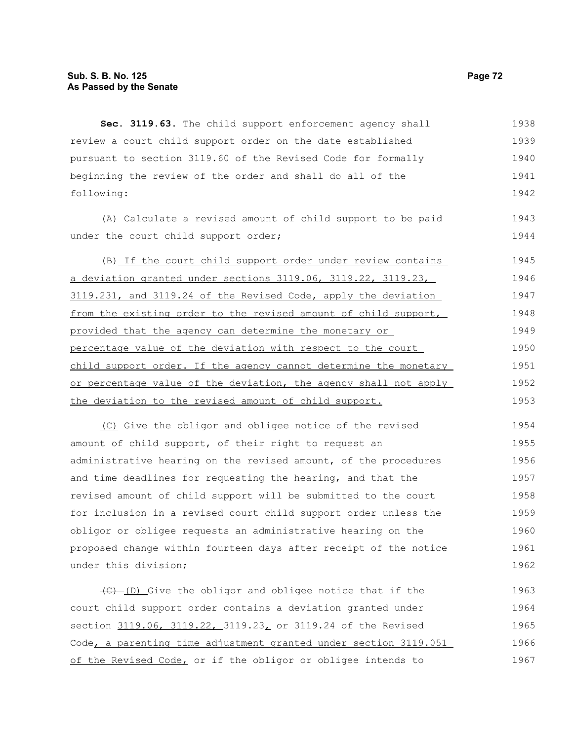**Sec. 3119.63.** The child support enforcement agency shall review a court child support order on the date established pursuant to section 3119.60 of the Revised Code for formally beginning the review of the order and shall do all of the following:

(A) Calculate a revised amount of child support to be paid under the court child support order;

(B) If the court child support order under review contains a deviation granted under sections 3119.06, 3119.22, 3119.23, 3119.231, and 3119.24 of the Revised Code, apply the deviation from the existing order to the revised amount of child support, provided that the agency can determine the monetary or percentage value of the deviation with respect to the court child support order. If the agency cannot determine the monetary or percentage value of the deviation, the agency shall not apply the deviation to the revised amount of child support.

(C) Give the obligor and obligee notice of the revised amount of child support, of their right to request an administrative hearing on the revised amount, of the procedures and time deadlines for requesting the hearing, and that the revised amount of child support will be submitted to the court for inclusion in a revised court child support order unless the obligor or obligee requests an administrative hearing on the proposed change within fourteen days after receipt of the notice under this division;

~~(C)~~ (D) Give the obligor and obligee notice that if the court child support order contains a deviation granted under section 3119.06, 3119.22, 3119.23, or 3119.24 of the Revised Code, a parenting time adjustment granted under section 3119.051 of the Revised Code, or if the obligor or obligee intends to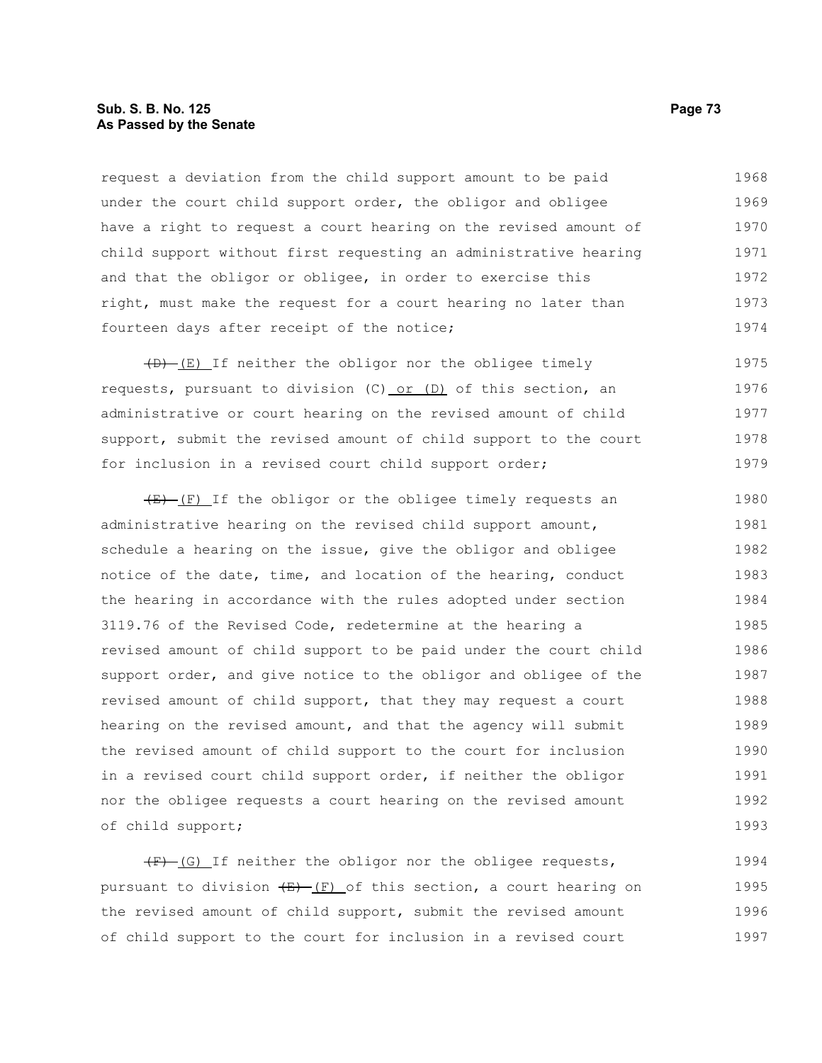request a deviation from the child support amount to be paid under the court child support order, the obligor and obligee have a right to request a court hearing on the revised amount of child support without first requesting an administrative hearing and that the obligor or obligee, in order to exercise this right, must make the request for a court hearing no later than fourteen days after receipt of the notice;

~~(D)~~ (E) If neither the obligor nor the obligee timely requests, pursuant to division (C) or (D) of this section, an administrative or court hearing on the revised amount of child support, submit the revised amount of child support to the court for inclusion in a revised court child support order;

~~(E)~~ (F) If the obligor or the obligee timely requests an administrative hearing on the revised child support amount, schedule a hearing on the issue, give the obligor and obligee notice of the date, time, and location of the hearing, conduct the hearing in accordance with the rules adopted under section 3119.76 of the Revised Code, redetermine at the hearing a revised amount of child support to be paid under the court child support order, and give notice to the obligor and obligee of the revised amount of child support, that they may request a court hearing on the revised amount, and that the agency will submit the revised amount of child support to the court for inclusion in a revised court child support order, if neither the obligor nor the obligee requests a court hearing on the revised amount of child support;

~~(F)~~ (G) If neither the obligor nor the obligee requests, pursuant to division ~~(E)~~ (F) of this section, a court hearing on the revised amount of child support, submit the revised amount of child support to the court for inclusion in a revised court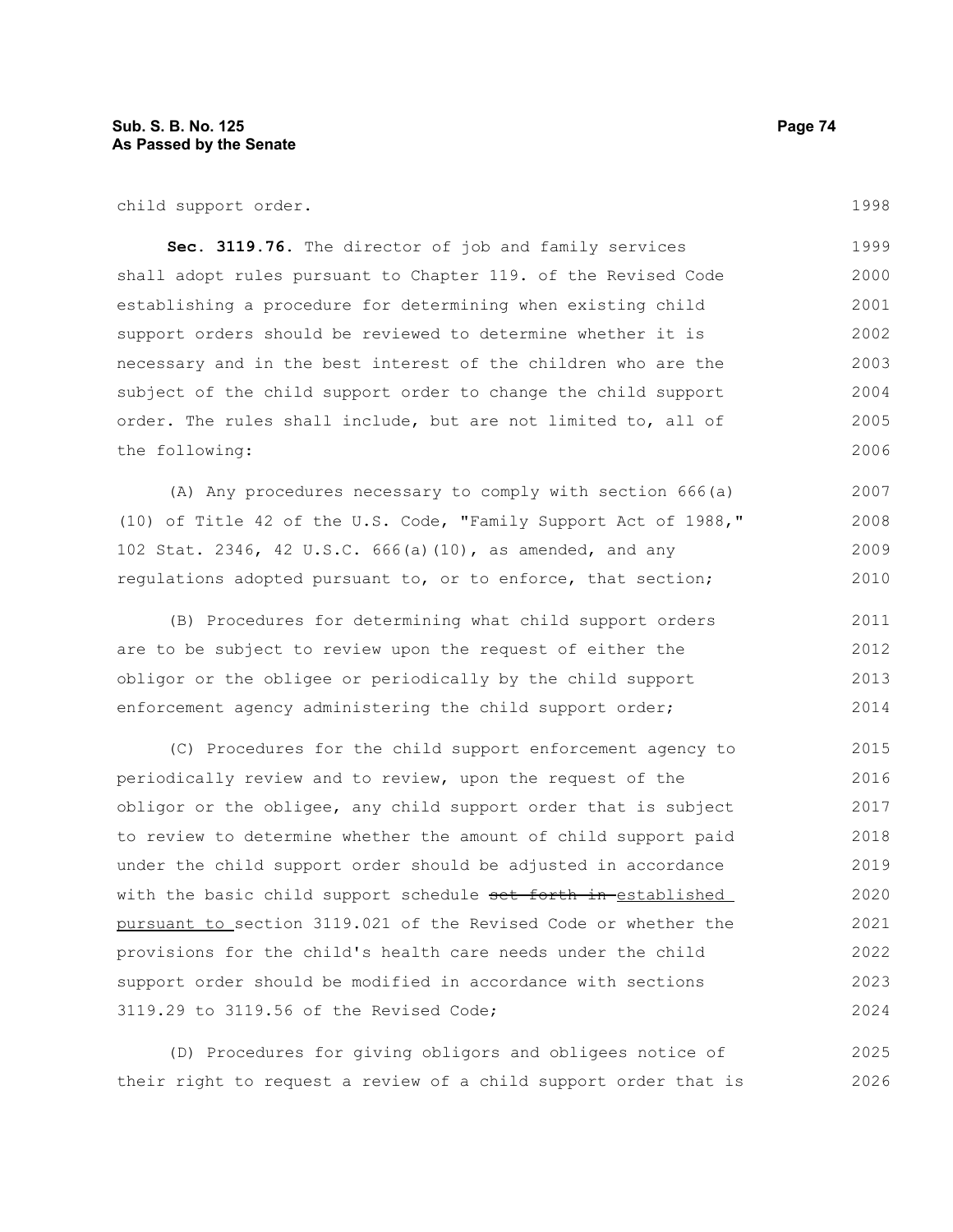child support order.

**Sec. 3119.76.** The director of job and family services shall adopt rules pursuant to Chapter 119. of the Revised Code establishing a procedure for determining when existing child support orders should be reviewed to determine whether it is necessary and in the best interest of the children who are the subject of the child support order to change the child support order. The rules shall include, but are not limited to, all of the following:

(A) Any procedures necessary to comply with section 666(a)(10) of Title 42 of the U.S. Code, "Family Support Act of 1988," 102 Stat. 2346, 42 U.S.C. 666(a)(10), as amended, and any regulations adopted pursuant to, or to enforce, that section;

(B) Procedures for determining what child support orders are to be subject to review upon the request of either the obligor or the obligee or periodically by the child support enforcement agency administering the child support order;

(C) Procedures for the child support enforcement agency to periodically review and to review, upon the request of the obligor or the obligee, any child support order that is subject to review to determine whether the amount of child support paid under the child support order should be adjusted in accordance with the basic child support schedule ~~set forth in~~ established pursuant to section 3119.021 of the Revised Code or whether the provisions for the child's health care needs under the child support order should be modified in accordance with sections 3119.29 to 3119.56 of the Revised Code;

(D) Procedures for giving obligors and obligees notice of their right to request a review of a child support order that is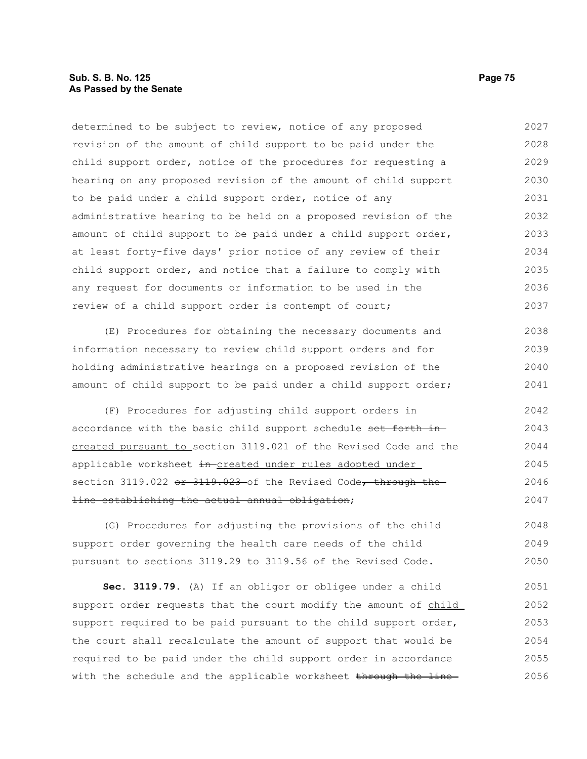determined to be subject to review, notice of any proposed revision of the amount of child support to be paid under the child support order, notice of the procedures for requesting a hearing on any proposed revision of the amount of child support to be paid under a child support order, notice of any administrative hearing to be held on a proposed revision of the amount of child support to be paid under a child support order, at least forty-five days' prior notice of any review of their child support order, and notice that a failure to comply with any request for documents or information to be used in the review of a child support order is contempt of court;

(E) Procedures for obtaining the necessary documents and information necessary to review child support orders and for holding administrative hearings on a proposed revision of the amount of child support to be paid under a child support order;

(F) Procedures for adjusting child support orders in accordance with the basic child support schedule ~~set forth in~~ created pursuant to section 3119.021 of the Revised Code and the applicable worksheet ~~in~~ created under rules adopted under section 3119.022 ~~or 3119.023~~ of the Revised Code~~, through the line establishing the actual annual obligation~~;

(G) Procedures for adjusting the provisions of the child support order governing the health care needs of the child pursuant to sections 3119.29 to 3119.56 of the Revised Code.

**Sec. 3119.79.** (A) If an obligor or obligee under a child support order requests that the court modify the amount of child support required to be paid pursuant to the child support order, the court shall recalculate the amount of support that would be required to be paid under the child support order in accordance with the schedule and the applicable worksheet ~~through the line~~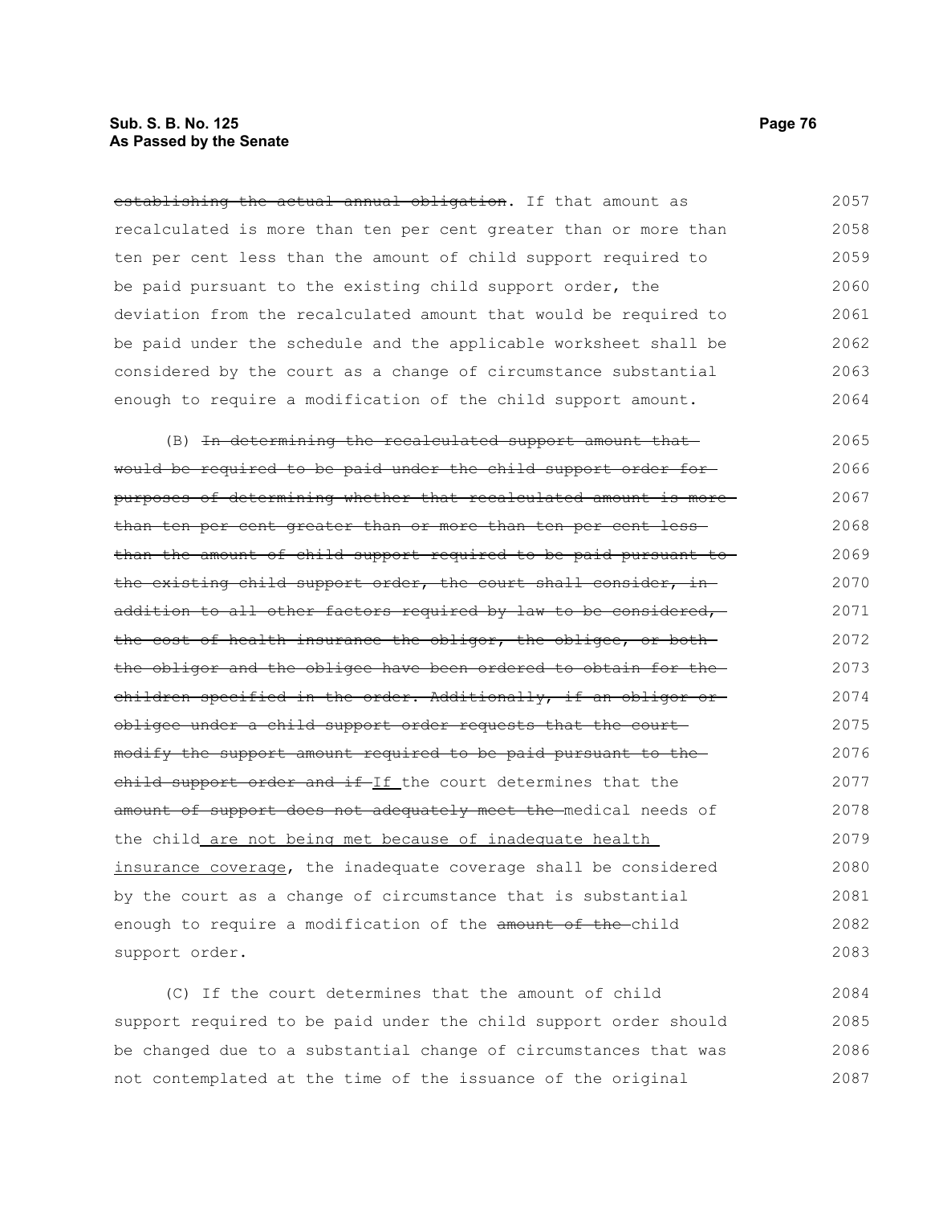~~establishing the actual annual obligation~~. If that amount as recalculated is more than ten per cent greater than or more than ten per cent less than the amount of child support required to be paid pursuant to the existing child support order, the deviation from the recalculated amount that would be required to be paid under the schedule and the applicable worksheet shall be considered by the court as a change of circumstance substantial enough to require a modification of the child support amount.

(B) ~~In determining the recalculated support amount that would be required to be paid under the child support order for purposes of determining whether that recalculated amount is more than ten per cent greater than or more than ten per cent less than the amount of child support required to be paid pursuant to the existing child support order, the court shall consider, in addition to all other factors required by law to be considered, the cost of health insurance the obligor, the obligee, or both the obligor and the obligee have been ordered to obtain for the children specified in the order. Additionally, if an obligor or obligee under a child support order requests that the court modify the support amount required to be paid pursuant to the child support order and if~~ <u>If</u> the court determines that the ~~amount of support does not adequately meet the~~ medical needs of the child <u>are not being met because of inadequate health insurance coverage</u>, the inadequate coverage shall be considered by the court as a change of circumstance that is substantial enough to require a modification of the ~~amount of the~~ child support order.

(C) If the court determines that the amount of child support required to be paid under the child support order should be changed due to a substantial change of circumstances that was not contemplated at the time of the issuance of the original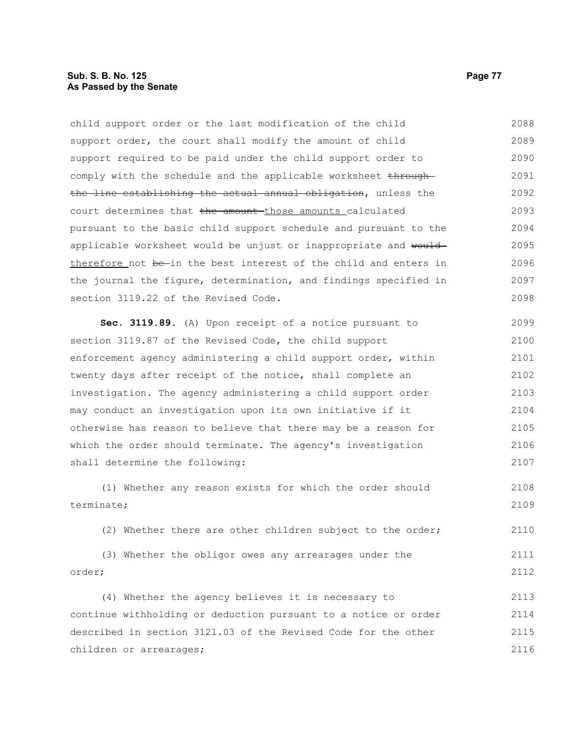child support order or the last modification of the child support order, the court shall modify the amount of child support required to be paid under the child support order to comply with the schedule and the applicable worksheet ~~through the line establishing the actual annual obligation~~, unless the court determines that ~~the amount~~ <u>those amounts</u> calculated pursuant to the basic child support schedule and pursuant to the applicable worksheet would be unjust or inappropriate and ~~would~~ <u>therefore</u> not ~~be~~ in the best interest of the child and enters in the journal the figure, determination, and findings specified in section 3119.22 of the Revised Code.

**Sec. 3119.89.** (A) Upon receipt of a notice pursuant to section 3119.87 of the Revised Code, the child support enforcement agency administering a child support order, within twenty days after receipt of the notice, shall complete an investigation. The agency administering a child support order may conduct an investigation upon its own initiative if it otherwise has reason to believe that there may be a reason for which the order should terminate. The agency's investigation shall determine the following:

(1) Whether any reason exists for which the order should terminate;

(2) Whether there are other children subject to the order;

(3) Whether the obligor owes any arrearages under the order;

(4) Whether the agency believes it is necessary to continue withholding or deduction pursuant to a notice or order described in section 3121.03 of the Revised Code for the other children or arrearages;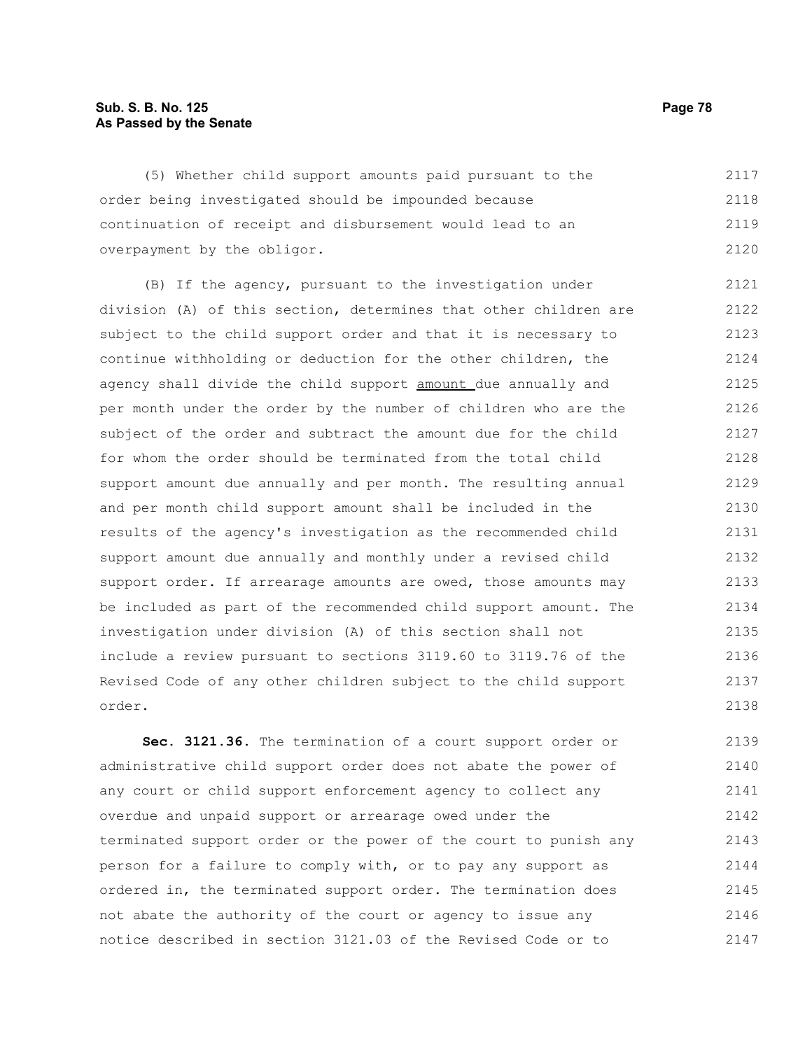(5) Whether child support amounts paid pursuant to the order being investigated should be impounded because continuation of receipt and disbursement would lead to an overpayment by the obligor.

(B) If the agency, pursuant to the investigation under division (A) of this section, determines that other children are subject to the child support order and that it is necessary to continue withholding or deduction for the other children, the agency shall divide the child support amount due annually and per month under the order by the number of children who are the subject of the order and subtract the amount due for the child for whom the order should be terminated from the total child support amount due annually and per month. The resulting annual and per month child support amount shall be included in the results of the agency's investigation as the recommended child support amount due annually and monthly under a revised child support order. If arrearage amounts are owed, those amounts may be included as part of the recommended child support amount. The investigation under division (A) of this section shall not include a review pursuant to sections 3119.60 to 3119.76 of the Revised Code of any other children subject to the child support order.

**Sec. 3121.36.** The termination of a court support order or administrative child support order does not abate the power of any court or child support enforcement agency to collect any overdue and unpaid support or arrearage owed under the terminated support order or the power of the court to punish any person for a failure to comply with, or to pay any support as ordered in, the terminated support order. The termination does not abate the authority of the court or agency to issue any notice described in section 3121.03 of the Revised Code or to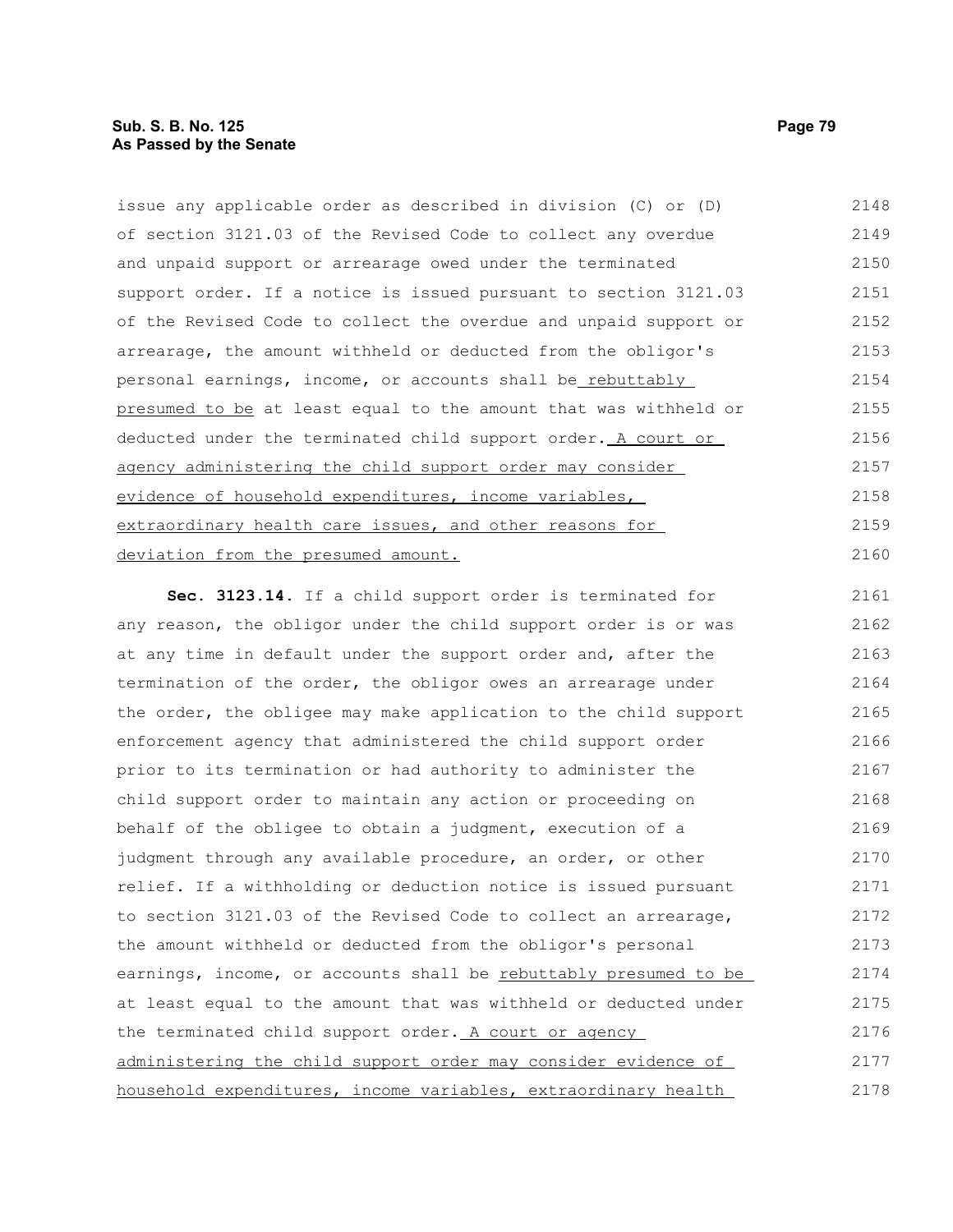issue any applicable order as described in division (C) or (D) of section 3121.03 of the Revised Code to collect any overdue and unpaid support or arrearage owed under the terminated support order. If a notice is issued pursuant to section 3121.03 of the Revised Code to collect the overdue and unpaid support or arrearage, the amount withheld or deducted from the obligor's personal earnings, income, or accounts shall be <u>rebuttably presumed to be</u> at least equal to the amount that was withheld or deducted under the terminated child support order. <u>A court or agency administering the child support order may consider evidence of household expenditures, income variables, extraordinary health care issues, and other reasons for deviation from the presumed amount.</u>

**Sec. 3123.14.** If a child support order is terminated for any reason, the obligor under the child support order is or was at any time in default under the support order and, after the termination of the order, the obligor owes an arrearage under the order, the obligee may make application to the child support enforcement agency that administered the child support order prior to its termination or had authority to administer the child support order to maintain any action or proceeding on behalf of the obligee to obtain a judgment, execution of a judgment through any available procedure, an order, or other relief. If a withholding or deduction notice is issued pursuant to section 3121.03 of the Revised Code to collect an arrearage, the amount withheld or deducted from the obligor's personal earnings, income, or accounts shall be <u>rebuttably presumed to be</u> at least equal to the amount that was withheld or deducted under the terminated child support order. <u>A court or agency administering the child support order may consider evidence of household expenditures, income variables, extraordinary health</u>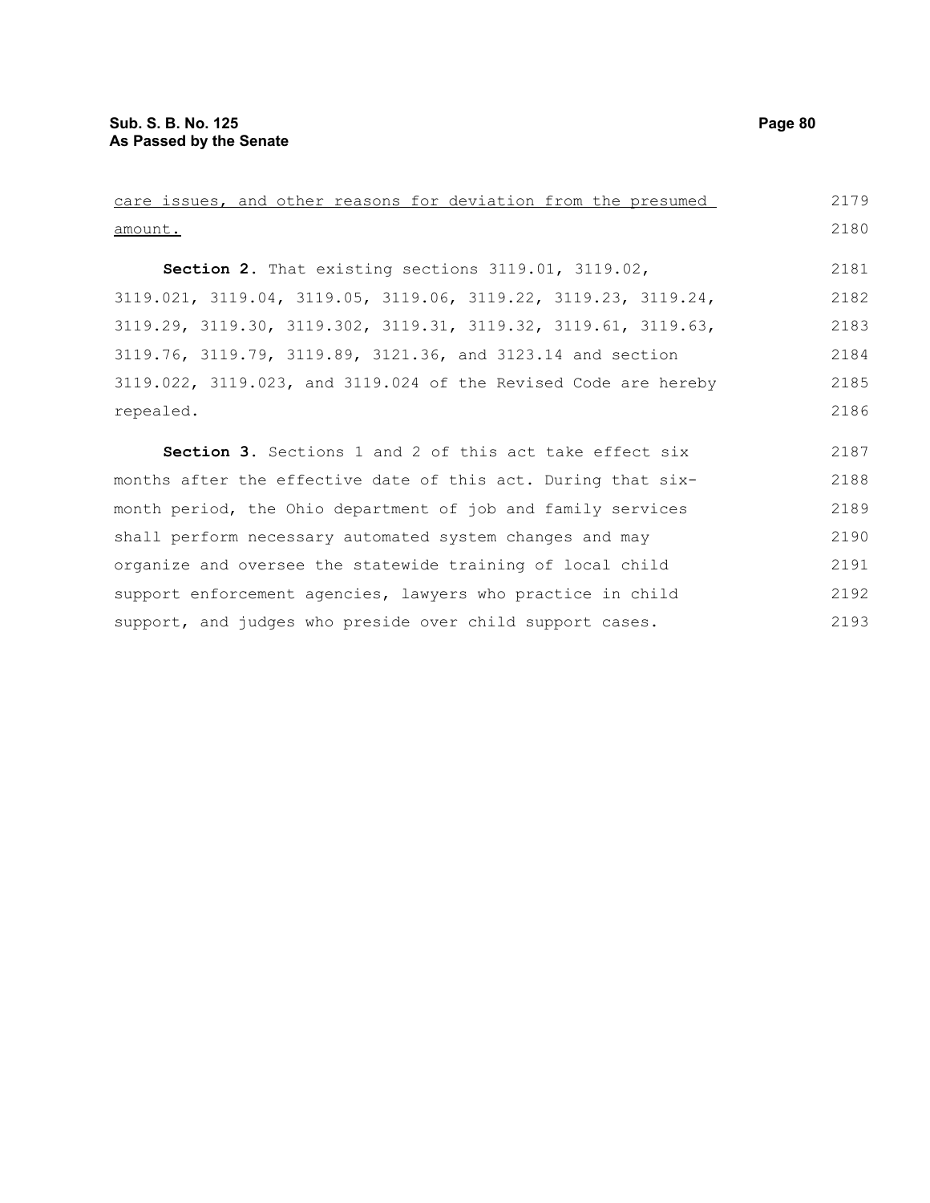care issues, and other reasons for deviation from the presumed amount.

**Section 2.** That existing sections 3119.01, 3119.02, 3119.021, 3119.04, 3119.05, 3119.06, 3119.22, 3119.23, 3119.24, 3119.29, 3119.30, 3119.302, 3119.31, 3119.32, 3119.61, 3119.63, 3119.76, 3119.79, 3119.89, 3121.36, and 3123.14 and section 3119.022, 3119.023, and 3119.024 of the Revised Code are hereby repealed.

**Section 3.** Sections 1 and 2 of this act take effect six months after the effective date of this act. During that six-month period, the Ohio department of job and family services shall perform necessary automated system changes and may organize and oversee the statewide training of local child support enforcement agencies, lawyers who practice in child support, and judges who preside over child support cases.